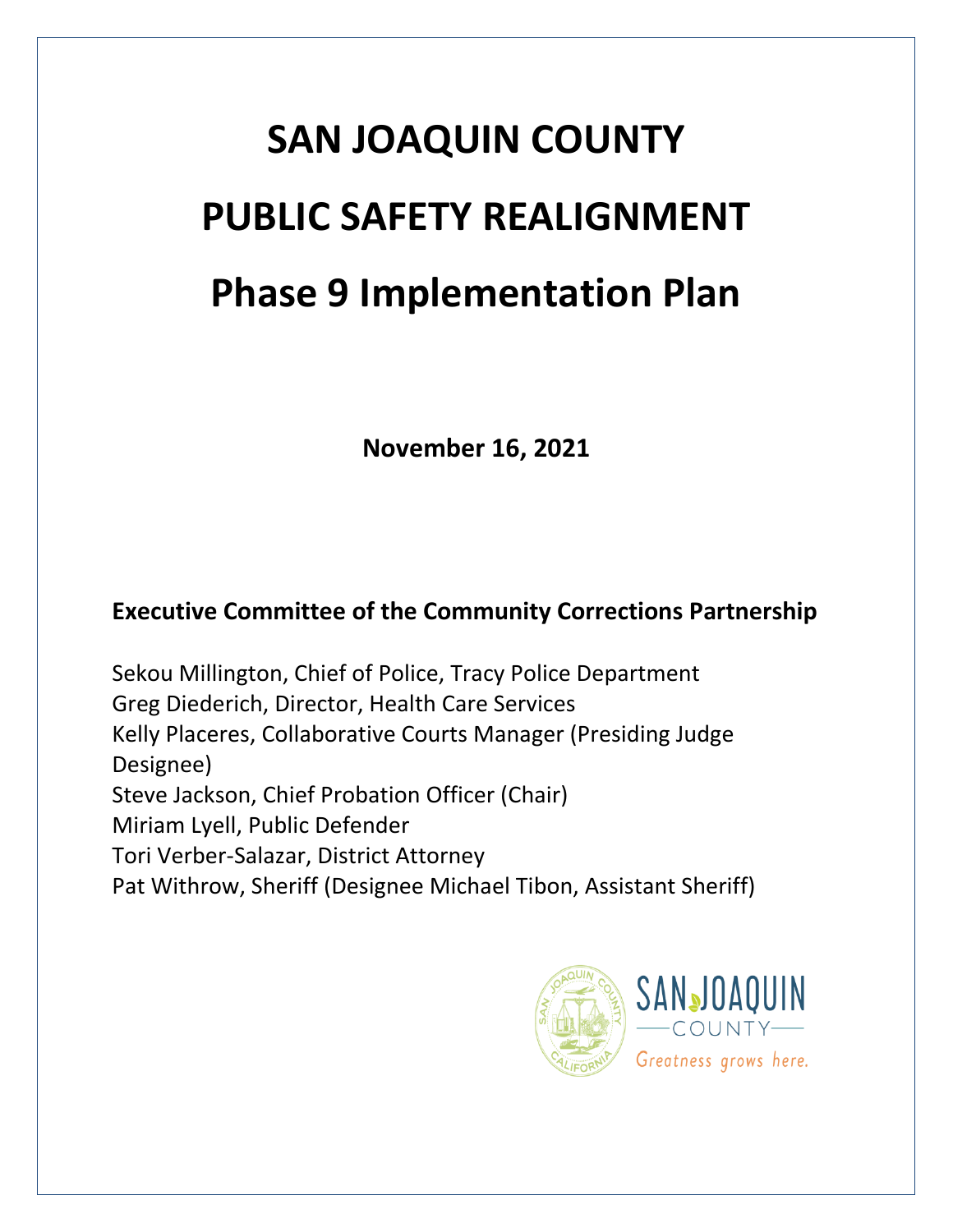# SAN JOAQUIN COUNTY

# PUBLIC SAFETY REALIGNMENT

# Phase 9 Implementation Plan

**November 16, 2021**

**Executive Committee of the Community Corrections Partnership**

Sekou Millington, Chief of Police, Tracy Police Department
Greg Diederich, Director, Health Care Services
Kelly Placeres, Collaborative Courts Manager (Presiding Judge Designee)
Steve Jackson, Chief Probation Officer (Chair)
Miriam Lyell, Public Defender
Tori Verber-Salazar, District Attorney
Pat Withrow, Sheriff (Designee Michael Tibon, Assistant Sheriff)

SAN JOAQUIN COUNTY
Greatness grows here.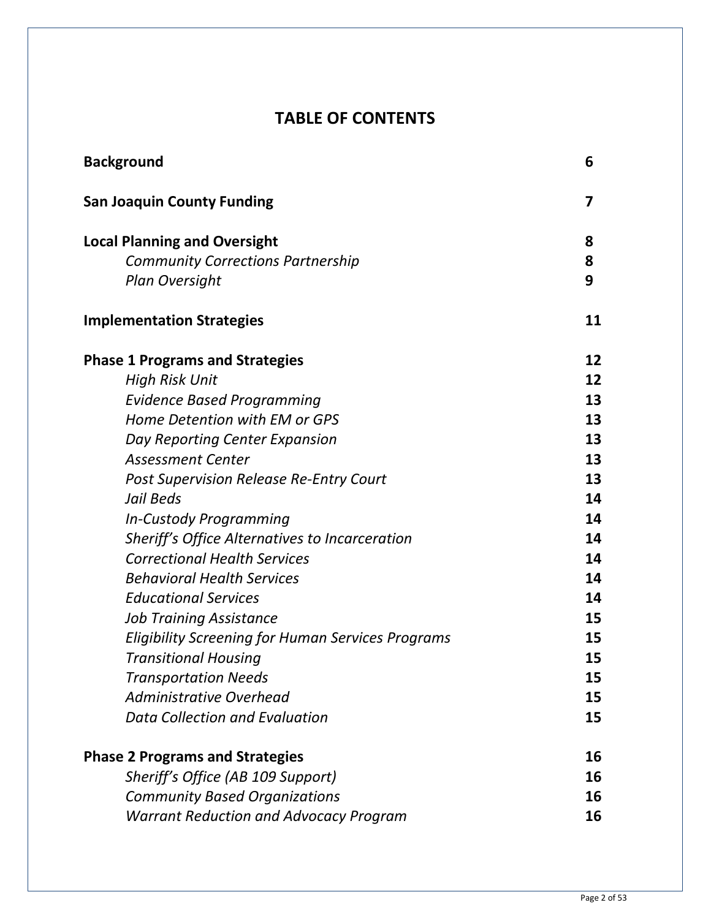# TABLE OF CONTENTS

| | |
|---|---|
| **Background** | **6** |
| **San Joaquin County Funding** | **7** |
| **Local Planning and Oversight** | **8** |
| *Community Corrections Partnership* | **8** |
| *Plan Oversight* | **9** |
| **Implementation Strategies** | **11** |
| **Phase 1 Programs and Strategies** | **12** |
| *High Risk Unit* | **12** |
| *Evidence Based Programming* | **13** |
| *Home Detention with EM or GPS* | **13** |
| *Day Reporting Center Expansion* | **13** |
| *Assessment Center* | **13** |
| *Post Supervision Release Re-Entry Court* | **13** |
| *Jail Beds* | **14** |
| *In-Custody Programming* | **14** |
| *Sheriff's Office Alternatives to Incarceration* | **14** |
| *Correctional Health Services* | **14** |
| *Behavioral Health Services* | **14** |
| *Educational Services* | **14** |
| *Job Training Assistance* | **15** |
| *Eligibility Screening for Human Services Programs* | **15** |
| *Transitional Housing* | **15** |
| *Transportation Needs* | **15** |
| *Administrative Overhead* | **15** |
| *Data Collection and Evaluation* | **15** |
| **Phase 2 Programs and Strategies** | **16** |
| *Sheriff's Office (AB 109 Support)* | **16** |
| *Community Based Organizations* | **16** |
| *Warrant Reduction and Advocacy Program* | **16** |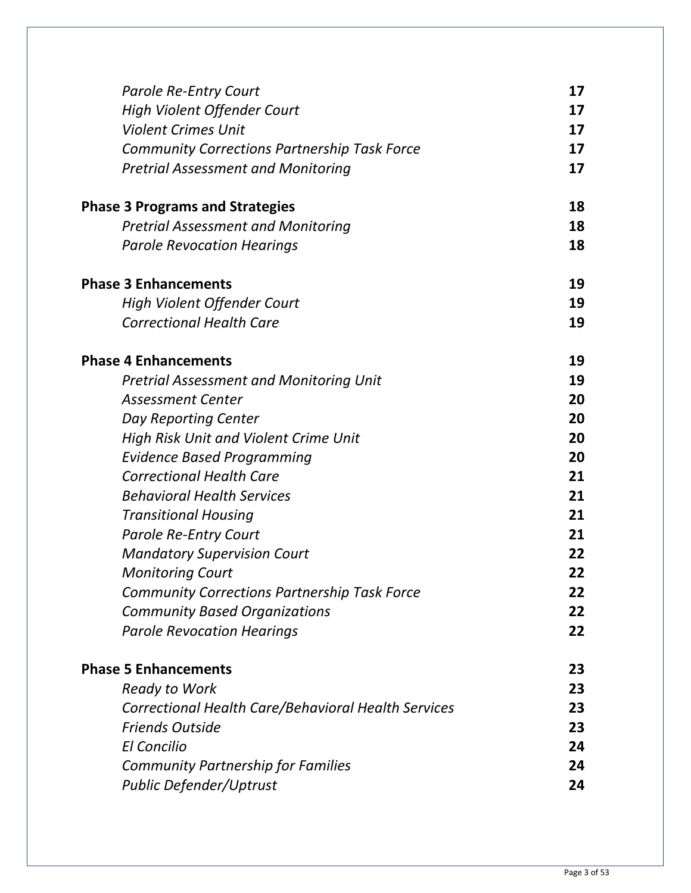| | |
|---|---|
| *Parole Re-Entry Court* | **17** |
| *High Violent Offender Court* | **17** |
| *Violent Crimes Unit* | **17** |
| *Community Corrections Partnership Task Force* | **17** |
| *Pretrial Assessment and Monitoring* | **17** |
| **Phase 3 Programs and Strategies** | **18** |
| *Pretrial Assessment and Monitoring* | **18** |
| *Parole Revocation Hearings* | **18** |
| **Phase 3 Enhancements** | **19** |
| *High Violent Offender Court* | **19** |
| *Correctional Health Care* | **19** |
| **Phase 4 Enhancements** | **19** |
| *Pretrial Assessment and Monitoring Unit* | **19** |
| *Assessment Center* | **20** |
| *Day Reporting Center* | **20** |
| *High Risk Unit and Violent Crime Unit* | **20** |
| *Evidence Based Programming* | **20** |
| *Correctional Health Care* | **21** |
| *Behavioral Health Services* | **21** |
| *Transitional Housing* | **21** |
| *Parole Re-Entry Court* | **21** |
| *Mandatory Supervision Court* | **22** |
| *Monitoring Court* | **22** |
| *Community Corrections Partnership Task Force* | **22** |
| *Community Based Organizations* | **22** |
| *Parole Revocation Hearings* | **22** |
| **Phase 5 Enhancements** | **23** |
| *Ready to Work* | **23** |
| *Correctional Health Care/Behavioral Health Services* | **23** |
| *Friends Outside* | **23** |
| *El Concilio* | **24** |
| *Community Partnership for Families* | **24** |
| *Public Defender/Uptrust* | **24** |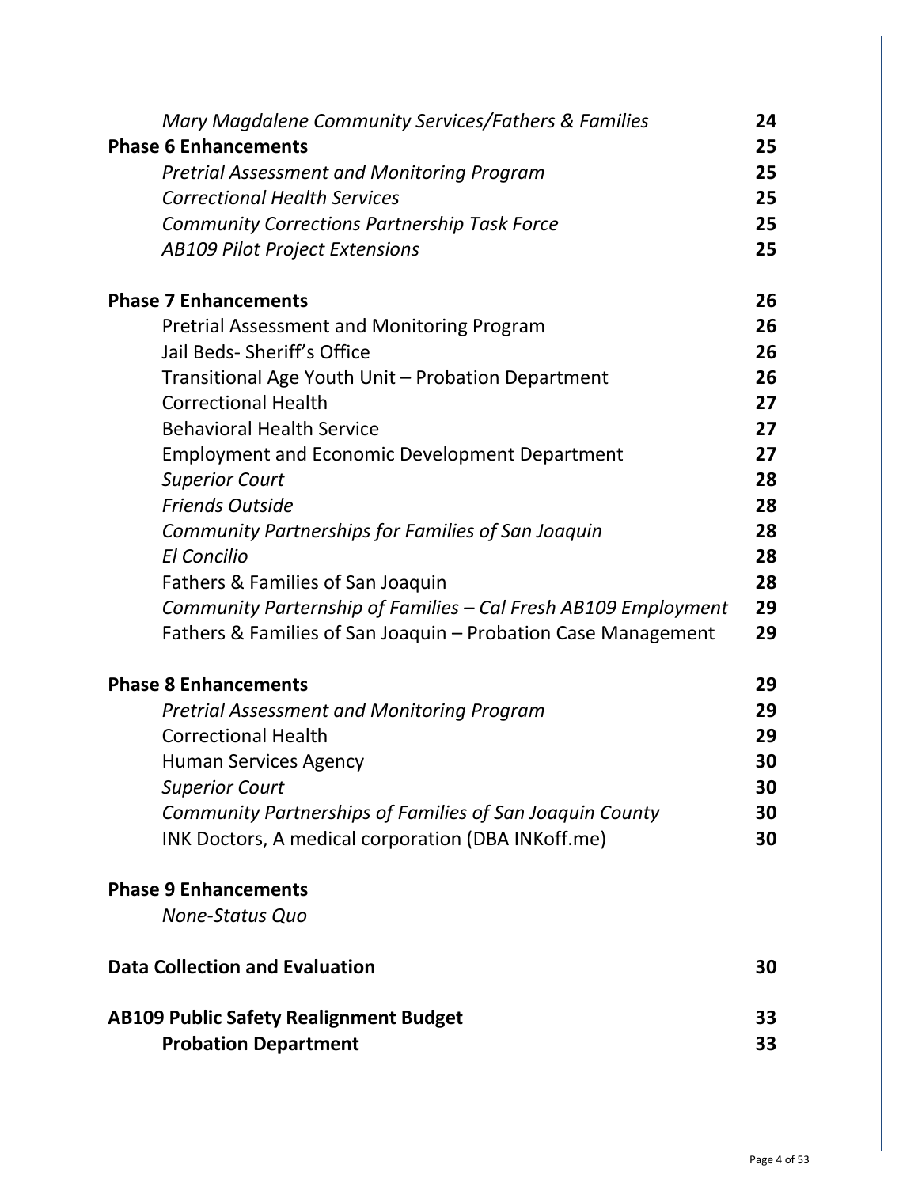| | |
|---|---|
| *Mary Magdalene Community Services/Fathers & Families* | **24** |
| **Phase 6 Enhancements** | **25** |
| *Pretrial Assessment and Monitoring Program* | **25** |
| *Correctional Health Services* | **25** |
| *Community Corrections Partnership Task Force* | **25** |
| *AB109 Pilot Project Extensions* | **25** |
| **Phase 7 Enhancements** | **26** |
| Pretrial Assessment and Monitoring Program | **26** |
| Jail Beds- Sheriff's Office | **26** |
| Transitional Age Youth Unit – Probation Department | **26** |
| Correctional Health | **27** |
| Behavioral Health Service | **27** |
| Employment and Economic Development Department | **27** |
| *Superior Court* | **28** |
| *Friends Outside* | **28** |
| *Community Partnerships for Families of San Joaquin* | **28** |
| *El Concilio* | **28** |
| Fathers & Families of San Joaquin | **28** |
| *Community Parternship of Families – Cal Fresh AB109 Employment* | **29** |
| Fathers & Families of San Joaquin – Probation Case Management | **29** |
| **Phase 8 Enhancements** | **29** |
| *Pretrial Assessment and Monitoring Program* | **29** |
| Correctional Health | **29** |
| Human Services Agency | **30** |
| *Superior Court* | **30** |
| *Community Partnerships of Families of San Joaquin County* | **30** |
| INK Doctors, A medical corporation (DBA INKoff.me) | **30** |
| **Phase 9 Enhancements** | |
| *None-Status Quo* | |
| **Data Collection and Evaluation** | **30** |
| **AB109 Public Safety Realignment Budget** | **33** |
| **Probation Department** | **33** |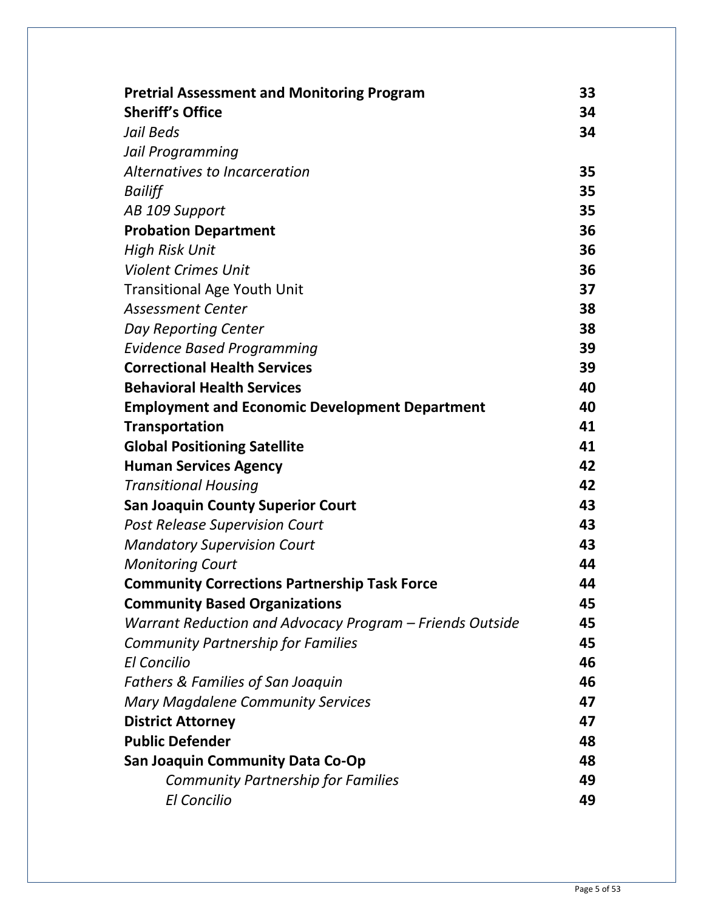| | |
|---|---|
| **Pretrial Assessment and Monitoring Program** | **33** |
| **Sheriff's Office** | **34** |
| *Jail Beds* | **34** |
| *Jail Programming* | |
| *Alternatives to Incarceration* | **35** |
| *Bailiff* | **35** |
| *AB 109 Support* | **35** |
| **Probation Department** | **36** |
| *High Risk Unit* | **36** |
| *Violent Crimes Unit* | **36** |
| Transitional Age Youth Unit | **37** |
| *Assessment Center* | **38** |
| *Day Reporting Center* | **38** |
| *Evidence Based Programming* | **39** |
| **Correctional Health Services** | **39** |
| **Behavioral Health Services** | **40** |
| **Employment and Economic Development Department** | **40** |
| **Transportation** | **41** |
| **Global Positioning Satellite** | **41** |
| **Human Services Agency** | **42** |
| *Transitional Housing* | **42** |
| **San Joaquin County Superior Court** | **43** |
| *Post Release Supervision Court* | **43** |
| *Mandatory Supervision Court* | **43** |
| *Monitoring Court* | **44** |
| **Community Corrections Partnership Task Force** | **44** |
| **Community Based Organizations** | **45** |
| *Warrant Reduction and Advocacy Program – Friends Outside* | **45** |
| *Community Partnership for Families* | **45** |
| *El Concilio* | **46** |
| *Fathers & Families of San Joaquin* | **46** |
| *Mary Magdalene Community Services* | **47** |
| **District Attorney** | **47** |
| **Public Defender** | **48** |
| **San Joaquin Community Data Co-Op** | **48** |
| *Community Partnership for Families* | **49** |
| *El Concilio* | **49** |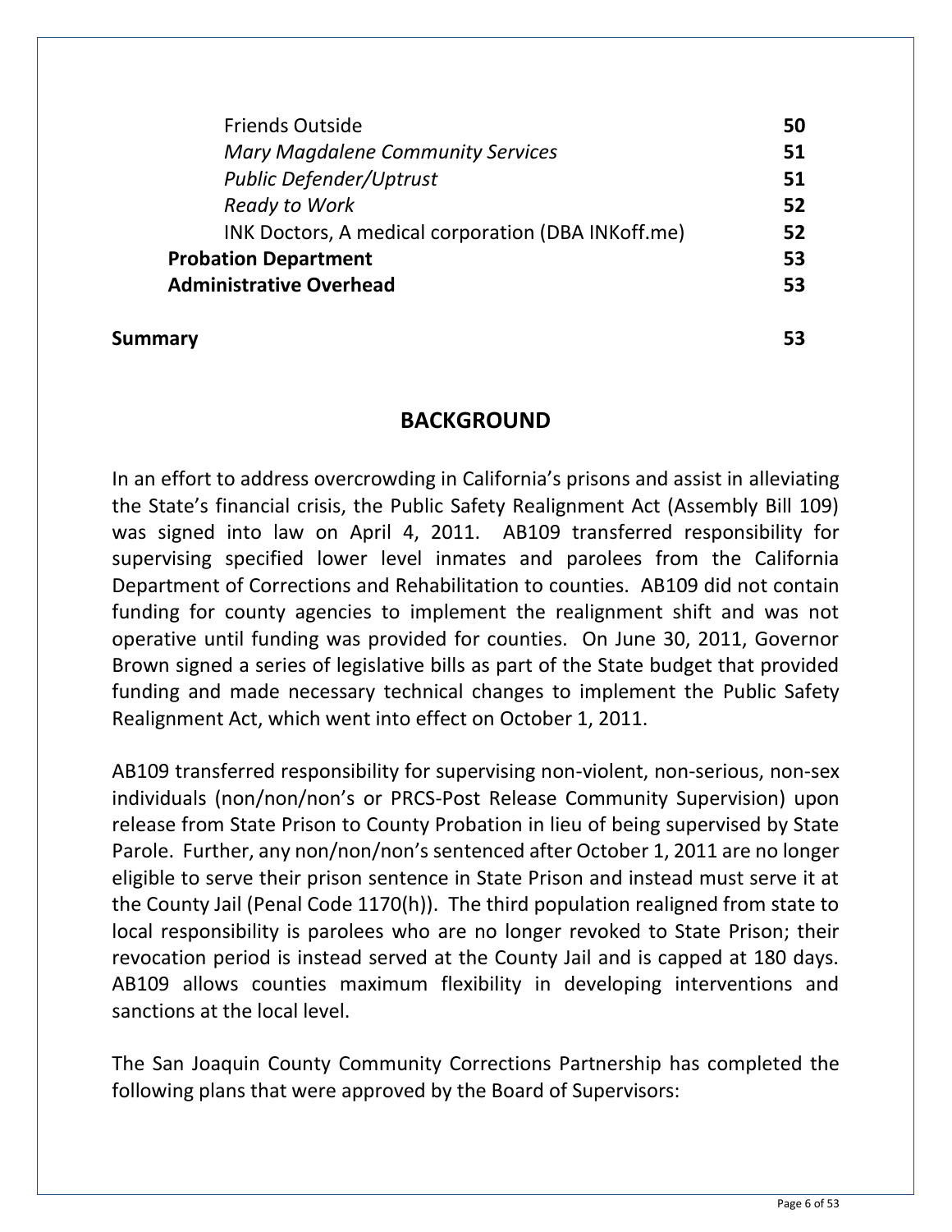| | |
|---|---|
| Friends Outside | **50** |
| *Mary Magdalene Community Services* | **51** |
| *Public Defender/Uptrust* | **51** |
| *Ready to Work* | **52** |
| INK Doctors, A medical corporation (DBA INKoff.me) | **52** |
| **Probation Department** | **53** |
| **Administrative Overhead** | **53** |
| **Summary** | **53** |

## BACKGROUND

In an effort to address overcrowding in California's prisons and assist in alleviating the State's financial crisis, the Public Safety Realignment Act (Assembly Bill 109) was signed into law on April 4, 2011. AB109 transferred responsibility for supervising specified lower level inmates and parolees from the California Department of Corrections and Rehabilitation to counties. AB109 did not contain funding for county agencies to implement the realignment shift and was not operative until funding was provided for counties. On June 30, 2011, Governor Brown signed a series of legislative bills as part of the State budget that provided funding and made necessary technical changes to implement the Public Safety Realignment Act, which went into effect on October 1, 2011.

AB109 transferred responsibility for supervising non-violent, non-serious, non-sex individuals (non/non/non's or PRCS-Post Release Community Supervision) upon release from State Prison to County Probation in lieu of being supervised by State Parole. Further, any non/non/non's sentenced after October 1, 2011 are no longer eligible to serve their prison sentence in State Prison and instead must serve it at the County Jail (Penal Code 1170(h)). The third population realigned from state to local responsibility is parolees who are no longer revoked to State Prison; their revocation period is instead served at the County Jail and is capped at 180 days. AB109 allows counties maximum flexibility in developing interventions and sanctions at the local level.

The San Joaquin County Community Corrections Partnership has completed the following plans that were approved by the Board of Supervisors: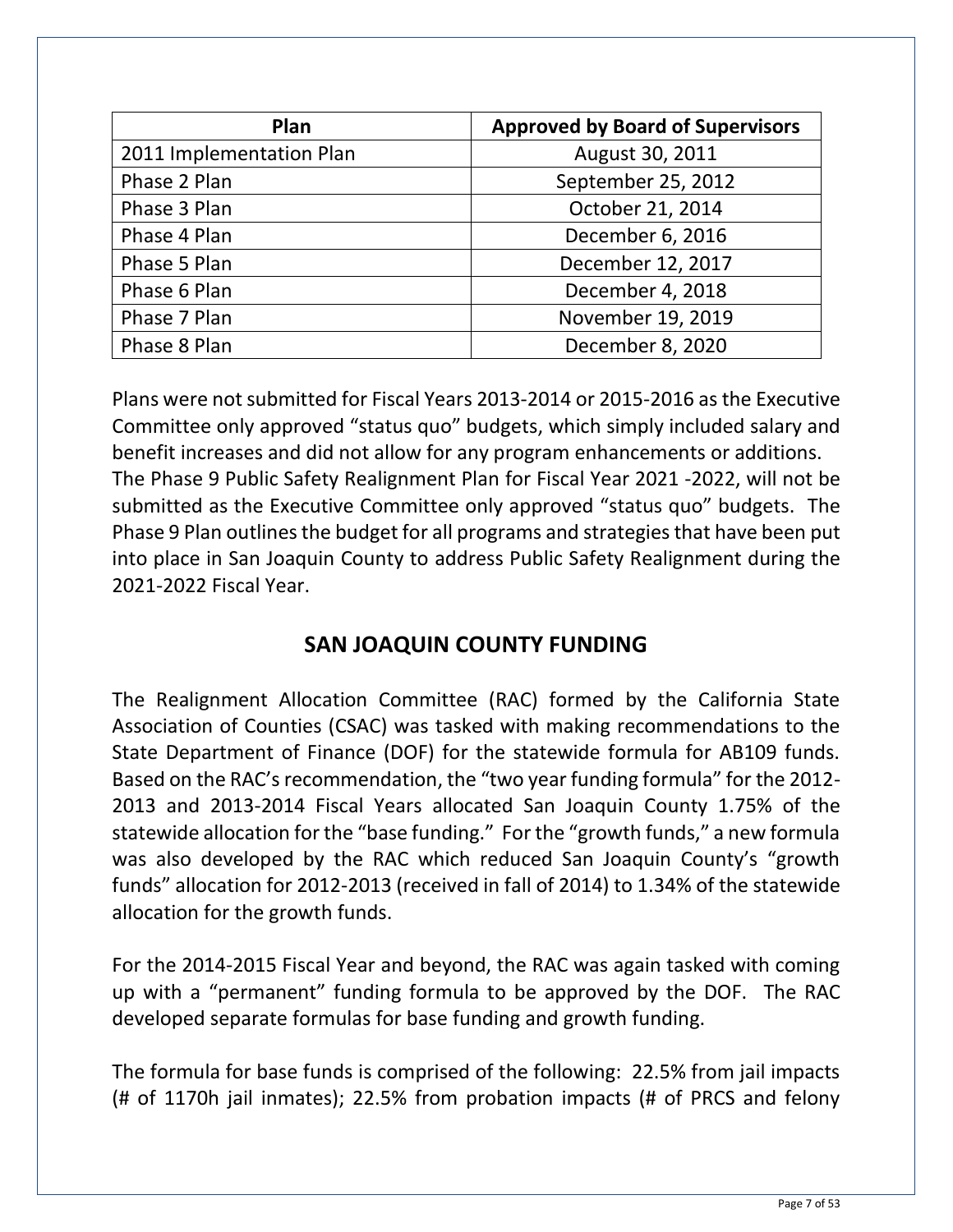| Plan | Approved by Board of Supervisors |
|---|---|
| 2011 Implementation Plan | August 30, 2011 |
| Phase 2 Plan | September 25, 2012 |
| Phase 3 Plan | October 21, 2014 |
| Phase 4 Plan | December 6, 2016 |
| Phase 5 Plan | December 12, 2017 |
| Phase 6 Plan | December 4, 2018 |
| Phase 7 Plan | November 19, 2019 |
| Phase 8 Plan | December 8, 2020 |

Plans were not submitted for Fiscal Years 2013-2014 or 2015-2016 as the Executive Committee only approved "status quo" budgets, which simply included salary and benefit increases and did not allow for any program enhancements or additions. The Phase 9 Public Safety Realignment Plan for Fiscal Year 2021 -2022, will not be submitted as the Executive Committee only approved "status quo" budgets. The Phase 9 Plan outlines the budget for all programs and strategies that have been put into place in San Joaquin County to address Public Safety Realignment during the 2021-2022 Fiscal Year.

## SAN JOAQUIN COUNTY FUNDING

The Realignment Allocation Committee (RAC) formed by the California State Association of Counties (CSAC) was tasked with making recommendations to the State Department of Finance (DOF) for the statewide formula for AB109 funds. Based on the RAC's recommendation, the "two year funding formula" for the 2012-2013 and 2013-2014 Fiscal Years allocated San Joaquin County 1.75% of the statewide allocation for the "base funding." For the "growth funds," a new formula was also developed by the RAC which reduced San Joaquin County's "growth funds" allocation for 2012-2013 (received in fall of 2014) to 1.34% of the statewide allocation for the growth funds.

For the 2014-2015 Fiscal Year and beyond, the RAC was again tasked with coming up with a "permanent" funding formula to be approved by the DOF. The RAC developed separate formulas for base funding and growth funding.

The formula for base funds is comprised of the following: 22.5% from jail impacts (# of 1170h jail inmates); 22.5% from probation impacts (# of PRCS and felony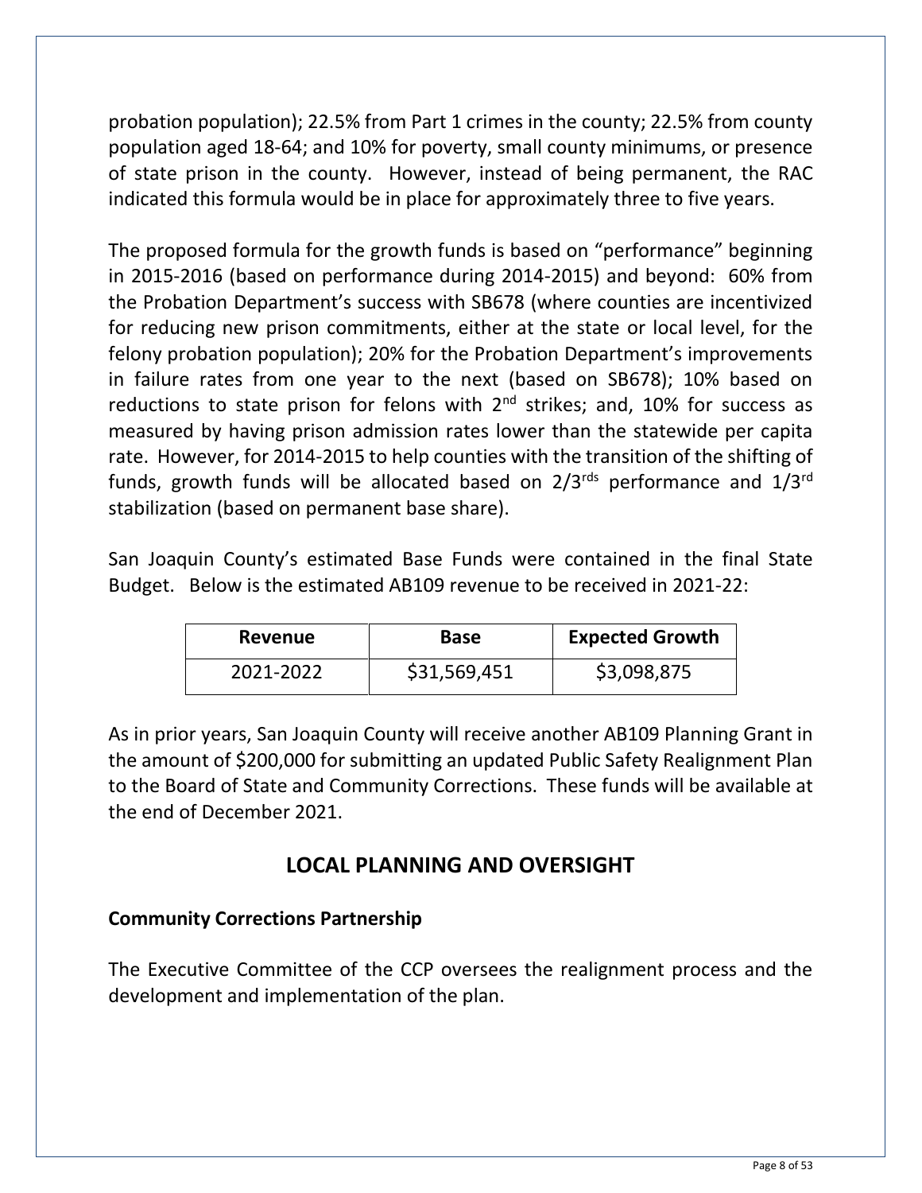probation population); 22.5% from Part 1 crimes in the county; 22.5% from county population aged 18-64; and 10% for poverty, small county minimums, or presence of state prison in the county. However, instead of being permanent, the RAC indicated this formula would be in place for approximately three to five years.

The proposed formula for the growth funds is based on "performance" beginning in 2015-2016 (based on performance during 2014-2015) and beyond: 60% from the Probation Department's success with SB678 (where counties are incentivized for reducing new prison commitments, either at the state or local level, for the felony probation population); 20% for the Probation Department's improvements in failure rates from one year to the next (based on SB678); 10% based on reductions to state prison for felons with 2nd strikes; and, 10% for success as measured by having prison admission rates lower than the statewide per capita rate. However, for 2014-2015 to help counties with the transition of the shifting of funds, growth funds will be allocated based on 2/3rds performance and 1/3rd stabilization (based on permanent base share).

San Joaquin County's estimated Base Funds were contained in the final State Budget. Below is the estimated AB109 revenue to be received in 2021-22:

| Revenue | Base | Expected Growth |
|---|---|---|
| 2021-2022 | $31,569,451 | $3,098,875 |

As in prior years, San Joaquin County will receive another AB109 Planning Grant in the amount of $200,000 for submitting an updated Public Safety Realignment Plan to the Board of State and Community Corrections. These funds will be available at the end of December 2021.

## LOCAL PLANNING AND OVERSIGHT

### Community Corrections Partnership

The Executive Committee of the CCP oversees the realignment process and the development and implementation of the plan.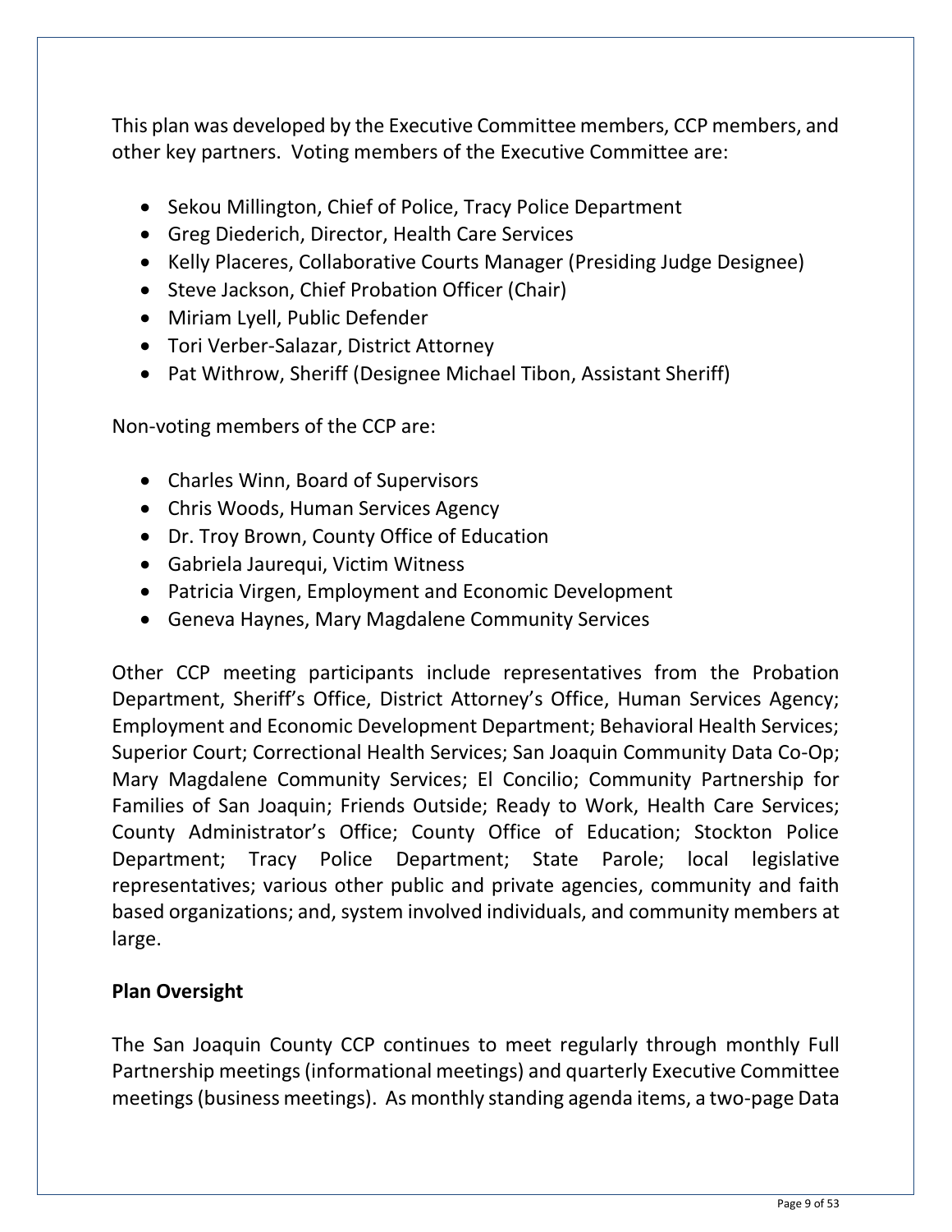This plan was developed by the Executive Committee members, CCP members, and other key partners. Voting members of the Executive Committee are:

- Sekou Millington, Chief of Police, Tracy Police Department
- Greg Diederich, Director, Health Care Services
- Kelly Placeres, Collaborative Courts Manager (Presiding Judge Designee)
- Steve Jackson, Chief Probation Officer (Chair)
- Miriam Lyell, Public Defender
- Tori Verber-Salazar, District Attorney
- Pat Withrow, Sheriff (Designee Michael Tibon, Assistant Sheriff)

Non-voting members of the CCP are:

- Charles Winn, Board of Supervisors
- Chris Woods, Human Services Agency
- Dr. Troy Brown, County Office of Education
- Gabriela Jaurequi, Victim Witness
- Patricia Virgen, Employment and Economic Development
- Geneva Haynes, Mary Magdalene Community Services

Other CCP meeting participants include representatives from the Probation Department, Sheriff's Office, District Attorney's Office, Human Services Agency; Employment and Economic Development Department; Behavioral Health Services; Superior Court; Correctional Health Services; San Joaquin Community Data Co-Op; Mary Magdalene Community Services; El Concilio; Community Partnership for Families of San Joaquin; Friends Outside; Ready to Work, Health Care Services; County Administrator's Office; County Office of Education; Stockton Police Department; Tracy Police Department; State Parole; local legislative representatives; various other public and private agencies, community and faith based organizations; and, system involved individuals, and community members at large.

**Plan Oversight**

The San Joaquin County CCP continues to meet regularly through monthly Full Partnership meetings (informational meetings) and quarterly Executive Committee meetings (business meetings). As monthly standing agenda items, a two-page Data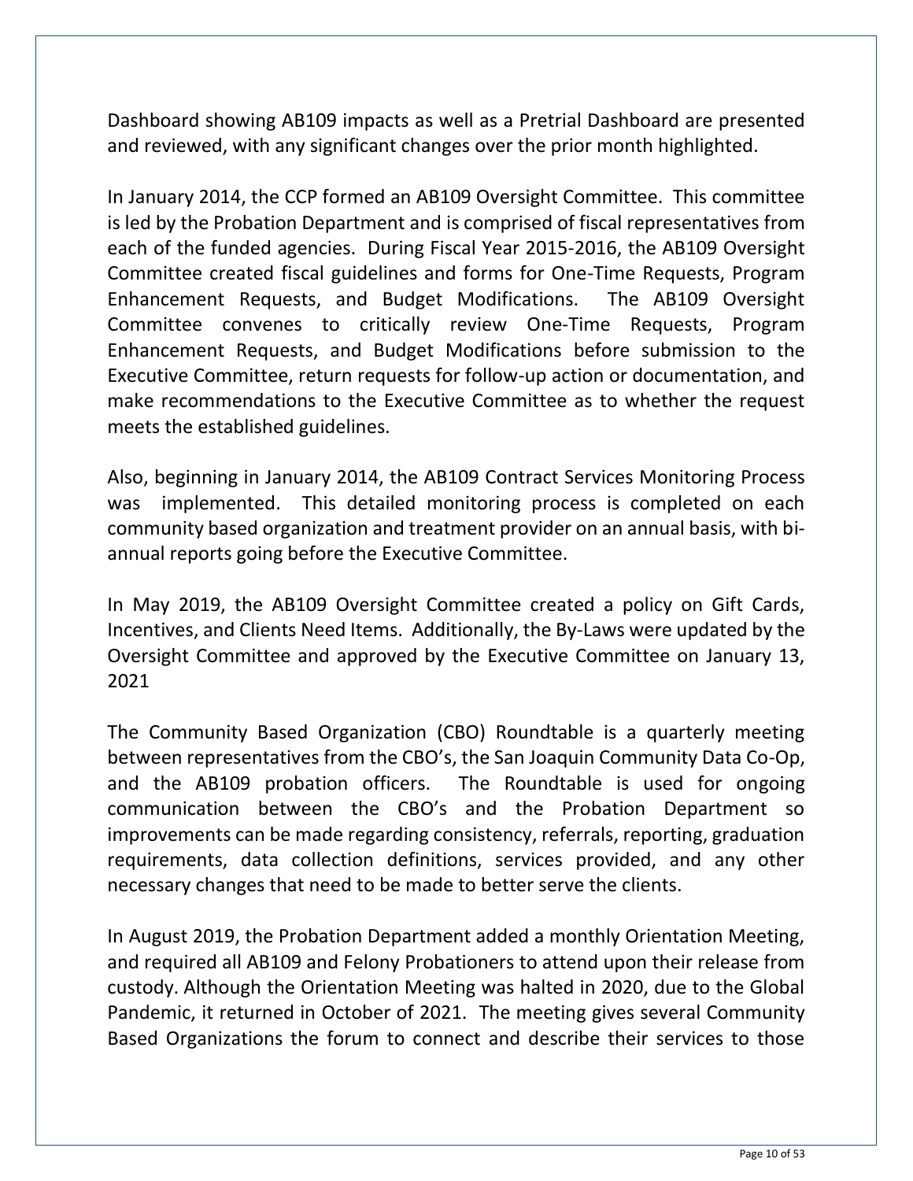Dashboard showing AB109 impacts as well as a Pretrial Dashboard are presented and reviewed, with any significant changes over the prior month highlighted.

In January 2014, the CCP formed an AB109 Oversight Committee. This committee is led by the Probation Department and is comprised of fiscal representatives from each of the funded agencies. During Fiscal Year 2015-2016, the AB109 Oversight Committee created fiscal guidelines and forms for One-Time Requests, Program Enhancement Requests, and Budget Modifications. The AB109 Oversight Committee convenes to critically review One-Time Requests, Program Enhancement Requests, and Budget Modifications before submission to the Executive Committee, return requests for follow-up action or documentation, and make recommendations to the Executive Committee as to whether the request meets the established guidelines.

Also, beginning in January 2014, the AB109 Contract Services Monitoring Process was implemented. This detailed monitoring process is completed on each community based organization and treatment provider on an annual basis, with bi-annual reports going before the Executive Committee.

In May 2019, the AB109 Oversight Committee created a policy on Gift Cards, Incentives, and Clients Need Items. Additionally, the By-Laws were updated by the Oversight Committee and approved by the Executive Committee on January 13, 2021

The Community Based Organization (CBO) Roundtable is a quarterly meeting between representatives from the CBO's, the San Joaquin Community Data Co-Op, and the AB109 probation officers. The Roundtable is used for ongoing communication between the CBO's and the Probation Department so improvements can be made regarding consistency, referrals, reporting, graduation requirements, data collection definitions, services provided, and any other necessary changes that need to be made to better serve the clients.

In August 2019, the Probation Department added a monthly Orientation Meeting, and required all AB109 and Felony Probationers to attend upon their release from custody. Although the Orientation Meeting was halted in 2020, due to the Global Pandemic, it returned in October of 2021. The meeting gives several Community Based Organizations the forum to connect and describe their services to those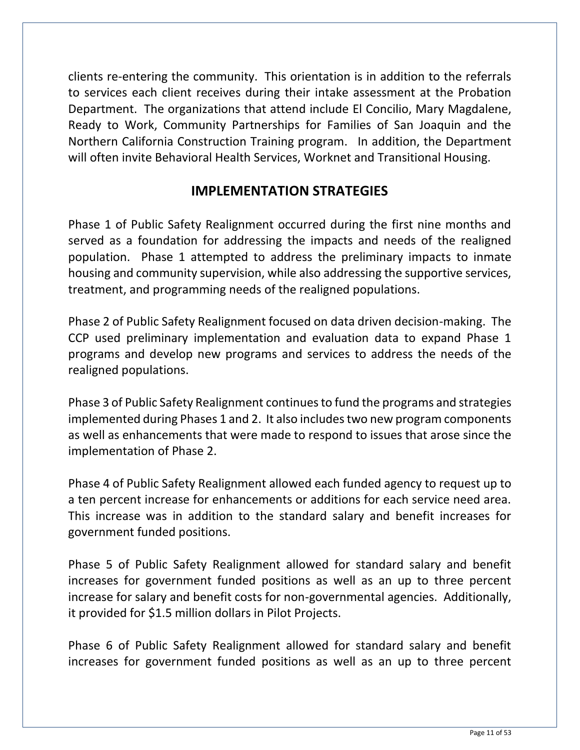clients re-entering the community. This orientation is in addition to the referrals to services each client receives during their intake assessment at the Probation Department. The organizations that attend include El Concilio, Mary Magdalene, Ready to Work, Community Partnerships for Families of San Joaquin and the Northern California Construction Training program. In addition, the Department will often invite Behavioral Health Services, Worknet and Transitional Housing.

## IMPLEMENTATION STRATEGIES

Phase 1 of Public Safety Realignment occurred during the first nine months and served as a foundation for addressing the impacts and needs of the realigned population. Phase 1 attempted to address the preliminary impacts to inmate housing and community supervision, while also addressing the supportive services, treatment, and programming needs of the realigned populations.

Phase 2 of Public Safety Realignment focused on data driven decision-making. The CCP used preliminary implementation and evaluation data to expand Phase 1 programs and develop new programs and services to address the needs of the realigned populations.

Phase 3 of Public Safety Realignment continues to fund the programs and strategies implemented during Phases 1 and 2. It also includes two new program components as well as enhancements that were made to respond to issues that arose since the implementation of Phase 2.

Phase 4 of Public Safety Realignment allowed each funded agency to request up to a ten percent increase for enhancements or additions for each service need area. This increase was in addition to the standard salary and benefit increases for government funded positions.

Phase 5 of Public Safety Realignment allowed for standard salary and benefit increases for government funded positions as well as an up to three percent increase for salary and benefit costs for non-governmental agencies. Additionally, it provided for $1.5 million dollars in Pilot Projects.

Phase 6 of Public Safety Realignment allowed for standard salary and benefit increases for government funded positions as well as an up to three percent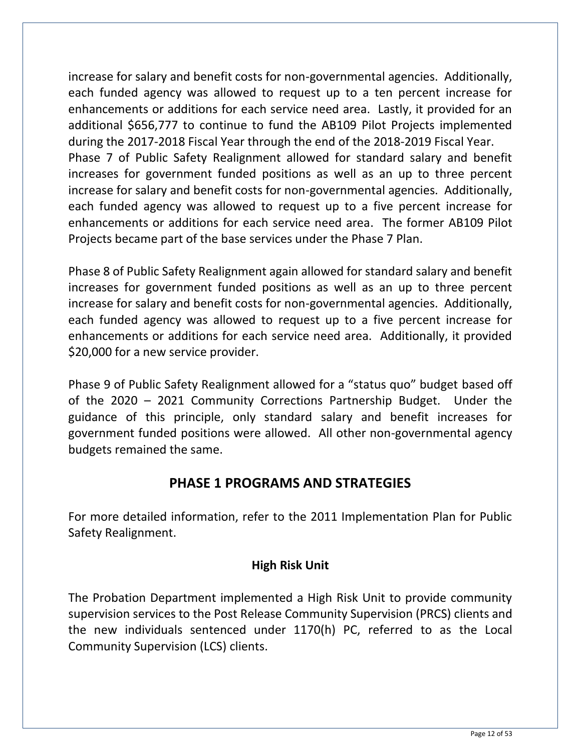increase for salary and benefit costs for non-governmental agencies. Additionally, each funded agency was allowed to request up to a ten percent increase for enhancements or additions for each service need area. Lastly, it provided for an additional $656,777 to continue to fund the AB109 Pilot Projects implemented during the 2017-2018 Fiscal Year through the end of the 2018-2019 Fiscal Year.
Phase 7 of Public Safety Realignment allowed for standard salary and benefit increases for government funded positions as well as an up to three percent increase for salary and benefit costs for non-governmental agencies. Additionally, each funded agency was allowed to request up to a five percent increase for enhancements or additions for each service need area. The former AB109 Pilot Projects became part of the base services under the Phase 7 Plan.

Phase 8 of Public Safety Realignment again allowed for standard salary and benefit increases for government funded positions as well as an up to three percent increase for salary and benefit costs for non-governmental agencies. Additionally, each funded agency was allowed to request up to a five percent increase for enhancements or additions for each service need area. Additionally, it provided $20,000 for a new service provider.

Phase 9 of Public Safety Realignment allowed for a "status quo" budget based off of the 2020 – 2021 Community Corrections Partnership Budget. Under the guidance of this principle, only standard salary and benefit increases for government funded positions were allowed. All other non-governmental agency budgets remained the same.

## PHASE 1 PROGRAMS AND STRATEGIES

For more detailed information, refer to the 2011 Implementation Plan for Public Safety Realignment.

### High Risk Unit

The Probation Department implemented a High Risk Unit to provide community supervision services to the Post Release Community Supervision (PRCS) clients and the new individuals sentenced under 1170(h) PC, referred to as the Local Community Supervision (LCS) clients.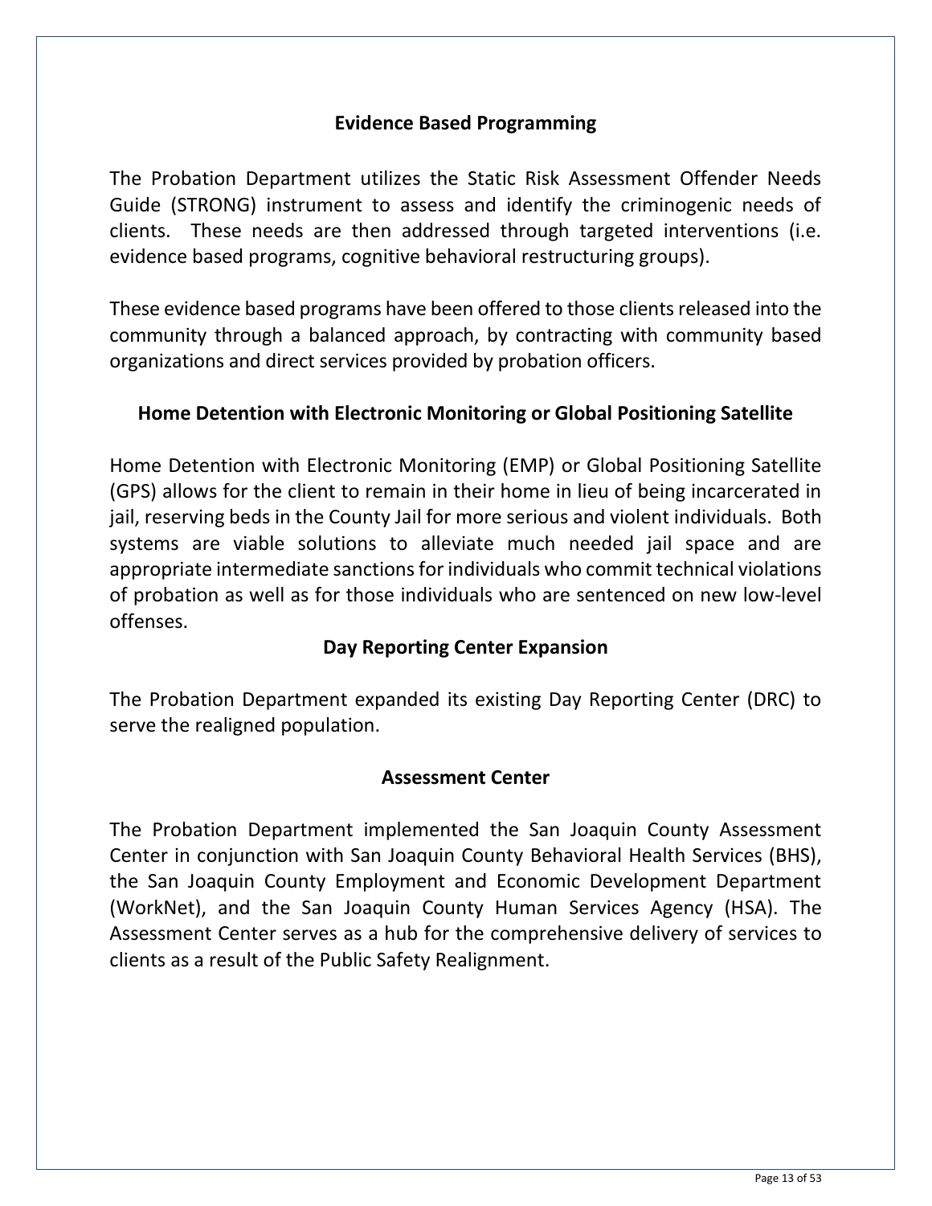## Evidence Based Programming

The Probation Department utilizes the Static Risk Assessment Offender Needs Guide (STRONG) instrument to assess and identify the criminogenic needs of clients. These needs are then addressed through targeted interventions (i.e. evidence based programs, cognitive behavioral restructuring groups).

These evidence based programs have been offered to those clients released into the community through a balanced approach, by contracting with community based organizations and direct services provided by probation officers.

## Home Detention with Electronic Monitoring or Global Positioning Satellite

Home Detention with Electronic Monitoring (EMP) or Global Positioning Satellite (GPS) allows for the client to remain in their home in lieu of being incarcerated in jail, reserving beds in the County Jail for more serious and violent individuals. Both systems are viable solutions to alleviate much needed jail space and are appropriate intermediate sanctions for individuals who commit technical violations of probation as well as for those individuals who are sentenced on new low-level offenses.

## Day Reporting Center Expansion

The Probation Department expanded its existing Day Reporting Center (DRC) to serve the realigned population.

## Assessment Center

The Probation Department implemented the San Joaquin County Assessment Center in conjunction with San Joaquin County Behavioral Health Services (BHS), the San Joaquin County Employment and Economic Development Department (WorkNet), and the San Joaquin County Human Services Agency (HSA). The Assessment Center serves as a hub for the comprehensive delivery of services to clients as a result of the Public Safety Realignment.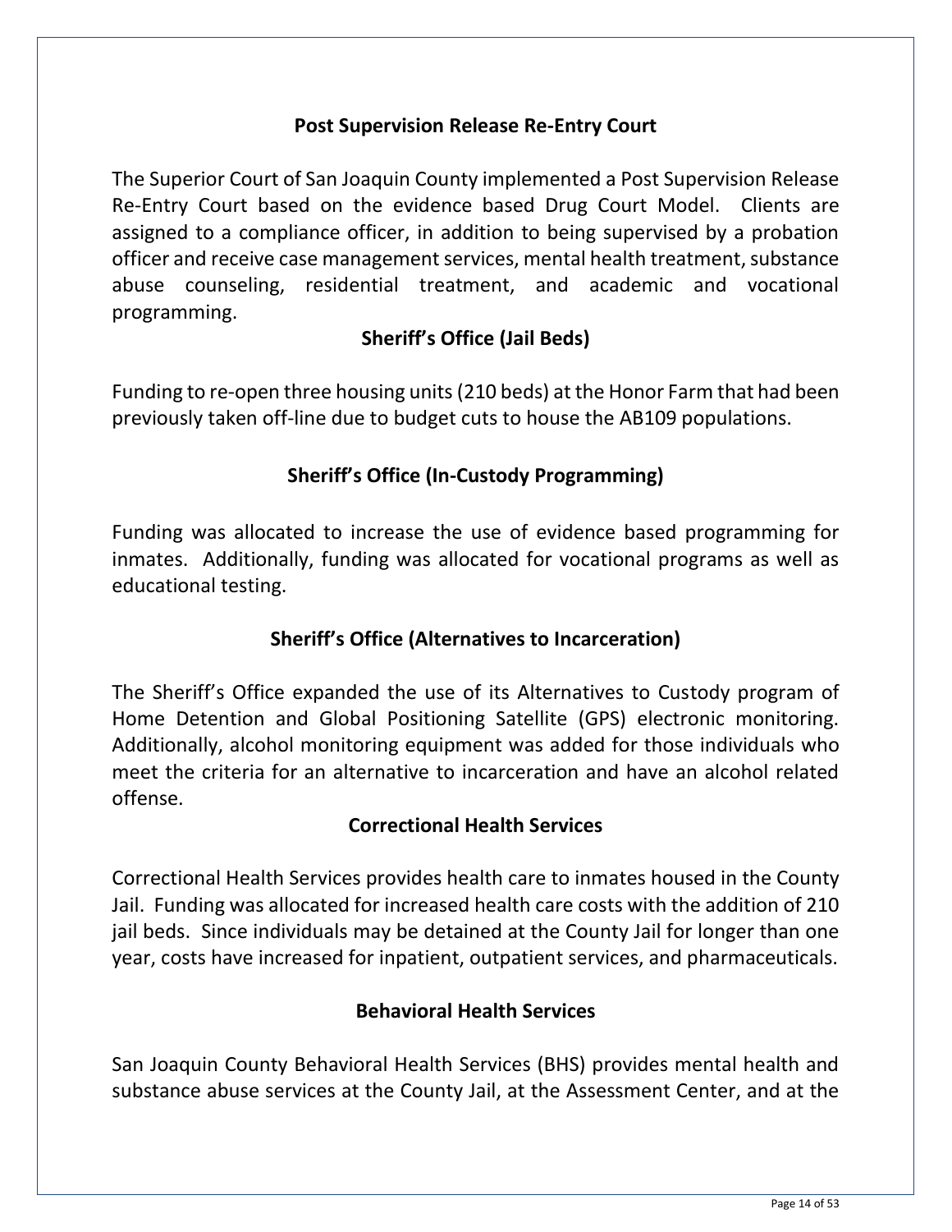## Post Supervision Release Re-Entry Court

The Superior Court of San Joaquin County implemented a Post Supervision Release Re-Entry Court based on the evidence based Drug Court Model. Clients are assigned to a compliance officer, in addition to being supervised by a probation officer and receive case management services, mental health treatment, substance abuse counseling, residential treatment, and academic and vocational programming.

## Sheriff's Office (Jail Beds)

Funding to re-open three housing units (210 beds) at the Honor Farm that had been previously taken off-line due to budget cuts to house the AB109 populations.

## Sheriff's Office (In-Custody Programming)

Funding was allocated to increase the use of evidence based programming for inmates. Additionally, funding was allocated for vocational programs as well as educational testing.

## Sheriff's Office (Alternatives to Incarceration)

The Sheriff's Office expanded the use of its Alternatives to Custody program of Home Detention and Global Positioning Satellite (GPS) electronic monitoring. Additionally, alcohol monitoring equipment was added for those individuals who meet the criteria for an alternative to incarceration and have an alcohol related offense.

## Correctional Health Services

Correctional Health Services provides health care to inmates housed in the County Jail. Funding was allocated for increased health care costs with the addition of 210 jail beds. Since individuals may be detained at the County Jail for longer than one year, costs have increased for inpatient, outpatient services, and pharmaceuticals.

## Behavioral Health Services

San Joaquin County Behavioral Health Services (BHS) provides mental health and substance abuse services at the County Jail, at the Assessment Center, and at the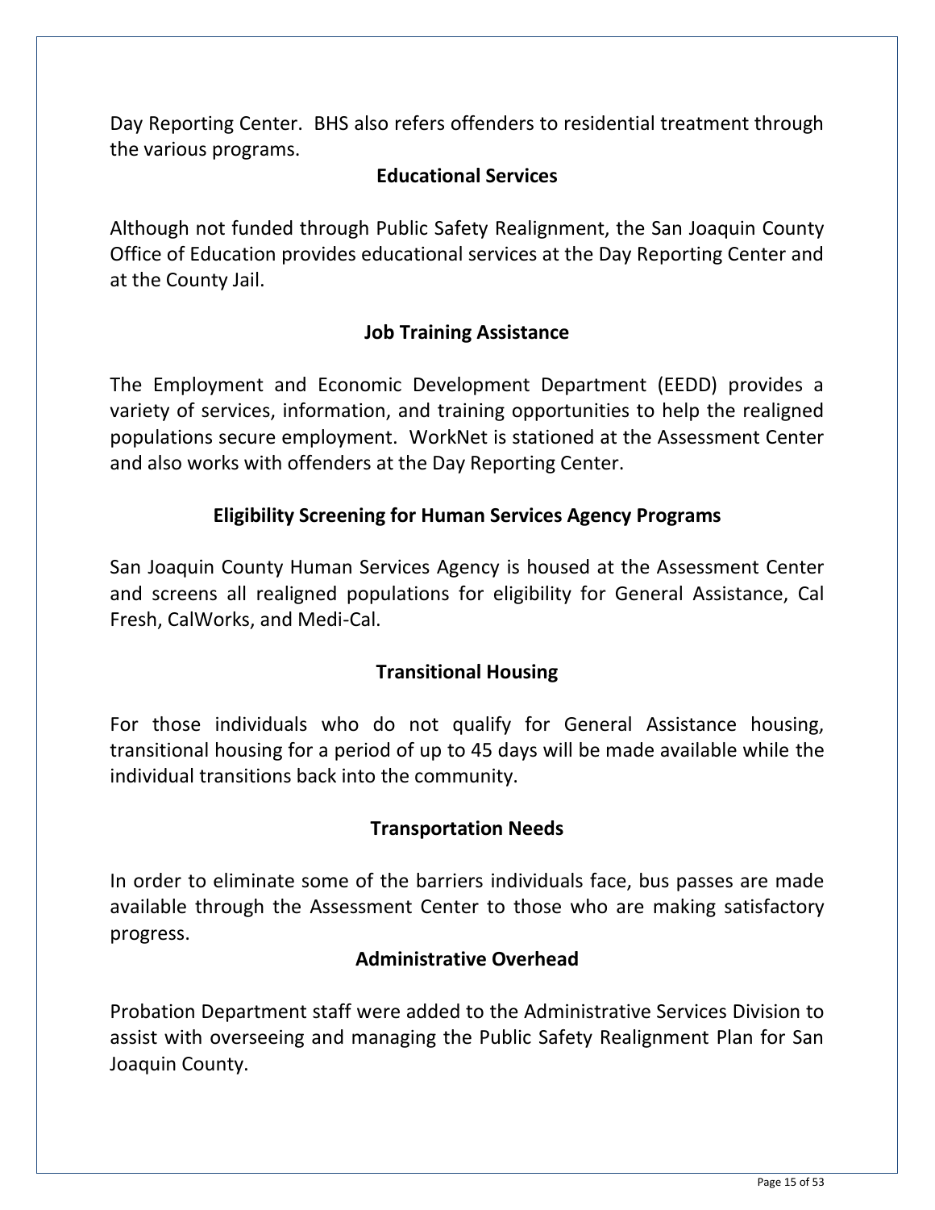Day Reporting Center. BHS also refers offenders to residential treatment through the various programs.

### Educational Services

Although not funded through Public Safety Realignment, the San Joaquin County Office of Education provides educational services at the Day Reporting Center and at the County Jail.

### Job Training Assistance

The Employment and Economic Development Department (EEDD) provides a variety of services, information, and training opportunities to help the realigned populations secure employment. WorkNet is stationed at the Assessment Center and also works with offenders at the Day Reporting Center.

### Eligibility Screening for Human Services Agency Programs

San Joaquin County Human Services Agency is housed at the Assessment Center and screens all realigned populations for eligibility for General Assistance, Cal Fresh, CalWorks, and Medi-Cal.

### Transitional Housing

For those individuals who do not qualify for General Assistance housing, transitional housing for a period of up to 45 days will be made available while the individual transitions back into the community.

### Transportation Needs

In order to eliminate some of the barriers individuals face, bus passes are made available through the Assessment Center to those who are making satisfactory progress.

### Administrative Overhead

Probation Department staff were added to the Administrative Services Division to assist with overseeing and managing the Public Safety Realignment Plan for San Joaquin County.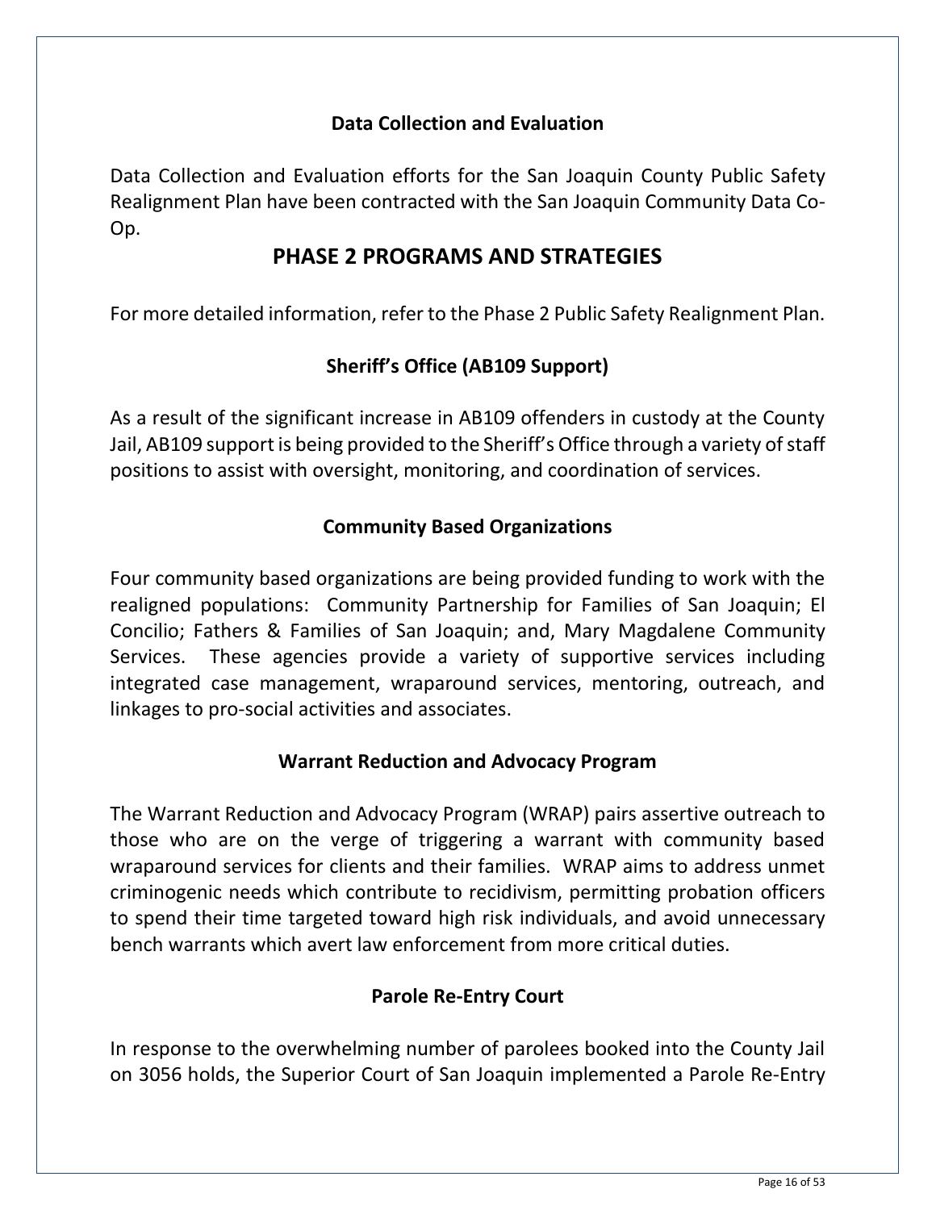### Data Collection and Evaluation

Data Collection and Evaluation efforts for the San Joaquin County Public Safety Realignment Plan have been contracted with the San Joaquin Community Data Co-Op.

## PHASE 2 PROGRAMS AND STRATEGIES

For more detailed information, refer to the Phase 2 Public Safety Realignment Plan.

### Sheriff's Office (AB109 Support)

As a result of the significant increase in AB109 offenders in custody at the County Jail, AB109 support is being provided to the Sheriff's Office through a variety of staff positions to assist with oversight, monitoring, and coordination of services.

### Community Based Organizations

Four community based organizations are being provided funding to work with the realigned populations: Community Partnership for Families of San Joaquin; El Concilio; Fathers & Families of San Joaquin; and, Mary Magdalene Community Services. These agencies provide a variety of supportive services including integrated case management, wraparound services, mentoring, outreach, and linkages to pro-social activities and associates.

### Warrant Reduction and Advocacy Program

The Warrant Reduction and Advocacy Program (WRAP) pairs assertive outreach to those who are on the verge of triggering a warrant with community based wraparound services for clients and their families. WRAP aims to address unmet criminogenic needs which contribute to recidivism, permitting probation officers to spend their time targeted toward high risk individuals, and avoid unnecessary bench warrants which avert law enforcement from more critical duties.

### Parole Re-Entry Court

In response to the overwhelming number of parolees booked into the County Jail on 3056 holds, the Superior Court of San Joaquin implemented a Parole Re-Entry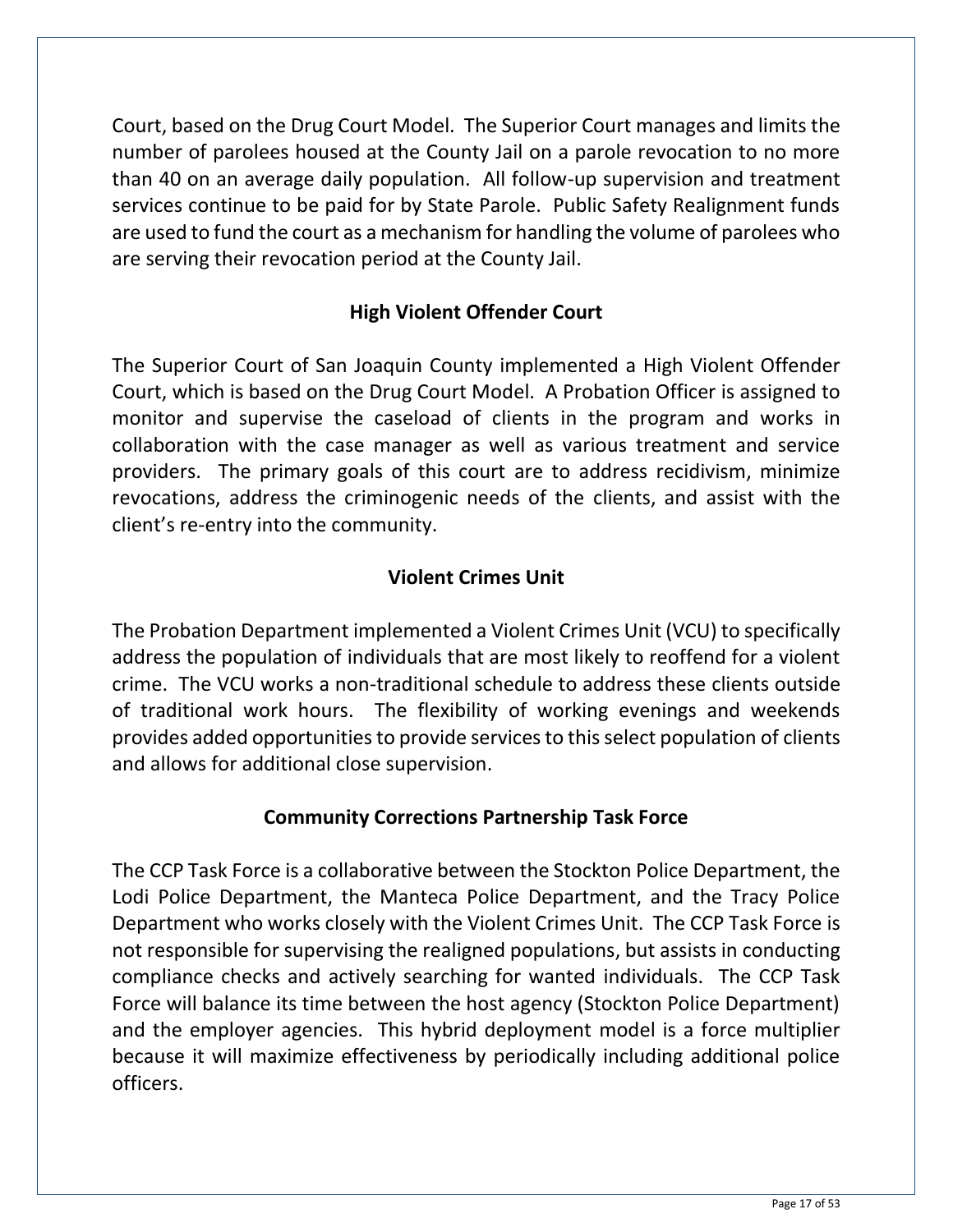Court, based on the Drug Court Model. The Superior Court manages and limits the number of parolees housed at the County Jail on a parole revocation to no more than 40 on an average daily population. All follow-up supervision and treatment services continue to be paid for by State Parole. Public Safety Realignment funds are used to fund the court as a mechanism for handling the volume of parolees who are serving their revocation period at the County Jail.

## High Violent Offender Court

The Superior Court of San Joaquin County implemented a High Violent Offender Court, which is based on the Drug Court Model. A Probation Officer is assigned to monitor and supervise the caseload of clients in the program and works in collaboration with the case manager as well as various treatment and service providers. The primary goals of this court are to address recidivism, minimize revocations, address the criminogenic needs of the clients, and assist with the client's re-entry into the community.

## Violent Crimes Unit

The Probation Department implemented a Violent Crimes Unit (VCU) to specifically address the population of individuals that are most likely to reoffend for a violent crime. The VCU works a non-traditional schedule to address these clients outside of traditional work hours. The flexibility of working evenings and weekends provides added opportunities to provide services to this select population of clients and allows for additional close supervision.

## Community Corrections Partnership Task Force

The CCP Task Force is a collaborative between the Stockton Police Department, the Lodi Police Department, the Manteca Police Department, and the Tracy Police Department who works closely with the Violent Crimes Unit. The CCP Task Force is not responsible for supervising the realigned populations, but assists in conducting compliance checks and actively searching for wanted individuals. The CCP Task Force will balance its time between the host agency (Stockton Police Department) and the employer agencies. This hybrid deployment model is a force multiplier because it will maximize effectiveness by periodically including additional police officers.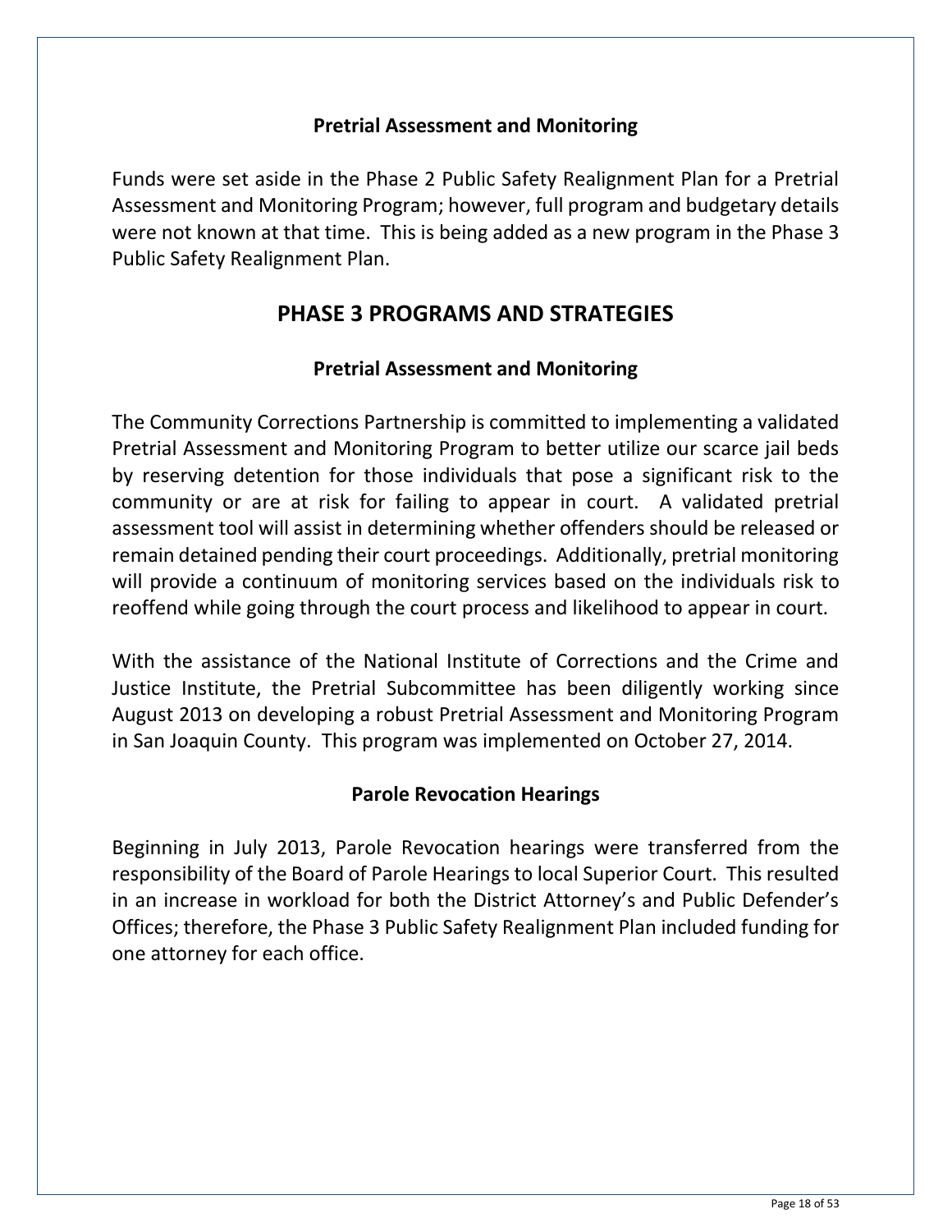### Pretrial Assessment and Monitoring

Funds were set aside in the Phase 2 Public Safety Realignment Plan for a Pretrial Assessment and Monitoring Program; however, full program and budgetary details were not known at that time. This is being added as a new program in the Phase 3 Public Safety Realignment Plan.

## PHASE 3 PROGRAMS AND STRATEGIES

### Pretrial Assessment and Monitoring

The Community Corrections Partnership is committed to implementing a validated Pretrial Assessment and Monitoring Program to better utilize our scarce jail beds by reserving detention for those individuals that pose a significant risk to the community or are at risk for failing to appear in court. A validated pretrial assessment tool will assist in determining whether offenders should be released or remain detained pending their court proceedings. Additionally, pretrial monitoring will provide a continuum of monitoring services based on the individuals risk to reoffend while going through the court process and likelihood to appear in court.

With the assistance of the National Institute of Corrections and the Crime and Justice Institute, the Pretrial Subcommittee has been diligently working since August 2013 on developing a robust Pretrial Assessment and Monitoring Program in San Joaquin County. This program was implemented on October 27, 2014.

### Parole Revocation Hearings

Beginning in July 2013, Parole Revocation hearings were transferred from the responsibility of the Board of Parole Hearings to local Superior Court. This resulted in an increase in workload for both the District Attorney's and Public Defender's Offices; therefore, the Phase 3 Public Safety Realignment Plan included funding for one attorney for each office.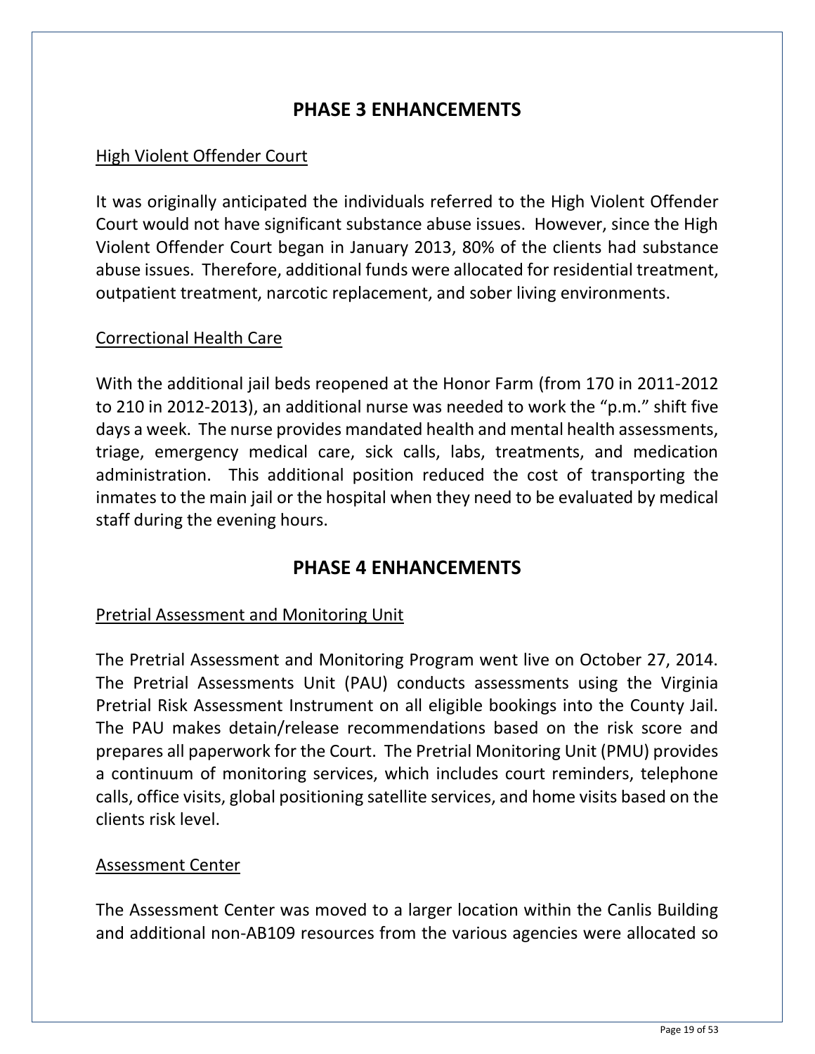## PHASE 3 ENHANCEMENTS

High Violent Offender Court

It was originally anticipated the individuals referred to the High Violent Offender Court would not have significant substance abuse issues. However, since the High Violent Offender Court began in January 2013, 80% of the clients had substance abuse issues. Therefore, additional funds were allocated for residential treatment, outpatient treatment, narcotic replacement, and sober living environments.

Correctional Health Care

With the additional jail beds reopened at the Honor Farm (from 170 in 2011-2012 to 210 in 2012-2013), an additional nurse was needed to work the "p.m." shift five days a week. The nurse provides mandated health and mental health assessments, triage, emergency medical care, sick calls, labs, treatments, and medication administration. This additional position reduced the cost of transporting the inmates to the main jail or the hospital when they need to be evaluated by medical staff during the evening hours.

## PHASE 4 ENHANCEMENTS

Pretrial Assessment and Monitoring Unit

The Pretrial Assessment and Monitoring Program went live on October 27, 2014. The Pretrial Assessments Unit (PAU) conducts assessments using the Virginia Pretrial Risk Assessment Instrument on all eligible bookings into the County Jail. The PAU makes detain/release recommendations based on the risk score and prepares all paperwork for the Court. The Pretrial Monitoring Unit (PMU) provides a continuum of monitoring services, which includes court reminders, telephone calls, office visits, global positioning satellite services, and home visits based on the clients risk level.

Assessment Center

The Assessment Center was moved to a larger location within the Canlis Building and additional non-AB109 resources from the various agencies were allocated so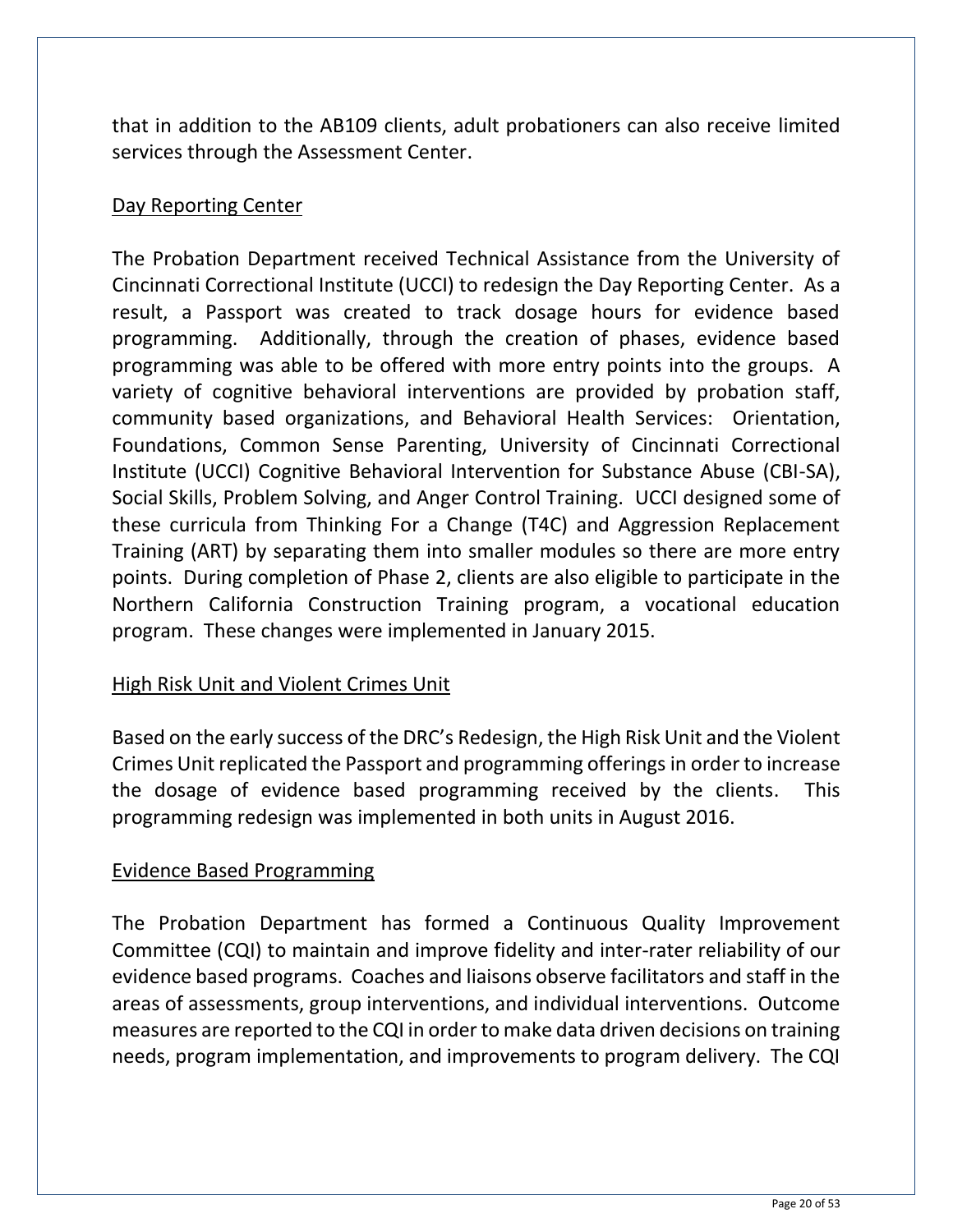that in addition to the AB109 clients, adult probationers can also receive limited services through the Assessment Center.

<u>Day Reporting Center</u>

The Probation Department received Technical Assistance from the University of Cincinnati Correctional Institute (UCCI) to redesign the Day Reporting Center. As a result, a Passport was created to track dosage hours for evidence based programming. Additionally, through the creation of phases, evidence based programming was able to be offered with more entry points into the groups. A variety of cognitive behavioral interventions are provided by probation staff, community based organizations, and Behavioral Health Services: Orientation, Foundations, Common Sense Parenting, University of Cincinnati Correctional Institute (UCCI) Cognitive Behavioral Intervention for Substance Abuse (CBI-SA), Social Skills, Problem Solving, and Anger Control Training. UCCI designed some of these curricula from Thinking For a Change (T4C) and Aggression Replacement Training (ART) by separating them into smaller modules so there are more entry points. During completion of Phase 2, clients are also eligible to participate in the Northern California Construction Training program, a vocational education program. These changes were implemented in January 2015.

<u>High Risk Unit and Violent Crimes Unit</u>

Based on the early success of the DRC's Redesign, the High Risk Unit and the Violent Crimes Unit replicated the Passport and programming offerings in order to increase the dosage of evidence based programming received by the clients. This programming redesign was implemented in both units in August 2016.

<u>Evidence Based Programming</u>

The Probation Department has formed a Continuous Quality Improvement Committee (CQI) to maintain and improve fidelity and inter-rater reliability of our evidence based programs. Coaches and liaisons observe facilitators and staff in the areas of assessments, group interventions, and individual interventions. Outcome measures are reported to the CQI in order to make data driven decisions on training needs, program implementation, and improvements to program delivery. The CQI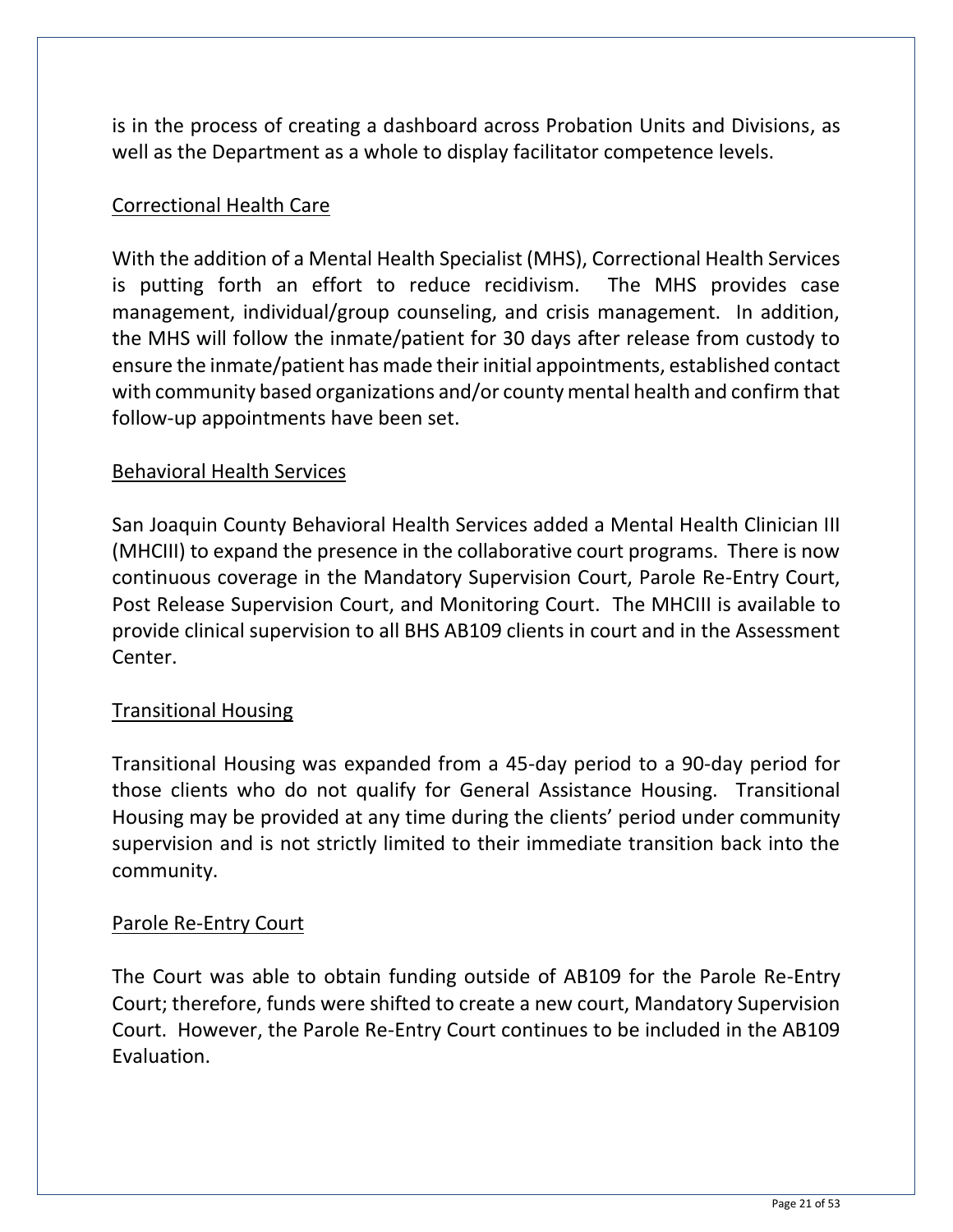is in the process of creating a dashboard across Probation Units and Divisions, as well as the Department as a whole to display facilitator competence levels.

## Correctional Health Care

With the addition of a Mental Health Specialist (MHS), Correctional Health Services is putting forth an effort to reduce recidivism. The MHS provides case management, individual/group counseling, and crisis management. In addition, the MHS will follow the inmate/patient for 30 days after release from custody to ensure the inmate/patient has made their initial appointments, established contact with community based organizations and/or county mental health and confirm that follow-up appointments have been set.

## Behavioral Health Services

San Joaquin County Behavioral Health Services added a Mental Health Clinician III (MHCIII) to expand the presence in the collaborative court programs. There is now continuous coverage in the Mandatory Supervision Court, Parole Re-Entry Court, Post Release Supervision Court, and Monitoring Court. The MHCIII is available to provide clinical supervision to all BHS AB109 clients in court and in the Assessment Center.

## Transitional Housing

Transitional Housing was expanded from a 45-day period to a 90-day period for those clients who do not qualify for General Assistance Housing. Transitional Housing may be provided at any time during the clients' period under community supervision and is not strictly limited to their immediate transition back into the community.

## Parole Re-Entry Court

The Court was able to obtain funding outside of AB109 for the Parole Re-Entry Court; therefore, funds were shifted to create a new court, Mandatory Supervision Court. However, the Parole Re-Entry Court continues to be included in the AB109 Evaluation.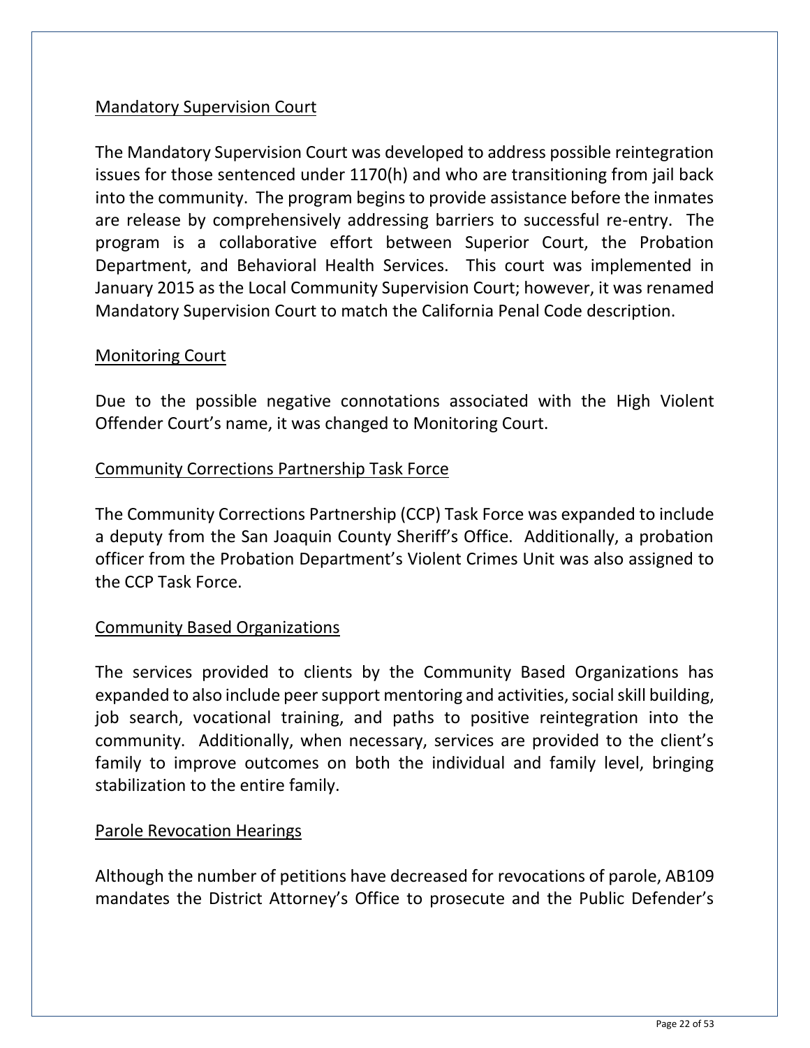## Mandatory Supervision Court

The Mandatory Supervision Court was developed to address possible reintegration issues for those sentenced under 1170(h) and who are transitioning from jail back into the community. The program begins to provide assistance before the inmates are release by comprehensively addressing barriers to successful re-entry. The program is a collaborative effort between Superior Court, the Probation Department, and Behavioral Health Services. This court was implemented in January 2015 as the Local Community Supervision Court; however, it was renamed Mandatory Supervision Court to match the California Penal Code description.

## Monitoring Court

Due to the possible negative connotations associated with the High Violent Offender Court's name, it was changed to Monitoring Court.

## Community Corrections Partnership Task Force

The Community Corrections Partnership (CCP) Task Force was expanded to include a deputy from the San Joaquin County Sheriff's Office. Additionally, a probation officer from the Probation Department's Violent Crimes Unit was also assigned to the CCP Task Force.

## Community Based Organizations

The services provided to clients by the Community Based Organizations has expanded to also include peer support mentoring and activities, social skill building, job search, vocational training, and paths to positive reintegration into the community. Additionally, when necessary, services are provided to the client's family to improve outcomes on both the individual and family level, bringing stabilization to the entire family.

## Parole Revocation Hearings

Although the number of petitions have decreased for revocations of parole, AB109 mandates the District Attorney's Office to prosecute and the Public Defender's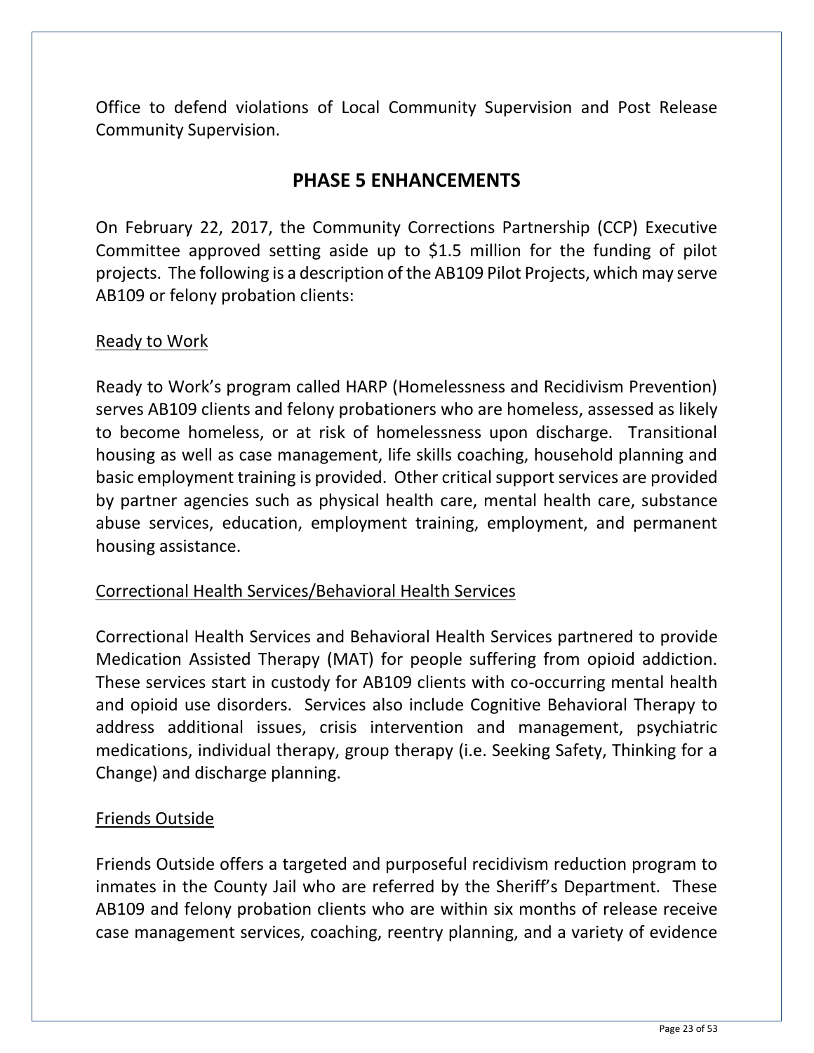Office to defend violations of Local Community Supervision and Post Release Community Supervision.

## PHASE 5 ENHANCEMENTS

On February 22, 2017, the Community Corrections Partnership (CCP) Executive Committee approved setting aside up to $1.5 million for the funding of pilot projects. The following is a description of the AB109 Pilot Projects, which may serve AB109 or felony probation clients:

### Ready to Work

Ready to Work's program called HARP (Homelessness and Recidivism Prevention) serves AB109 clients and felony probationers who are homeless, assessed as likely to become homeless, or at risk of homelessness upon discharge. Transitional housing as well as case management, life skills coaching, household planning and basic employment training is provided. Other critical support services are provided by partner agencies such as physical health care, mental health care, substance abuse services, education, employment training, employment, and permanent housing assistance.

### Correctional Health Services/Behavioral Health Services

Correctional Health Services and Behavioral Health Services partnered to provide Medication Assisted Therapy (MAT) for people suffering from opioid addiction. These services start in custody for AB109 clients with co-occurring mental health and opioid use disorders. Services also include Cognitive Behavioral Therapy to address additional issues, crisis intervention and management, psychiatric medications, individual therapy, group therapy (i.e. Seeking Safety, Thinking for a Change) and discharge planning.

### Friends Outside

Friends Outside offers a targeted and purposeful recidivism reduction program to inmates in the County Jail who are referred by the Sheriff's Department. These AB109 and felony probation clients who are within six months of release receive case management services, coaching, reentry planning, and a variety of evidence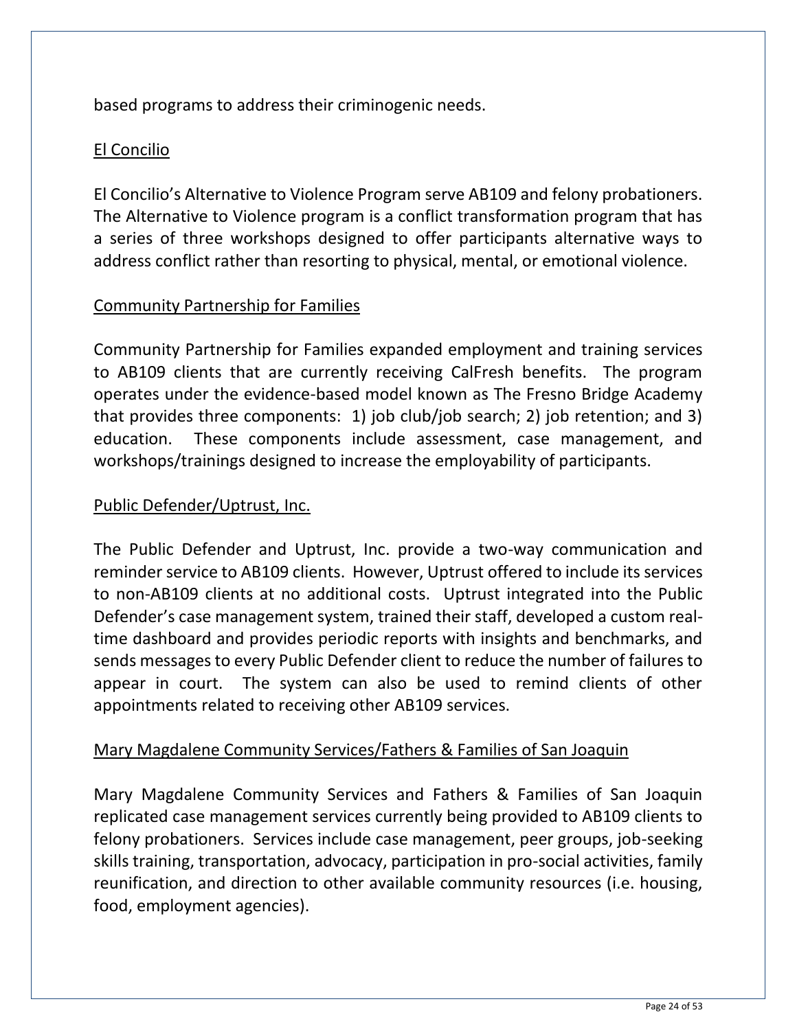based programs to address their criminogenic needs.

El Concilio

El Concilio's Alternative to Violence Program serve AB109 and felony probationers. The Alternative to Violence program is a conflict transformation program that has a series of three workshops designed to offer participants alternative ways to address conflict rather than resorting to physical, mental, or emotional violence.

Community Partnership for Families

Community Partnership for Families expanded employment and training services to AB109 clients that are currently receiving CalFresh benefits. The program operates under the evidence-based model known as The Fresno Bridge Academy that provides three components: 1) job club/job search; 2) job retention; and 3) education. These components include assessment, case management, and workshops/trainings designed to increase the employability of participants.

Public Defender/Uptrust, Inc.

The Public Defender and Uptrust, Inc. provide a two-way communication and reminder service to AB109 clients. However, Uptrust offered to include its services to non-AB109 clients at no additional costs. Uptrust integrated into the Public Defender's case management system, trained their staff, developed a custom real-time dashboard and provides periodic reports with insights and benchmarks, and sends messages to every Public Defender client to reduce the number of failures to appear in court. The system can also be used to remind clients of other appointments related to receiving other AB109 services.

Mary Magdalene Community Services/Fathers & Families of San Joaquin

Mary Magdalene Community Services and Fathers & Families of San Joaquin replicated case management services currently being provided to AB109 clients to felony probationers. Services include case management, peer groups, job-seeking skills training, transportation, advocacy, participation in pro-social activities, family reunification, and direction to other available community resources (i.e. housing, food, employment agencies).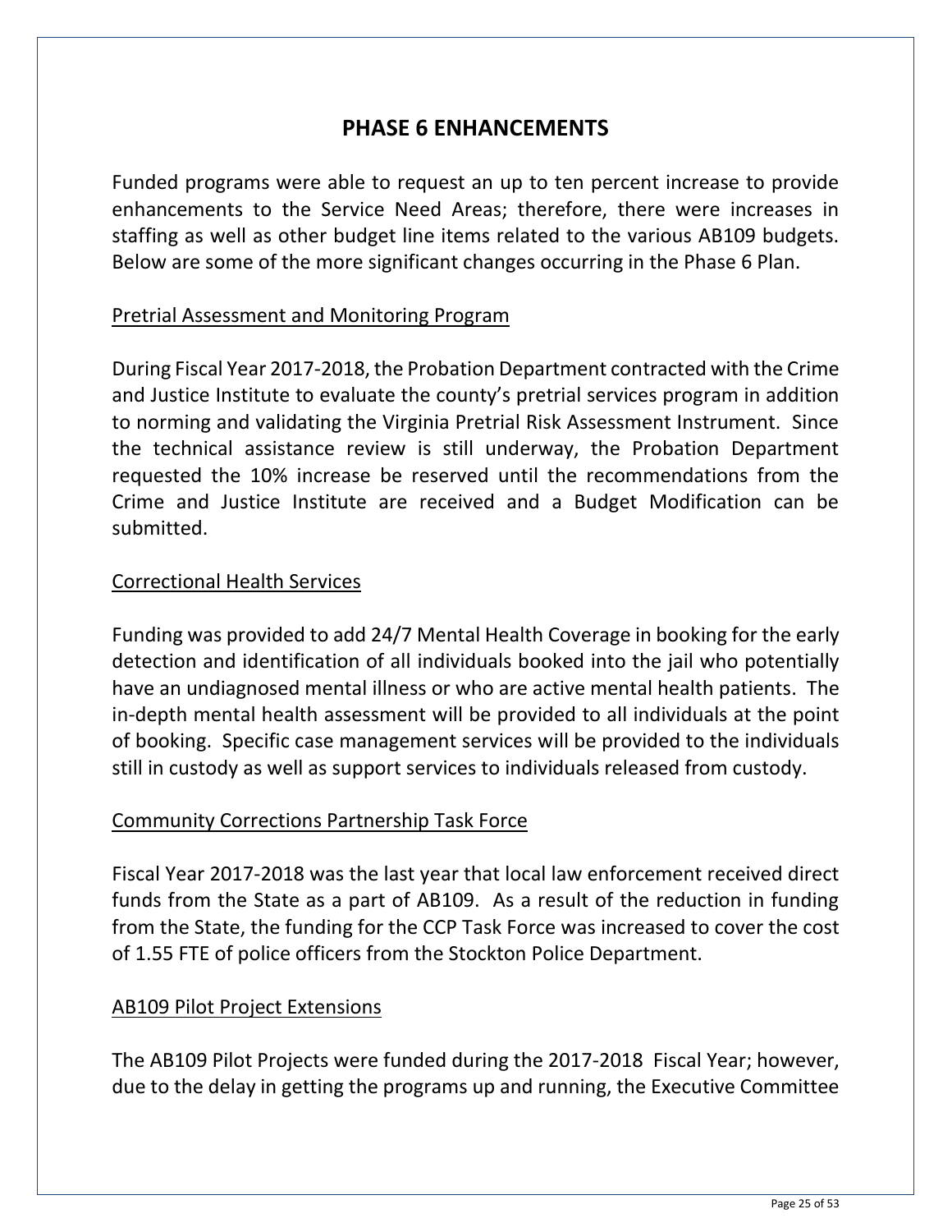# PHASE 6 ENHANCEMENTS

Funded programs were able to request an up to ten percent increase to provide enhancements to the Service Need Areas; therefore, there were increases in staffing as well as other budget line items related to the various AB109 budgets. Below are some of the more significant changes occurring in the Phase 6 Plan.

## Pretrial Assessment and Monitoring Program

During Fiscal Year 2017-2018, the Probation Department contracted with the Crime and Justice Institute to evaluate the county's pretrial services program in addition to norming and validating the Virginia Pretrial Risk Assessment Instrument. Since the technical assistance review is still underway, the Probation Department requested the 10% increase be reserved until the recommendations from the Crime and Justice Institute are received and a Budget Modification can be submitted.

## Correctional Health Services

Funding was provided to add 24/7 Mental Health Coverage in booking for the early detection and identification of all individuals booked into the jail who potentially have an undiagnosed mental illness or who are active mental health patients. The in-depth mental health assessment will be provided to all individuals at the point of booking. Specific case management services will be provided to the individuals still in custody as well as support services to individuals released from custody.

## Community Corrections Partnership Task Force

Fiscal Year 2017-2018 was the last year that local law enforcement received direct funds from the State as a part of AB109. As a result of the reduction in funding from the State, the funding for the CCP Task Force was increased to cover the cost of 1.55 FTE of police officers from the Stockton Police Department.

## AB109 Pilot Project Extensions

The AB109 Pilot Projects were funded during the 2017-2018 Fiscal Year; however, due to the delay in getting the programs up and running, the Executive Committee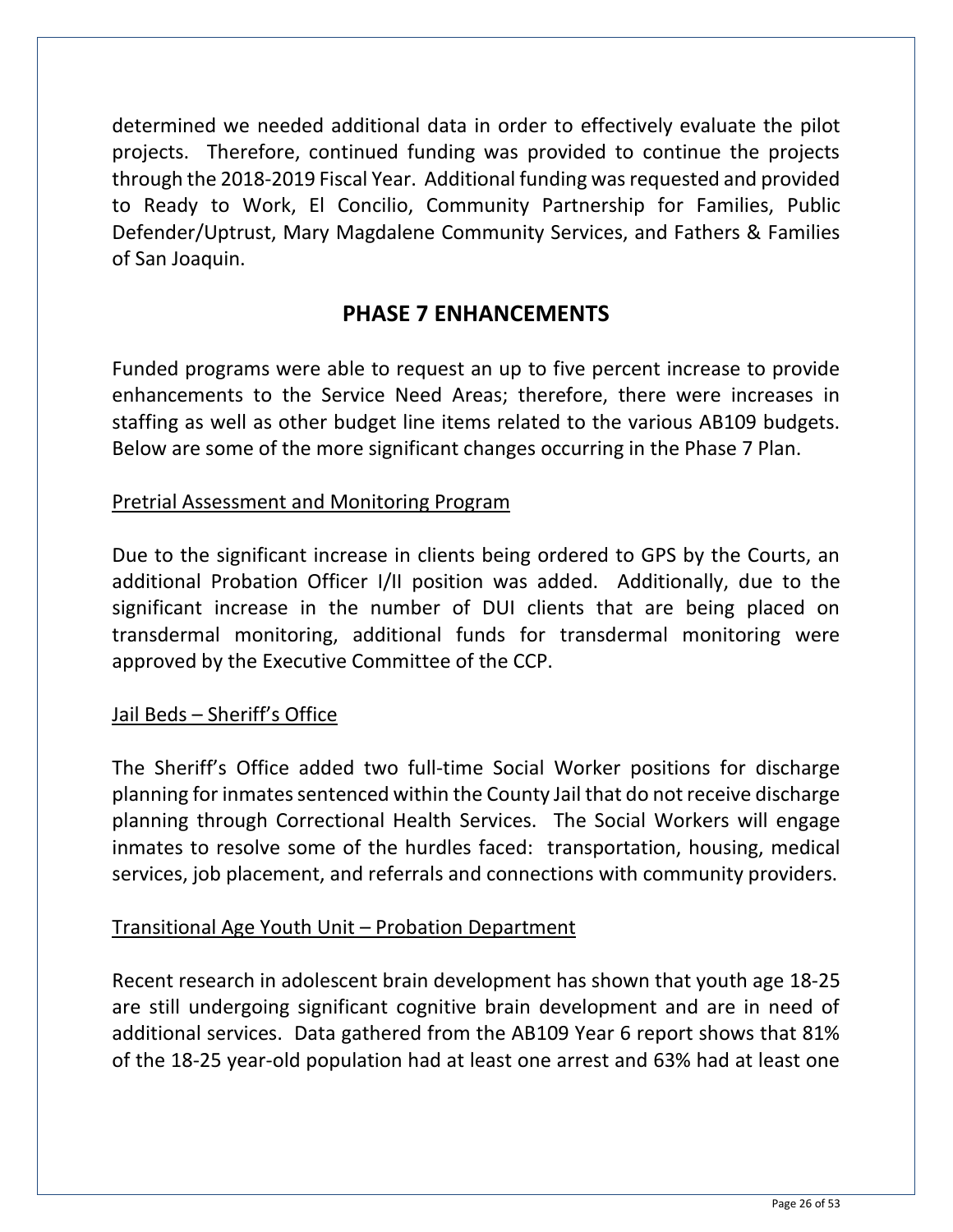determined we needed additional data in order to effectively evaluate the pilot projects. Therefore, continued funding was provided to continue the projects through the 2018-2019 Fiscal Year. Additional funding was requested and provided to Ready to Work, El Concilio, Community Partnership for Families, Public Defender/Uptrust, Mary Magdalene Community Services, and Fathers & Families of San Joaquin.

## PHASE 7 ENHANCEMENTS

Funded programs were able to request an up to five percent increase to provide enhancements to the Service Need Areas; therefore, there were increases in staffing as well as other budget line items related to the various AB109 budgets. Below are some of the more significant changes occurring in the Phase 7 Plan.

<u>Pretrial Assessment and Monitoring Program</u>

Due to the significant increase in clients being ordered to GPS by the Courts, an additional Probation Officer I/II position was added. Additionally, due to the significant increase in the number of DUI clients that are being placed on transdermal monitoring, additional funds for transdermal monitoring were approved by the Executive Committee of the CCP.

<u>Jail Beds – Sheriff's Office</u>

The Sheriff's Office added two full-time Social Worker positions for discharge planning for inmates sentenced within the County Jail that do not receive discharge planning through Correctional Health Services. The Social Workers will engage inmates to resolve some of the hurdles faced: transportation, housing, medical services, job placement, and referrals and connections with community providers.

<u>Transitional Age Youth Unit – Probation Department</u>

Recent research in adolescent brain development has shown that youth age 18-25 are still undergoing significant cognitive brain development and are in need of additional services. Data gathered from the AB109 Year 6 report shows that 81% of the 18-25 year-old population had at least one arrest and 63% had at least one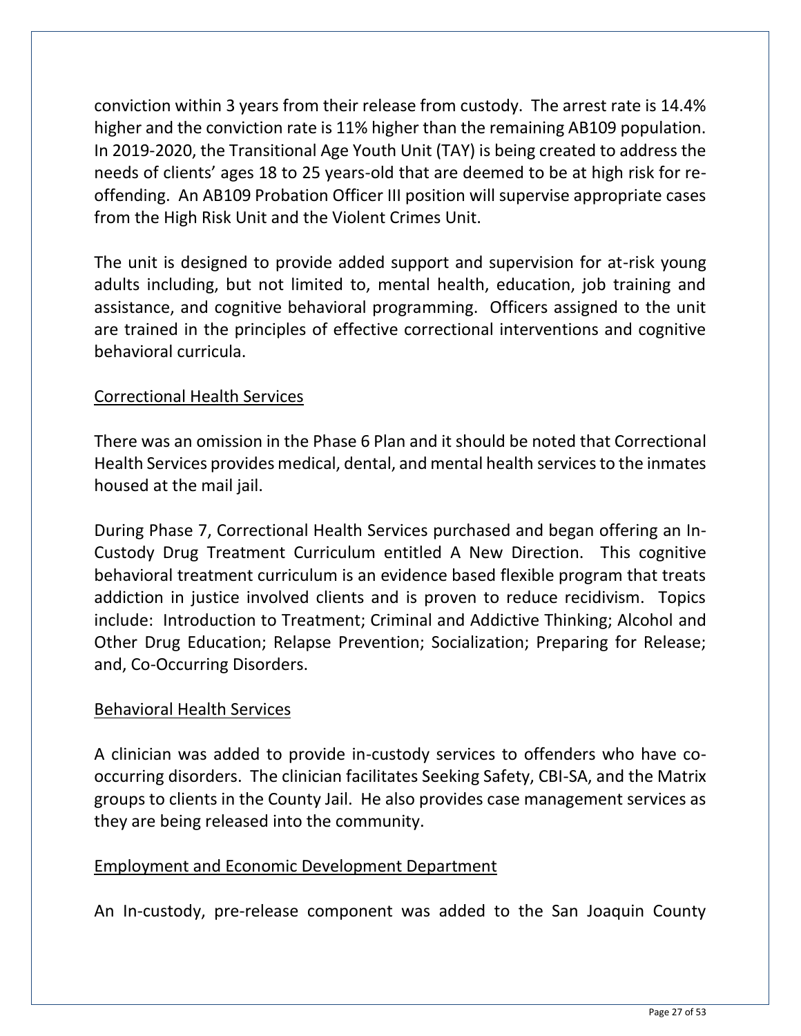conviction within 3 years from their release from custody. The arrest rate is 14.4% higher and the conviction rate is 11% higher than the remaining AB109 population. In 2019-2020, the Transitional Age Youth Unit (TAY) is being created to address the needs of clients' ages 18 to 25 years-old that are deemed to be at high risk for re-offending. An AB109 Probation Officer III position will supervise appropriate cases from the High Risk Unit and the Violent Crimes Unit.

The unit is designed to provide added support and supervision for at-risk young adults including, but not limited to, mental health, education, job training and assistance, and cognitive behavioral programming. Officers assigned to the unit are trained in the principles of effective correctional interventions and cognitive behavioral curricula.

## Correctional Health Services

There was an omission in the Phase 6 Plan and it should be noted that Correctional Health Services provides medical, dental, and mental health services to the inmates housed at the mail jail.

During Phase 7, Correctional Health Services purchased and began offering an In-Custody Drug Treatment Curriculum entitled A New Direction. This cognitive behavioral treatment curriculum is an evidence based flexible program that treats addiction in justice involved clients and is proven to reduce recidivism. Topics include: Introduction to Treatment; Criminal and Addictive Thinking; Alcohol and Other Drug Education; Relapse Prevention; Socialization; Preparing for Release; and, Co-Occurring Disorders.

## Behavioral Health Services

A clinician was added to provide in-custody services to offenders who have co-occurring disorders. The clinician facilitates Seeking Safety, CBI-SA, and the Matrix groups to clients in the County Jail. He also provides case management services as they are being released into the community.

## Employment and Economic Development Department

An In-custody, pre-release component was added to the San Joaquin County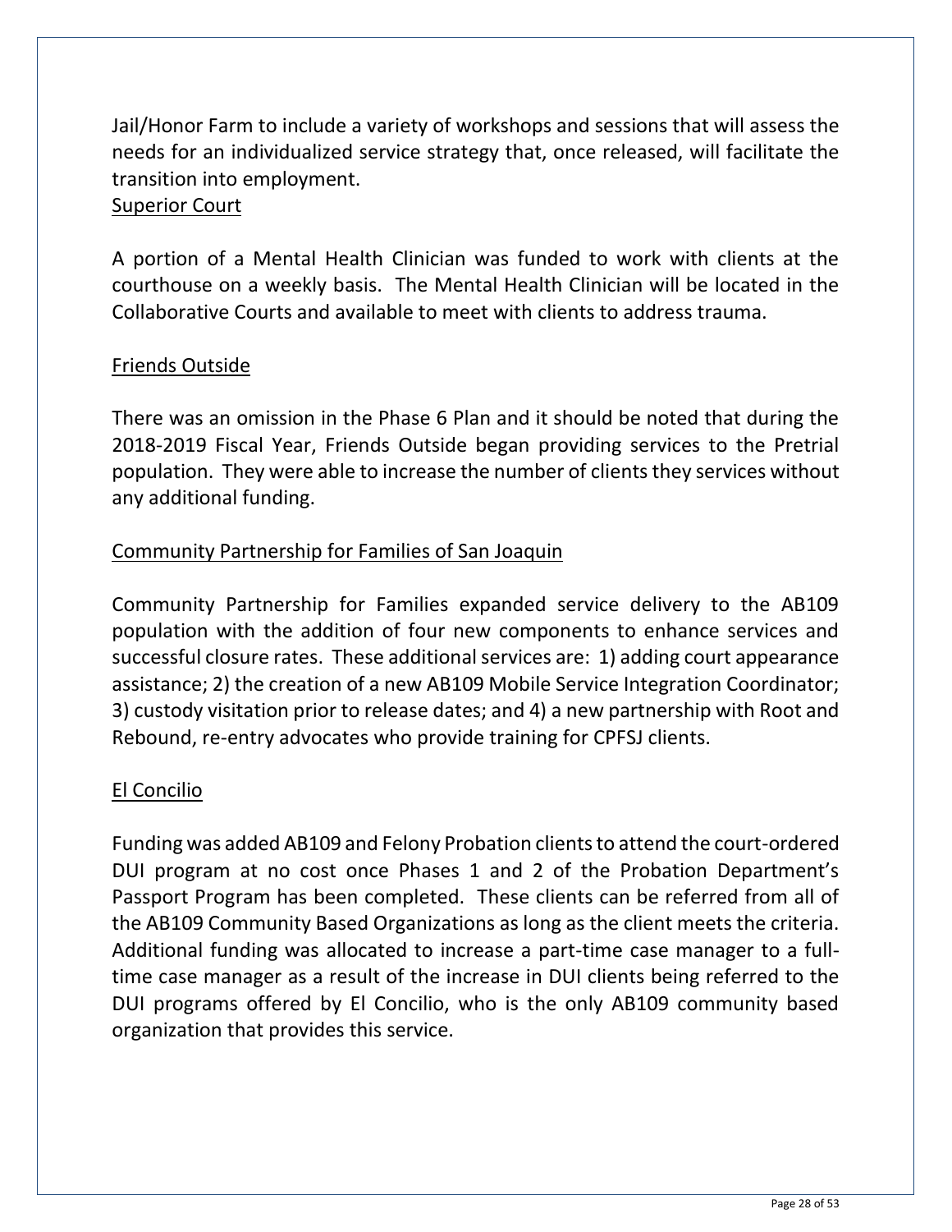Jail/Honor Farm to include a variety of workshops and sessions that will assess the needs for an individualized service strategy that, once released, will facilitate the transition into employment.

<u>Superior Court</u>

A portion of a Mental Health Clinician was funded to work with clients at the courthouse on a weekly basis. The Mental Health Clinician will be located in the Collaborative Courts and available to meet with clients to address trauma.

<u>Friends Outside</u>

There was an omission in the Phase 6 Plan and it should be noted that during the 2018-2019 Fiscal Year, Friends Outside began providing services to the Pretrial population. They were able to increase the number of clients they services without any additional funding.

<u>Community Partnership for Families of San Joaquin</u>

Community Partnership for Families expanded service delivery to the AB109 population with the addition of four new components to enhance services and successful closure rates. These additional services are: 1) adding court appearance assistance; 2) the creation of a new AB109 Mobile Service Integration Coordinator; 3) custody visitation prior to release dates; and 4) a new partnership with Root and Rebound, re-entry advocates who provide training for CPFSJ clients.

<u>El Concilio</u>

Funding was added AB109 and Felony Probation clients to attend the court-ordered DUI program at no cost once Phases 1 and 2 of the Probation Department's Passport Program has been completed. These clients can be referred from all of the AB109 Community Based Organizations as long as the client meets the criteria. Additional funding was allocated to increase a part-time case manager to a full-time case manager as a result of the increase in DUI clients being referred to the DUI programs offered by El Concilio, who is the only AB109 community based organization that provides this service.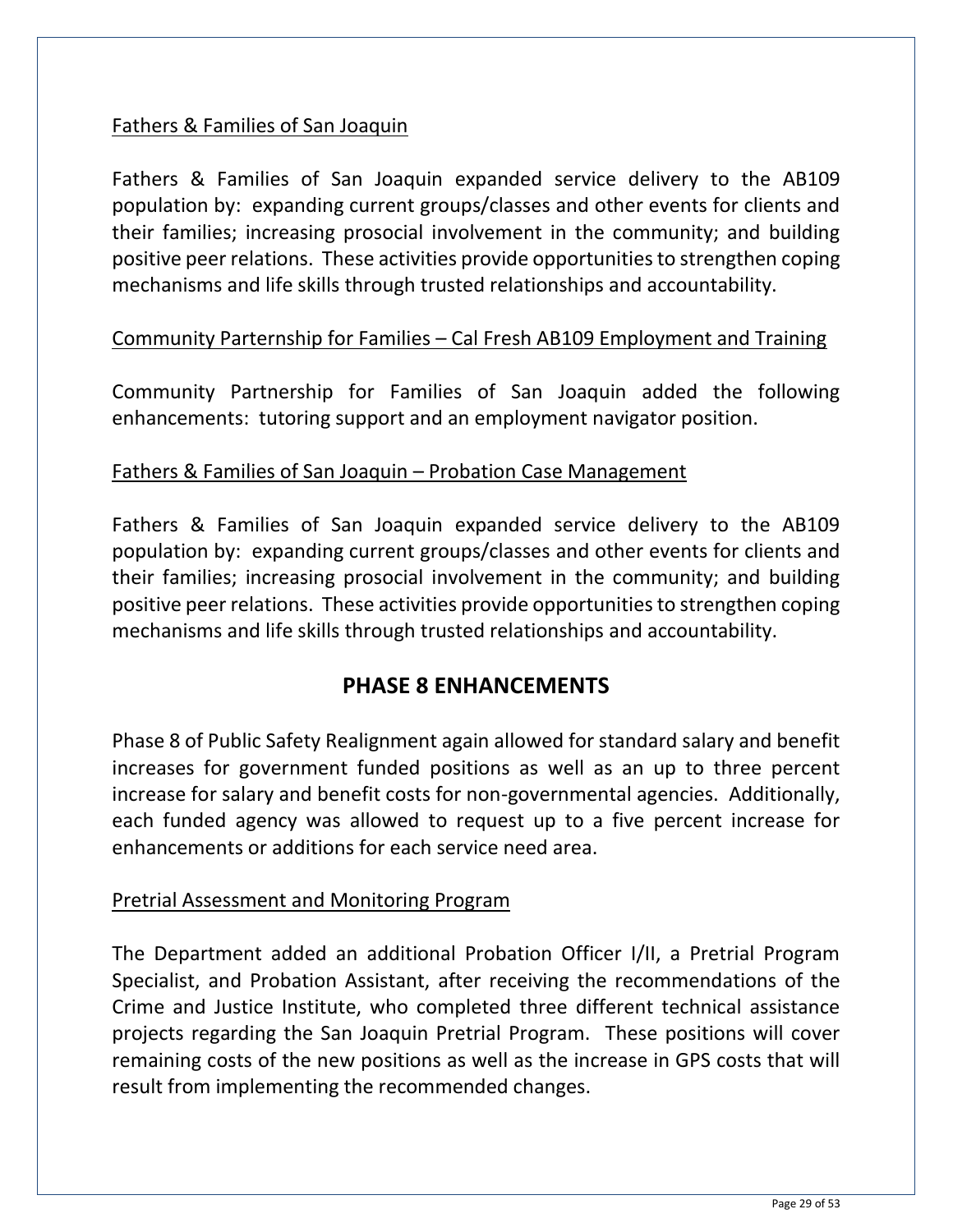Fathers & Families of San Joaquin

Fathers & Families of San Joaquin expanded service delivery to the AB109 population by: expanding current groups/classes and other events for clients and their families; increasing prosocial involvement in the community; and building positive peer relations. These activities provide opportunities to strengthen coping mechanisms and life skills through trusted relationships and accountability.

Community Parternship for Families – Cal Fresh AB109 Employment and Training

Community Partnership for Families of San Joaquin added the following enhancements: tutoring support and an employment navigator position.

Fathers & Families of San Joaquin – Probation Case Management

Fathers & Families of San Joaquin expanded service delivery to the AB109 population by: expanding current groups/classes and other events for clients and their families; increasing prosocial involvement in the community; and building positive peer relations. These activities provide opportunities to strengthen coping mechanisms and life skills through trusted relationships and accountability.

## PHASE 8 ENHANCEMENTS

Phase 8 of Public Safety Realignment again allowed for standard salary and benefit increases for government funded positions as well as an up to three percent increase for salary and benefit costs for non-governmental agencies. Additionally, each funded agency was allowed to request up to a five percent increase for enhancements or additions for each service need area.

Pretrial Assessment and Monitoring Program

The Department added an additional Probation Officer I/II, a Pretrial Program Specialist, and Probation Assistant, after receiving the recommendations of the Crime and Justice Institute, who completed three different technical assistance projects regarding the San Joaquin Pretrial Program. These positions will cover remaining costs of the new positions as well as the increase in GPS costs that will result from implementing the recommended changes.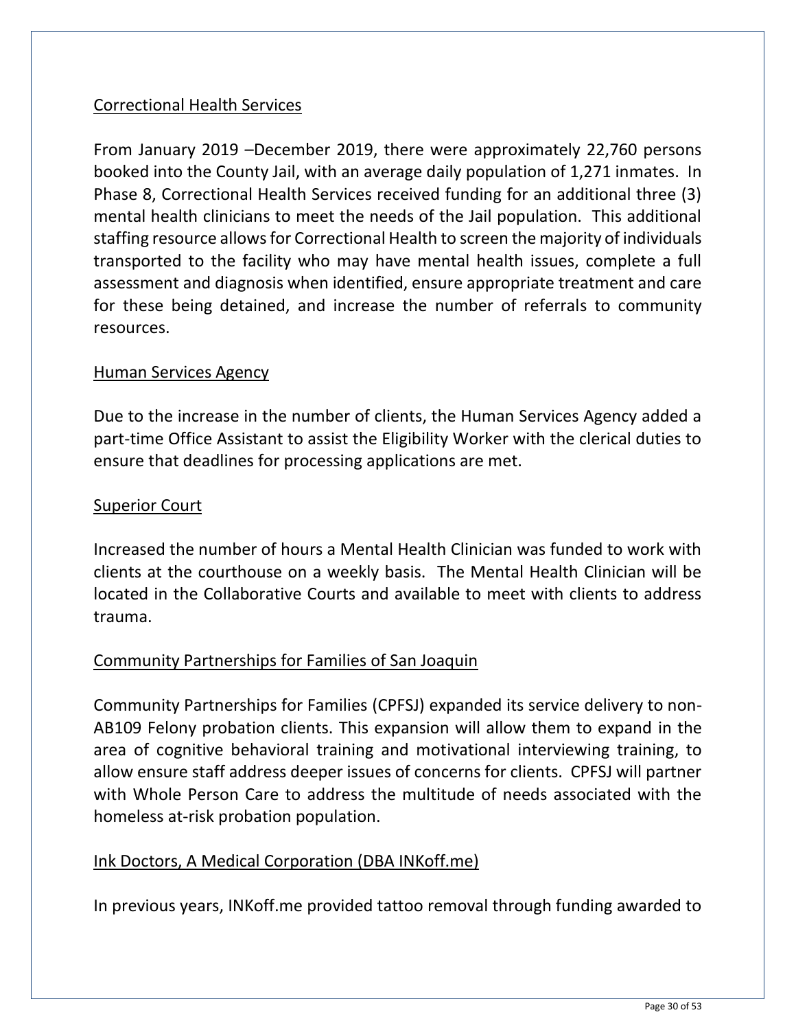Correctional Health Services

From January 2019 –December 2019, there were approximately 22,760 persons booked into the County Jail, with an average daily population of 1,271 inmates. In Phase 8, Correctional Health Services received funding for an additional three (3) mental health clinicians to meet the needs of the Jail population. This additional staffing resource allows for Correctional Health to screen the majority of individuals transported to the facility who may have mental health issues, complete a full assessment and diagnosis when identified, ensure appropriate treatment and care for these being detained, and increase the number of referrals to community resources.

Human Services Agency

Due to the increase in the number of clients, the Human Services Agency added a part-time Office Assistant to assist the Eligibility Worker with the clerical duties to ensure that deadlines for processing applications are met.

Superior Court

Increased the number of hours a Mental Health Clinician was funded to work with clients at the courthouse on a weekly basis. The Mental Health Clinician will be located in the Collaborative Courts and available to meet with clients to address trauma.

Community Partnerships for Families of San Joaquin

Community Partnerships for Families (CPFSJ) expanded its service delivery to non-AB109 Felony probation clients. This expansion will allow them to expand in the area of cognitive behavioral training and motivational interviewing training, to allow ensure staff address deeper issues of concerns for clients. CPFSJ will partner with Whole Person Care to address the multitude of needs associated with the homeless at-risk probation population.

Ink Doctors, A Medical Corporation (DBA INKoff.me)

In previous years, INKoff.me provided tattoo removal through funding awarded to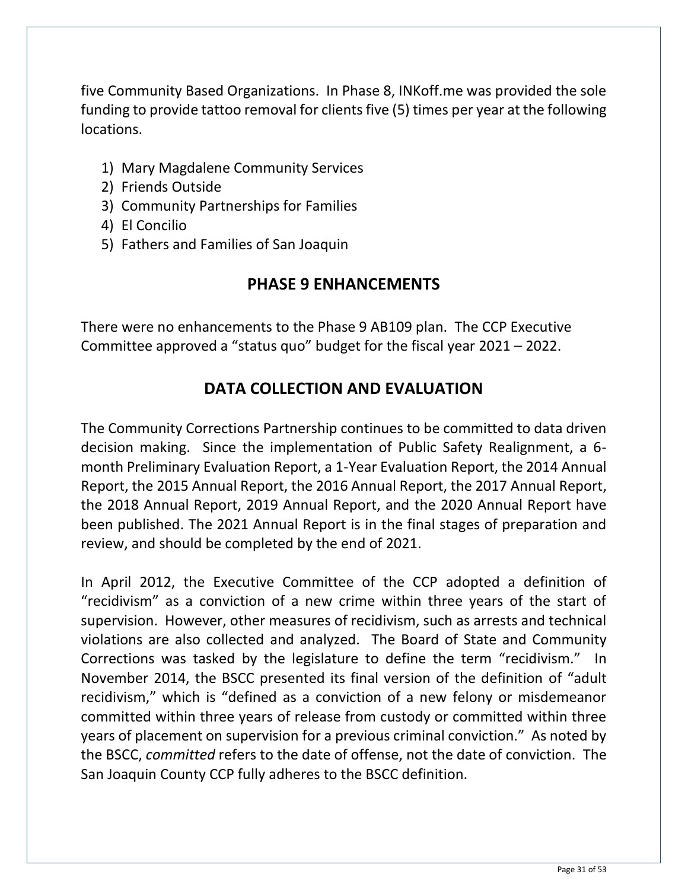five Community Based Organizations. In Phase 8, INKoff.me was provided the sole funding to provide tattoo removal for clients five (5) times per year at the following locations.

1) Mary Magdalene Community Services
2) Friends Outside
3) Community Partnerships for Families
4) El Concilio
5) Fathers and Families of San Joaquin

## PHASE 9 ENHANCEMENTS

There were no enhancements to the Phase 9 AB109 plan. The CCP Executive Committee approved a "status quo" budget for the fiscal year 2021 – 2022.

## DATA COLLECTION AND EVALUATION

The Community Corrections Partnership continues to be committed to data driven decision making. Since the implementation of Public Safety Realignment, a 6-month Preliminary Evaluation Report, a 1-Year Evaluation Report, the 2014 Annual Report, the 2015 Annual Report, the 2016 Annual Report, the 2017 Annual Report, the 2018 Annual Report, 2019 Annual Report, and the 2020 Annual Report have been published. The 2021 Annual Report is in the final stages of preparation and review, and should be completed by the end of 2021.

In April 2012, the Executive Committee of the CCP adopted a definition of "recidivism" as a conviction of a new crime within three years of the start of supervision. However, other measures of recidivism, such as arrests and technical violations are also collected and analyzed. The Board of State and Community Corrections was tasked by the legislature to define the term "recidivism." In November 2014, the BSCC presented its final version of the definition of "adult recidivism," which is "defined as a conviction of a new felony or misdemeanor committed within three years of release from custody or committed within three years of placement on supervision for a previous criminal conviction." As noted by the BSCC, *committed* refers to the date of offense, not the date of conviction. The San Joaquin County CCP fully adheres to the BSCC definition.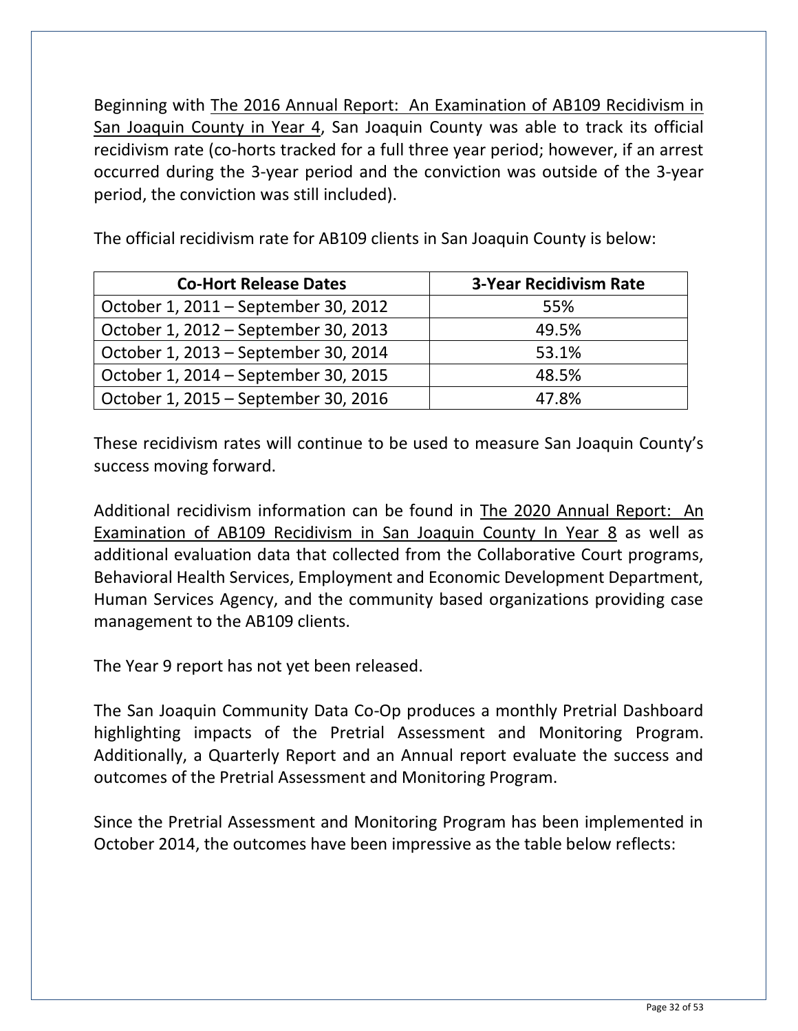Beginning with The 2016 Annual Report: An Examination of AB109 Recidivism in San Joaquin County in Year 4, San Joaquin County was able to track its official recidivism rate (co-horts tracked for a full three year period; however, if an arrest occurred during the 3-year period and the conviction was outside of the 3-year period, the conviction was still included).

The official recidivism rate for AB109 clients in San Joaquin County is below:

| Co-Hort Release Dates | 3-Year Recidivism Rate |
|---|---|
| October 1, 2011 – September 30, 2012 | 55% |
| October 1, 2012 – September 30, 2013 | 49.5% |
| October 1, 2013 – September 30, 2014 | 53.1% |
| October 1, 2014 – September 30, 2015 | 48.5% |
| October 1, 2015 – September 30, 2016 | 47.8% |

These recidivism rates will continue to be used to measure San Joaquin County's success moving forward.

Additional recidivism information can be found in The 2020 Annual Report: An Examination of AB109 Recidivism in San Joaquin County In Year 8 as well as additional evaluation data that collected from the Collaborative Court programs, Behavioral Health Services, Employment and Economic Development Department, Human Services Agency, and the community based organizations providing case management to the AB109 clients.

The Year 9 report has not yet been released.

The San Joaquin Community Data Co-Op produces a monthly Pretrial Dashboard highlighting impacts of the Pretrial Assessment and Monitoring Program. Additionally, a Quarterly Report and an Annual report evaluate the success and outcomes of the Pretrial Assessment and Monitoring Program.

Since the Pretrial Assessment and Monitoring Program has been implemented in October 2014, the outcomes have been impressive as the table below reflects: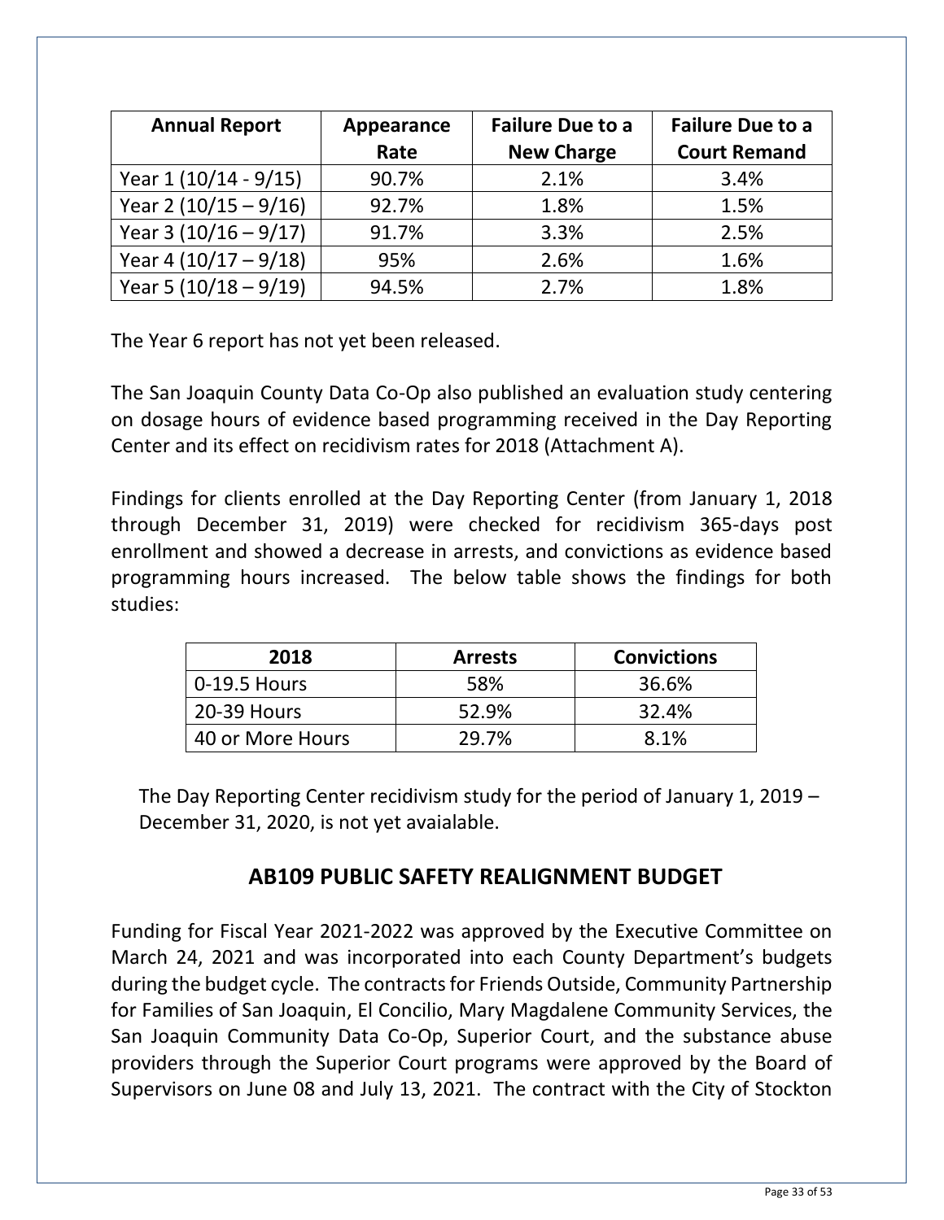| Annual Report | Appearance Rate | Failure Due to a New Charge | Failure Due to a Court Remand |
|---|---|---|---|
| Year 1 (10/14 - 9/15) | 90.7% | 2.1% | 3.4% |
| Year 2 (10/15 – 9/16) | 92.7% | 1.8% | 1.5% |
| Year 3 (10/16 – 9/17) | 91.7% | 3.3% | 2.5% |
| Year 4 (10/17 – 9/18) | 95% | 2.6% | 1.6% |
| Year 5 (10/18 – 9/19) | 94.5% | 2.7% | 1.8% |

The Year 6 report has not yet been released.

The San Joaquin County Data Co-Op also published an evaluation study centering on dosage hours of evidence based programming received in the Day Reporting Center and its effect on recidivism rates for 2018 (Attachment A).

Findings for clients enrolled at the Day Reporting Center (from January 1, 2018 through December 31, 2019) were checked for recidivism 365-days post enrollment and showed a decrease in arrests, and convictions as evidence based programming hours increased. The below table shows the findings for both studies:

| 2018 | Arrests | Convictions |
|---|---|---|
| 0-19.5 Hours | 58% | 36.6% |
| 20-39 Hours | 52.9% | 32.4% |
| 40 or More Hours | 29.7% | 8.1% |

The Day Reporting Center recidivism study for the period of January 1, 2019 – December 31, 2020, is not yet avaialable.

## AB109 PUBLIC SAFETY REALIGNMENT BUDGET

Funding for Fiscal Year 2021-2022 was approved by the Executive Committee on March 24, 2021 and was incorporated into each County Department's budgets during the budget cycle. The contracts for Friends Outside, Community Partnership for Families of San Joaquin, El Concilio, Mary Magdalene Community Services, the San Joaquin Community Data Co-Op, Superior Court, and the substance abuse providers through the Superior Court programs were approved by the Board of Supervisors on June 08 and July 13, 2021. The contract with the City of Stockton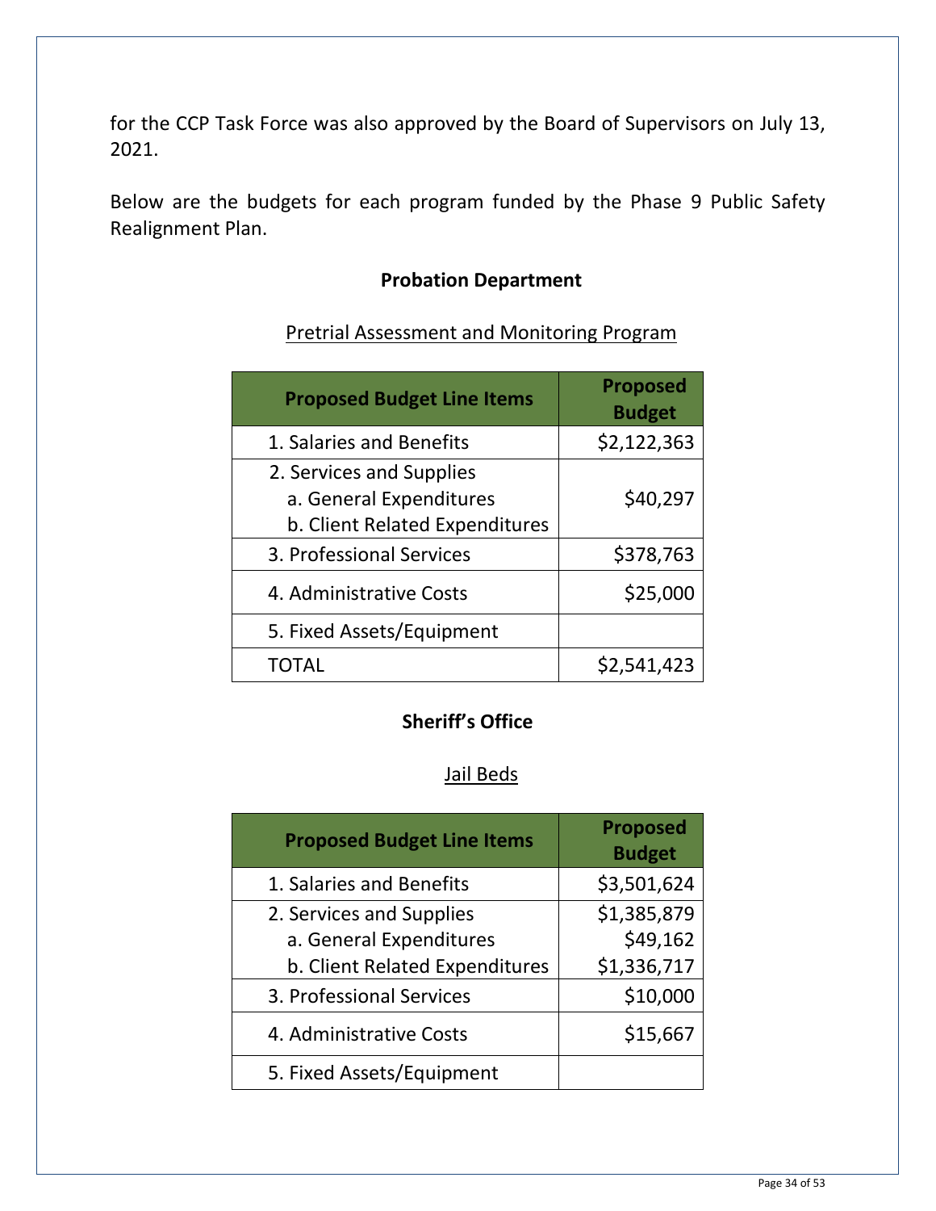for the CCP Task Force was also approved by the Board of Supervisors on July 13, 2021.

Below are the budgets for each program funded by the Phase 9 Public Safety Realignment Plan.

**Probation Department**

Pretrial Assessment and Monitoring Program

| Proposed Budget Line Items | Proposed Budget |
| --- | --- |
| 1. Salaries and Benefits | $2,122,363 |
| 2. Services and Supplies<br>a. General Expenditures<br>b. Client Related Expenditures | $40,297 |
| 3. Professional Services | $378,763 |
| 4. Administrative Costs | $25,000 |
| 5. Fixed Assets/Equipment | |
| TOTAL | $2,541,423 |

**Sheriff's Office**

Jail Beds

| Proposed Budget Line Items | Proposed Budget |
| --- | --- |
| 1. Salaries and Benefits | $3,501,624 |
| 2. Services and Supplies<br>a. General Expenditures<br>b. Client Related Expenditures | $1,385,879<br>$49,162<br>$1,336,717 |
| 3. Professional Services | $10,000 |
| 4. Administrative Costs | $15,667 |
| 5. Fixed Assets/Equipment | |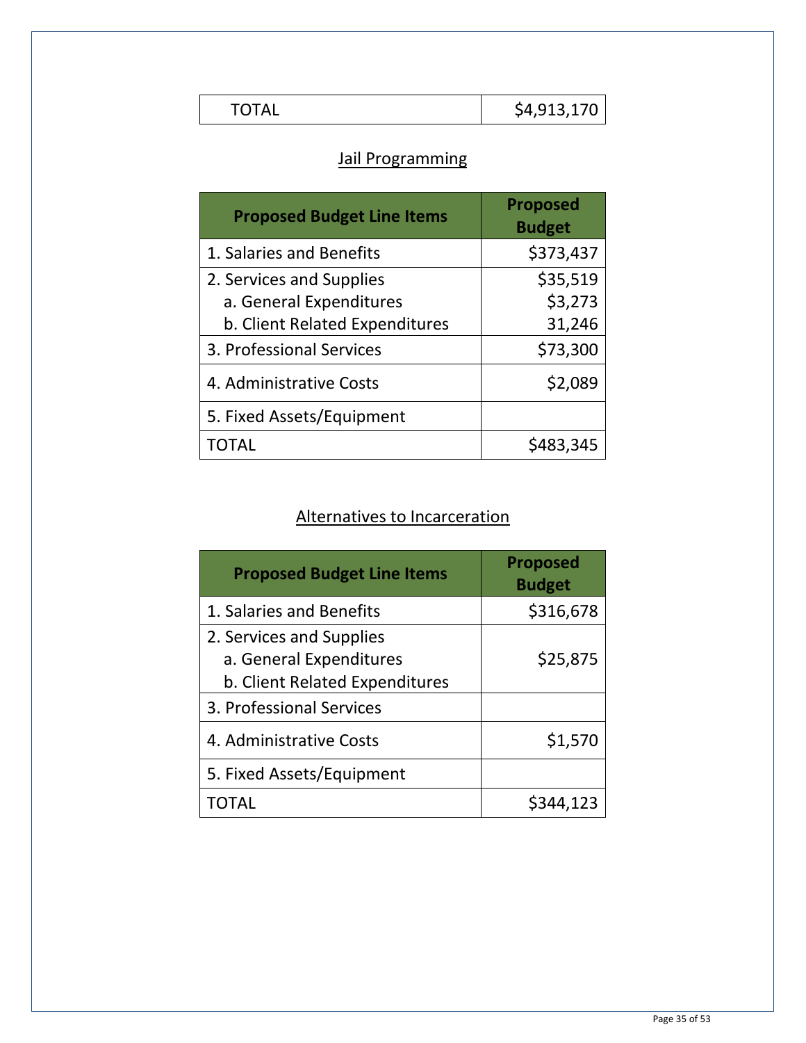| TOTAL | $4,913,170 |
|---|---|

## Jail Programming

| Proposed Budget Line Items | Proposed Budget |
|---|---|
| 1. Salaries and Benefits | $373,437 |
| 2. Services and Supplies<br>a. General Expenditures<br>b. Client Related Expenditures | $35,519<br>$3,273<br>31,246 |
| 3. Professional Services | $73,300 |
| 4. Administrative Costs | $2,089 |
| 5. Fixed Assets/Equipment | |
| TOTAL | $483,345 |

## Alternatives to Incarceration

| Proposed Budget Line Items | Proposed Budget |
|---|---|
| 1. Salaries and Benefits | $316,678 |
| 2. Services and Supplies<br>a. General Expenditures<br>b. Client Related Expenditures | $25,875 |
| 3. Professional Services | |
| 4. Administrative Costs | $1,570 |
| 5. Fixed Assets/Equipment | |
| TOTAL | $344,123 |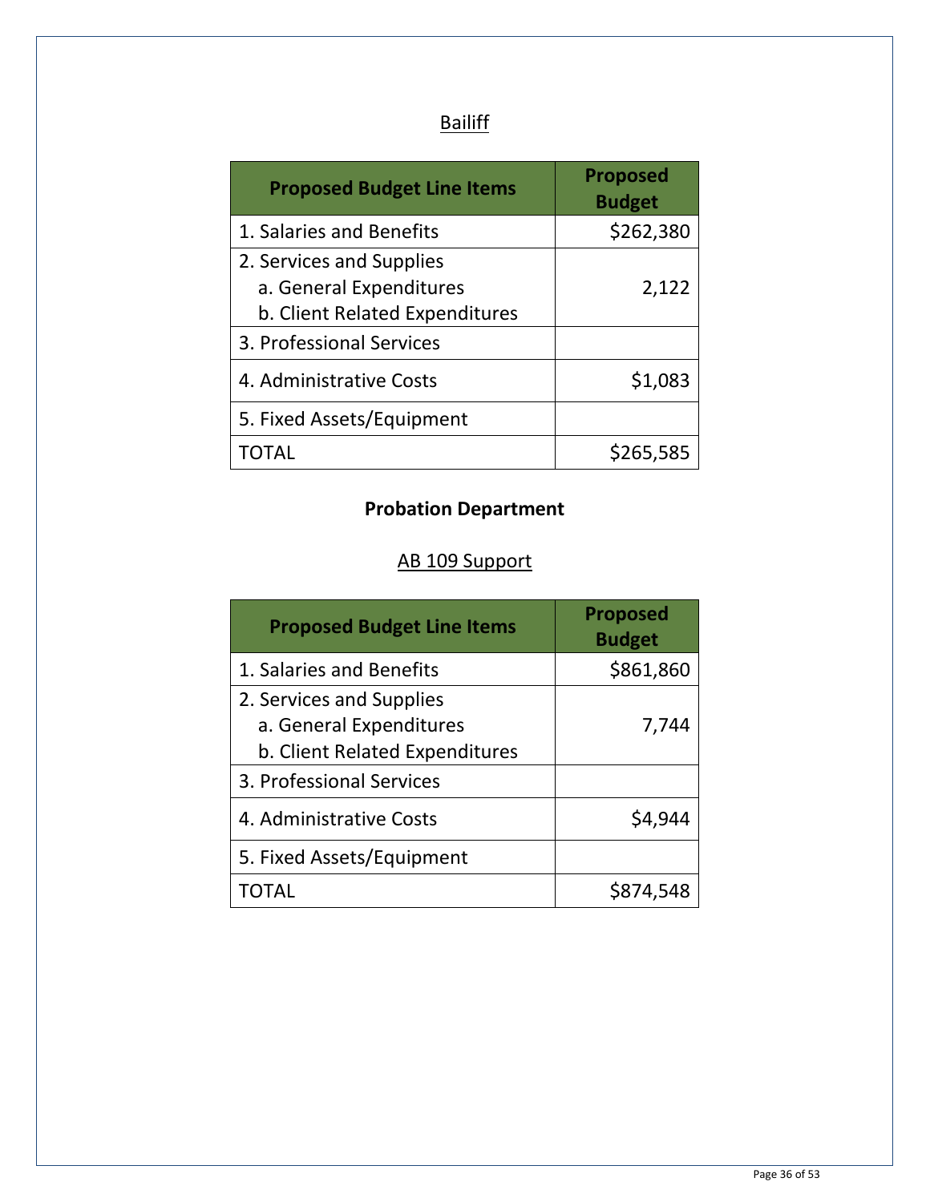Bailiff

| Proposed Budget Line Items | Proposed Budget |
|---|---|
| 1. Salaries and Benefits | $262,380 |
| 2. Services and Supplies<br>a. General Expenditures<br>b. Client Related Expenditures | 2,122 |
| 3. Professional Services | |
| 4. Administrative Costs | $1,083 |
| 5. Fixed Assets/Equipment | |
| TOTAL | $265,585 |

**Probation Department**

AB 109 Support

| Proposed Budget Line Items | Proposed Budget |
|---|---|
| 1. Salaries and Benefits | $861,860 |
| 2. Services and Supplies<br>a. General Expenditures<br>b. Client Related Expenditures | 7,744 |
| 3. Professional Services | |
| 4. Administrative Costs | $4,944 |
| 5. Fixed Assets/Equipment | |
| TOTAL | $874,548 |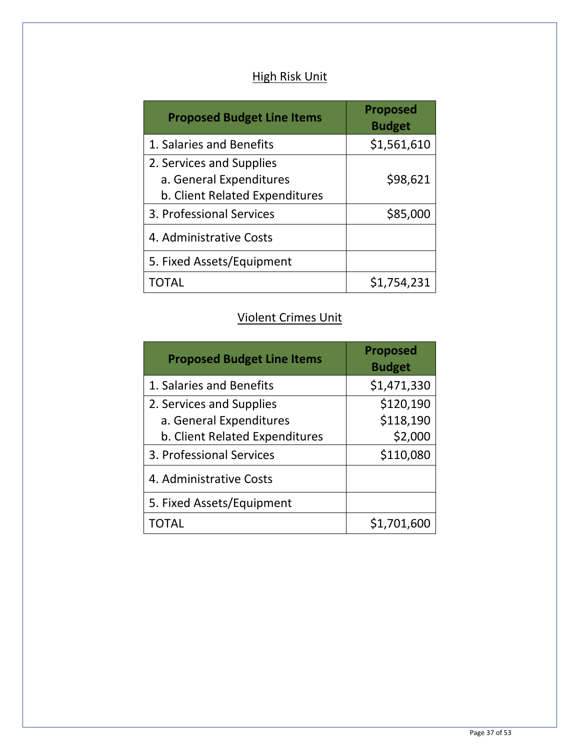## High Risk Unit

| Proposed Budget Line Items | Proposed Budget |
|---|---|
| 1. Salaries and Benefits | $1,561,610 |
| 2. Services and Supplies<br>a. General Expenditures<br>b. Client Related Expenditures | $98,621 |
| 3. Professional Services | $85,000 |
| 4. Administrative Costs | |
| 5. Fixed Assets/Equipment | |
| TOTAL | $1,754,231 |

## Violent Crimes Unit

| Proposed Budget Line Items | Proposed Budget |
|---|---|
| 1. Salaries and Benefits | $1,471,330 |
| 2. Services and Supplies<br>a. General Expenditures<br>b. Client Related Expenditures | $120,190<br>$118,190<br>$2,000 |
| 3. Professional Services | $110,080 |
| 4. Administrative Costs | |
| 5. Fixed Assets/Equipment | |
| TOTAL | $1,701,600 |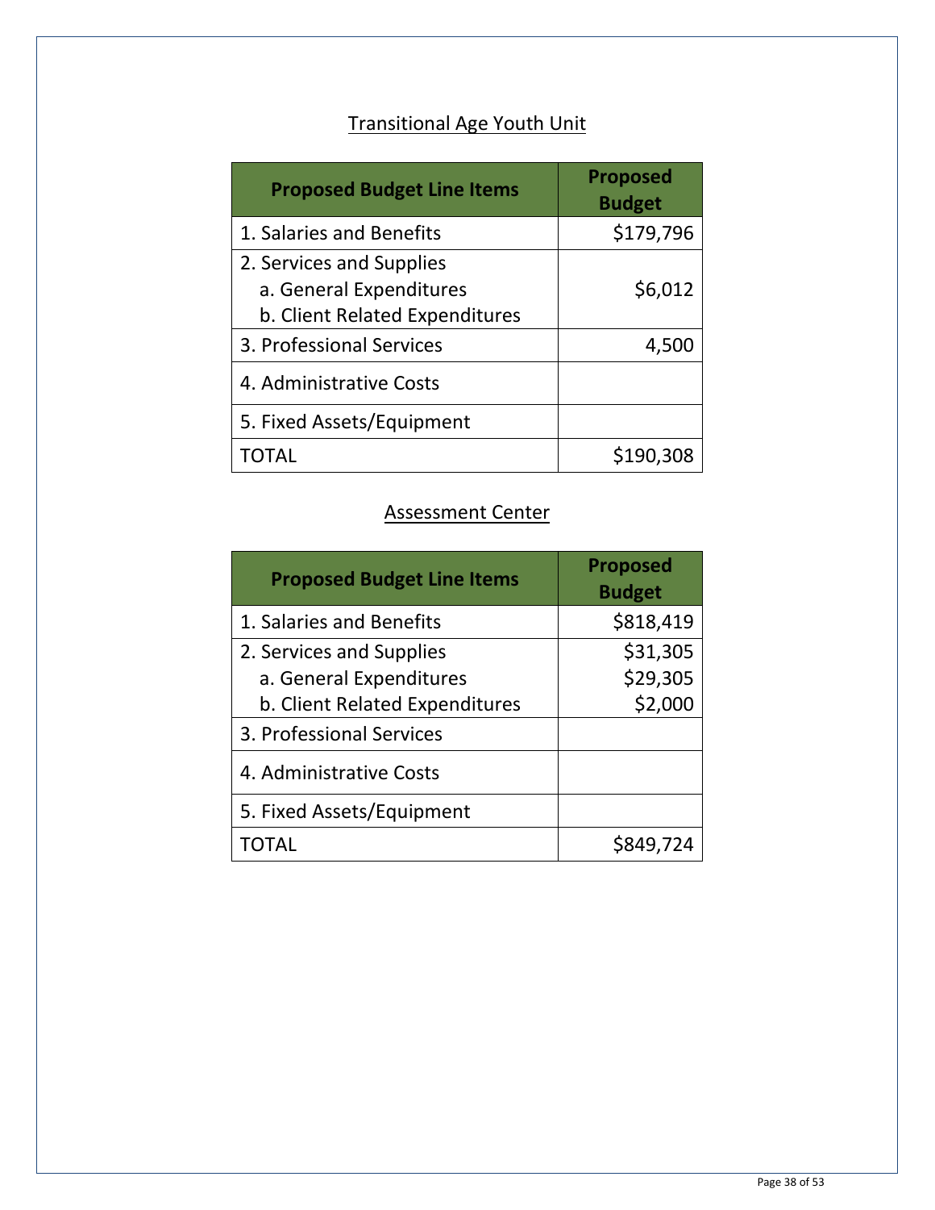## Transitional Age Youth Unit

| Proposed Budget Line Items | Proposed Budget |
|---|---|
| 1. Salaries and Benefits | $179,796 |
| 2. Services and Supplies<br>a. General Expenditures<br>b. Client Related Expenditures | $6,012 |
| 3. Professional Services | 4,500 |
| 4. Administrative Costs | |
| 5. Fixed Assets/Equipment | |
| TOTAL | $190,308 |

## Assessment Center

| Proposed Budget Line Items | Proposed Budget |
|---|---|
| 1. Salaries and Benefits | $818,419 |
| 2. Services and Supplies<br>a. General Expenditures<br>b. Client Related Expenditures | $31,305<br>$29,305<br>$2,000 |
| 3. Professional Services | |
| 4. Administrative Costs | |
| 5. Fixed Assets/Equipment | |
| TOTAL | $849,724 |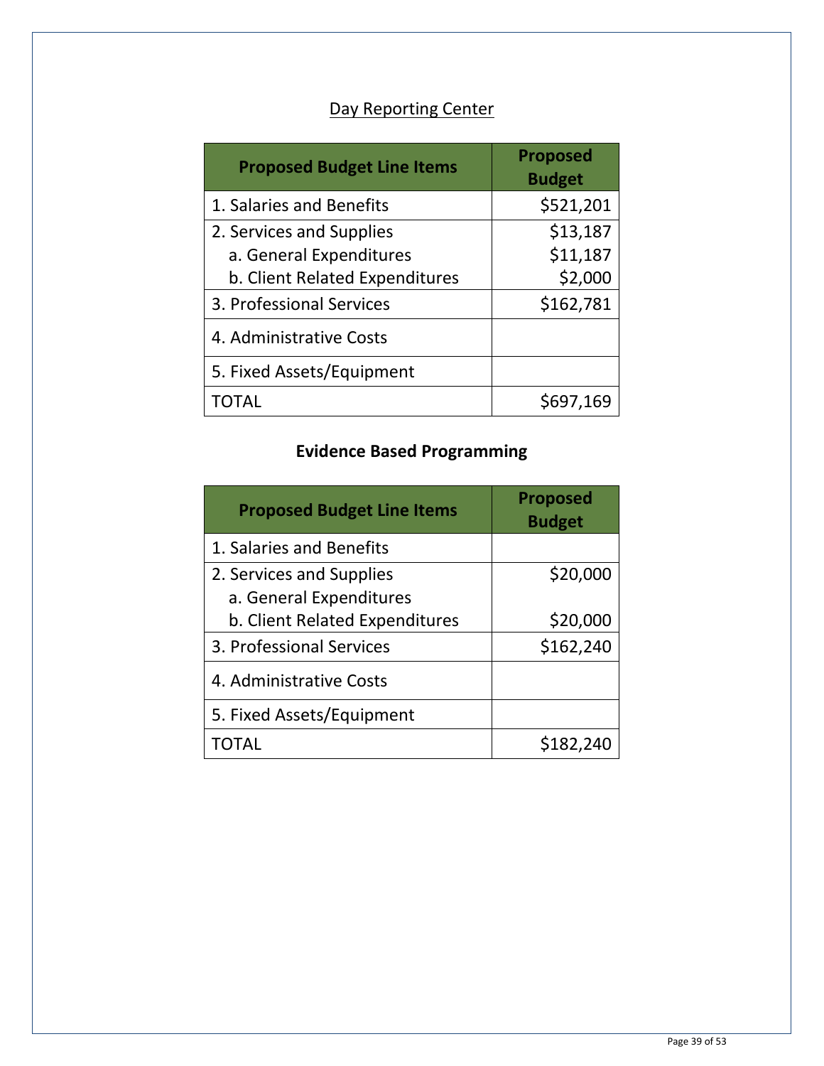## Day Reporting Center

| Proposed Budget Line Items | Proposed Budget |
|---|---|
| 1. Salaries and Benefits | $521,201 |
| 2. Services and Supplies<br>a. General Expenditures<br>b. Client Related Expenditures | $13,187<br>$11,187<br>$2,000 |
| 3. Professional Services | $162,781 |
| 4. Administrative Costs | |
| 5. Fixed Assets/Equipment | |
| TOTAL | $697,169 |

## Evidence Based Programming

| Proposed Budget Line Items | Proposed Budget |
|---|---|
| 1. Salaries and Benefits | |
| 2. Services and Supplies<br>a. General Expenditures<br>b. Client Related Expenditures | $20,000<br><br>$20,000 |
| 3. Professional Services | $162,240 |
| 4. Administrative Costs | |
| 5. Fixed Assets/Equipment | |
| TOTAL | $182,240 |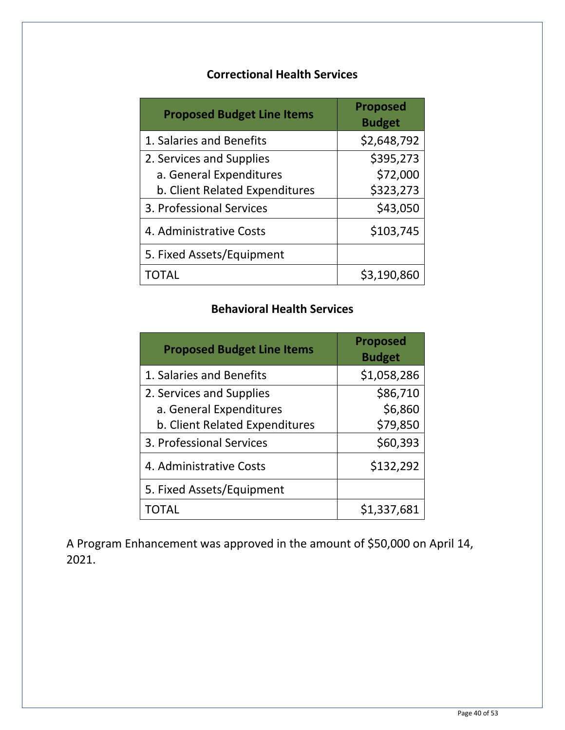### Correctional Health Services

| Proposed Budget Line Items | Proposed Budget |
|---|---|
| 1. Salaries and Benefits | $2,648,792 |
| 2. Services and Supplies | $395,273 |
| a. General Expenditures | $72,000 |
| b. Client Related Expenditures | $323,273 |
| 3. Professional Services | $43,050 |
| 4. Administrative Costs | $103,745 |
| 5. Fixed Assets/Equipment | |
| TOTAL | $3,190,860 |

### Behavioral Health Services

| Proposed Budget Line Items | Proposed Budget |
|---|---|
| 1. Salaries and Benefits | $1,058,286 |
| 2. Services and Supplies | $86,710 |
| a. General Expenditures | $6,860 |
| b. Client Related Expenditures | $79,850 |
| 3. Professional Services | $60,393 |
| 4. Administrative Costs | $132,292 |
| 5. Fixed Assets/Equipment | |
| TOTAL | $1,337,681 |

A Program Enhancement was approved in the amount of $50,000 on April 14, 2021.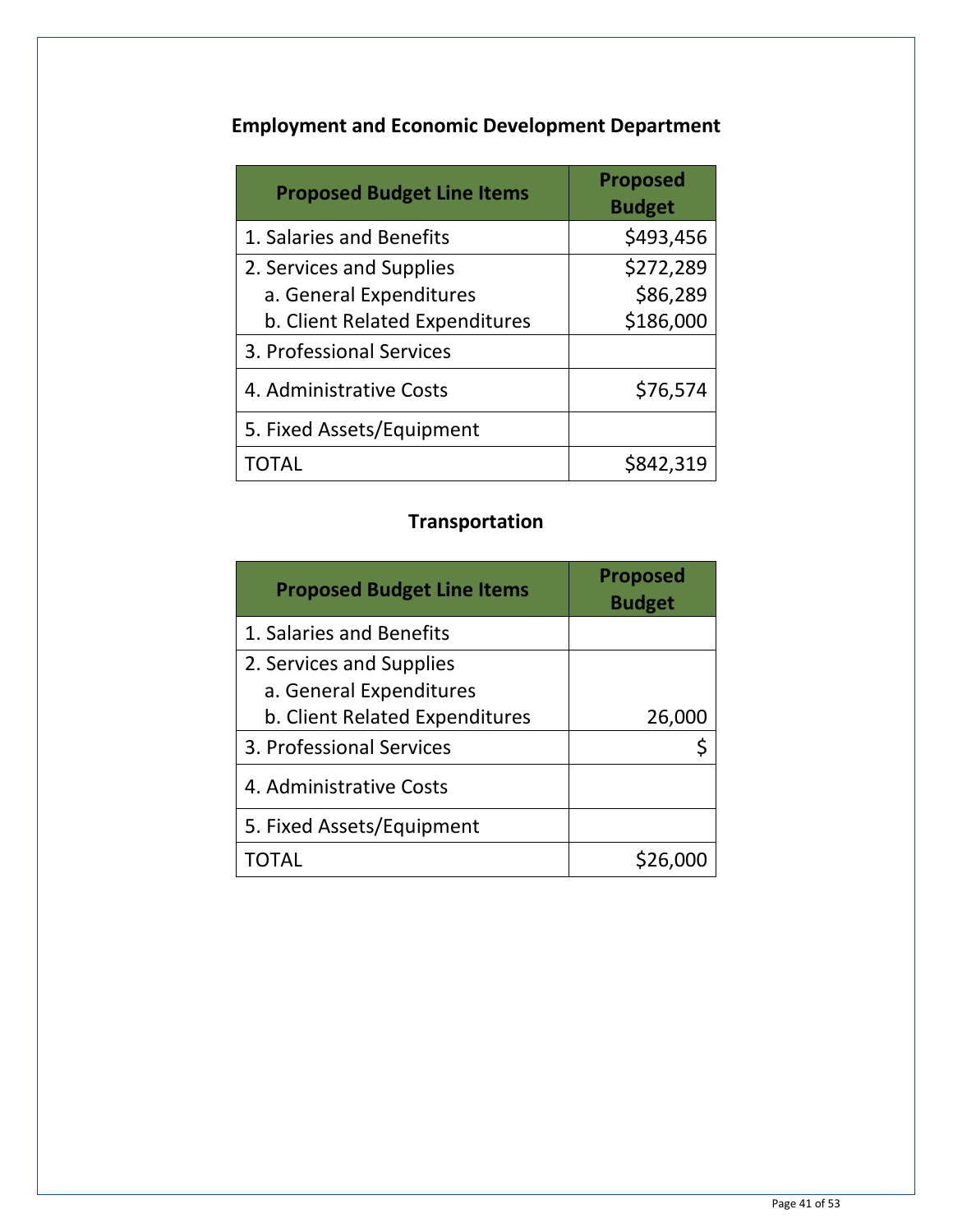## Employment and Economic Development Department

| Proposed Budget Line Items | Proposed Budget |
|---|---|
| 1. Salaries and Benefits | $493,456 |
| 2. Services and Supplies<br>a. General Expenditures<br>b. Client Related Expenditures | $272,289<br>$86,289<br>$186,000 |
| 3. Professional Services | |
| 4. Administrative Costs | $76,574 |
| 5. Fixed Assets/Equipment | |
| TOTAL | $842,319 |

## Transportation

| Proposed Budget Line Items | Proposed Budget |
|---|---|
| 1. Salaries and Benefits | |
| 2. Services and Supplies<br>a. General Expenditures<br>b. Client Related Expenditures | <br><br>26,000 |
| 3. Professional Services | $ |
| 4. Administrative Costs | |
| 5. Fixed Assets/Equipment | |
| TOTAL | $26,000 |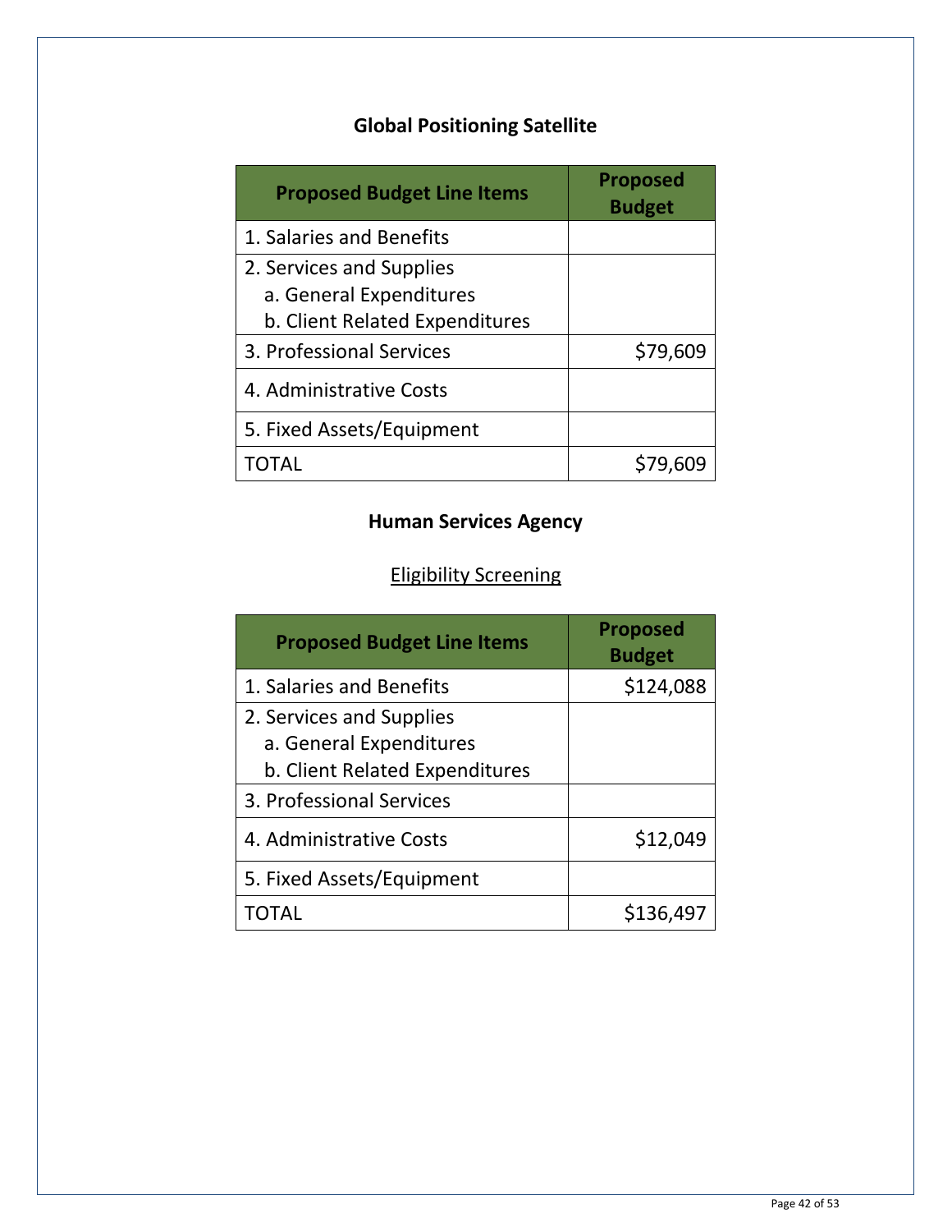## Global Positioning Satellite

| Proposed Budget Line Items | Proposed Budget |
| --- | --- |
| 1. Salaries and Benefits | |
| 2. Services and Supplies<br>a. General Expenditures<br>b. Client Related Expenditures | |
| 3. Professional Services | $79,609 |
| 4. Administrative Costs | |
| 5. Fixed Assets/Equipment | |
| TOTAL | $79,609 |

## Human Services Agency

### Eligibility Screening

| Proposed Budget Line Items | Proposed Budget |
| --- | --- |
| 1. Salaries and Benefits | $124,088 |
| 2. Services and Supplies<br>a. General Expenditures<br>b. Client Related Expenditures | |
| 3. Professional Services | |
| 4. Administrative Costs | $12,049 |
| 5. Fixed Assets/Equipment | |
| TOTAL | $136,497 |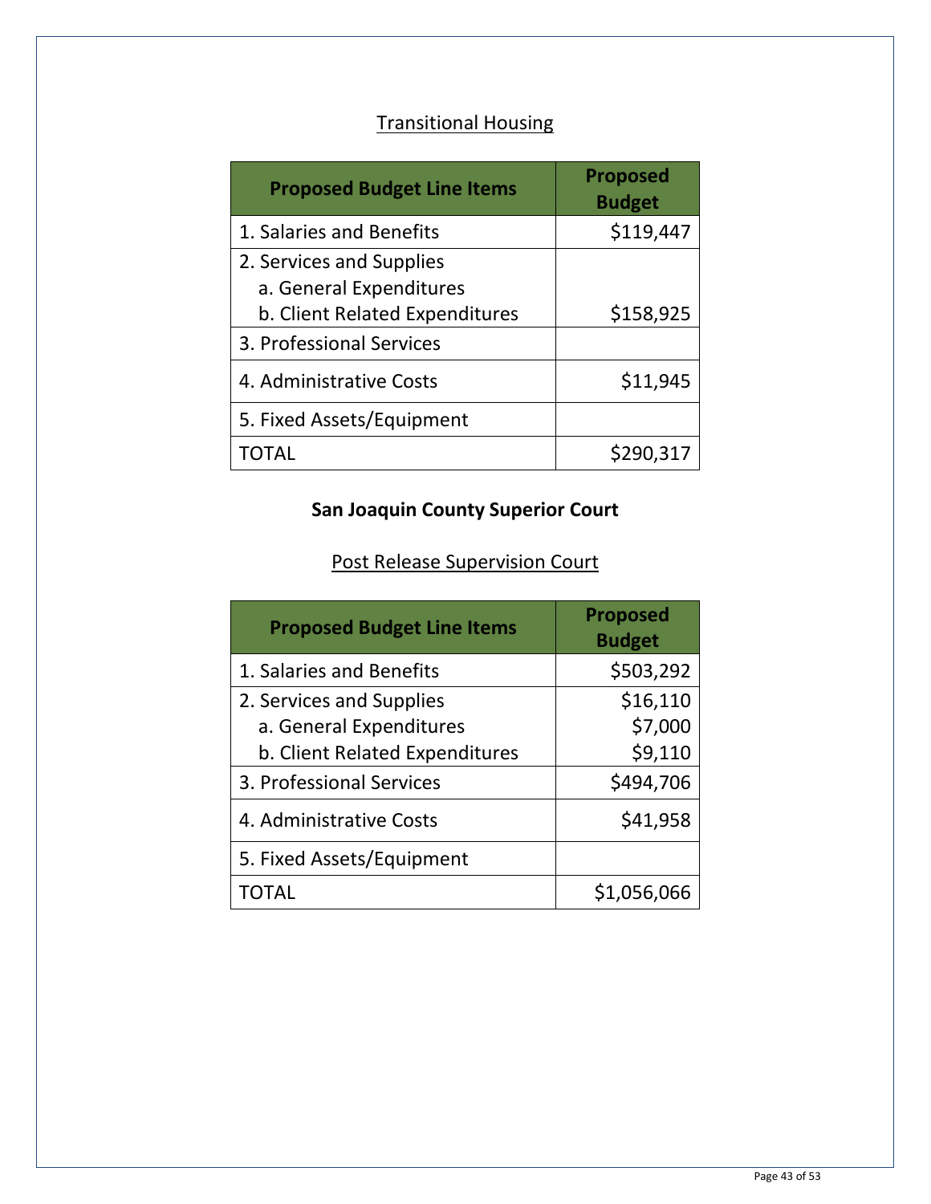<u>Transitional Housing</u>

| Proposed Budget Line Items | Proposed Budget |
|---|---|
| 1. Salaries and Benefits | $119,447 |
| 2. Services and Supplies<br>a. General Expenditures<br>b. Client Related Expenditures | <br><br>$158,925 |
| 3. Professional Services | |
| 4. Administrative Costs | $11,945 |
| 5. Fixed Assets/Equipment | |
| TOTAL | $290,317 |

**San Joaquin County Superior Court**

<u>Post Release Supervision Court</u>

| Proposed Budget Line Items | Proposed Budget |
|---|---|
| 1. Salaries and Benefits | $503,292 |
| 2. Services and Supplies<br>a. General Expenditures<br>b. Client Related Expenditures | $16,110<br>$7,000<br>$9,110 |
| 3. Professional Services | $494,706 |
| 4. Administrative Costs | $41,958 |
| 5. Fixed Assets/Equipment | |
| TOTAL | $1,056,066 |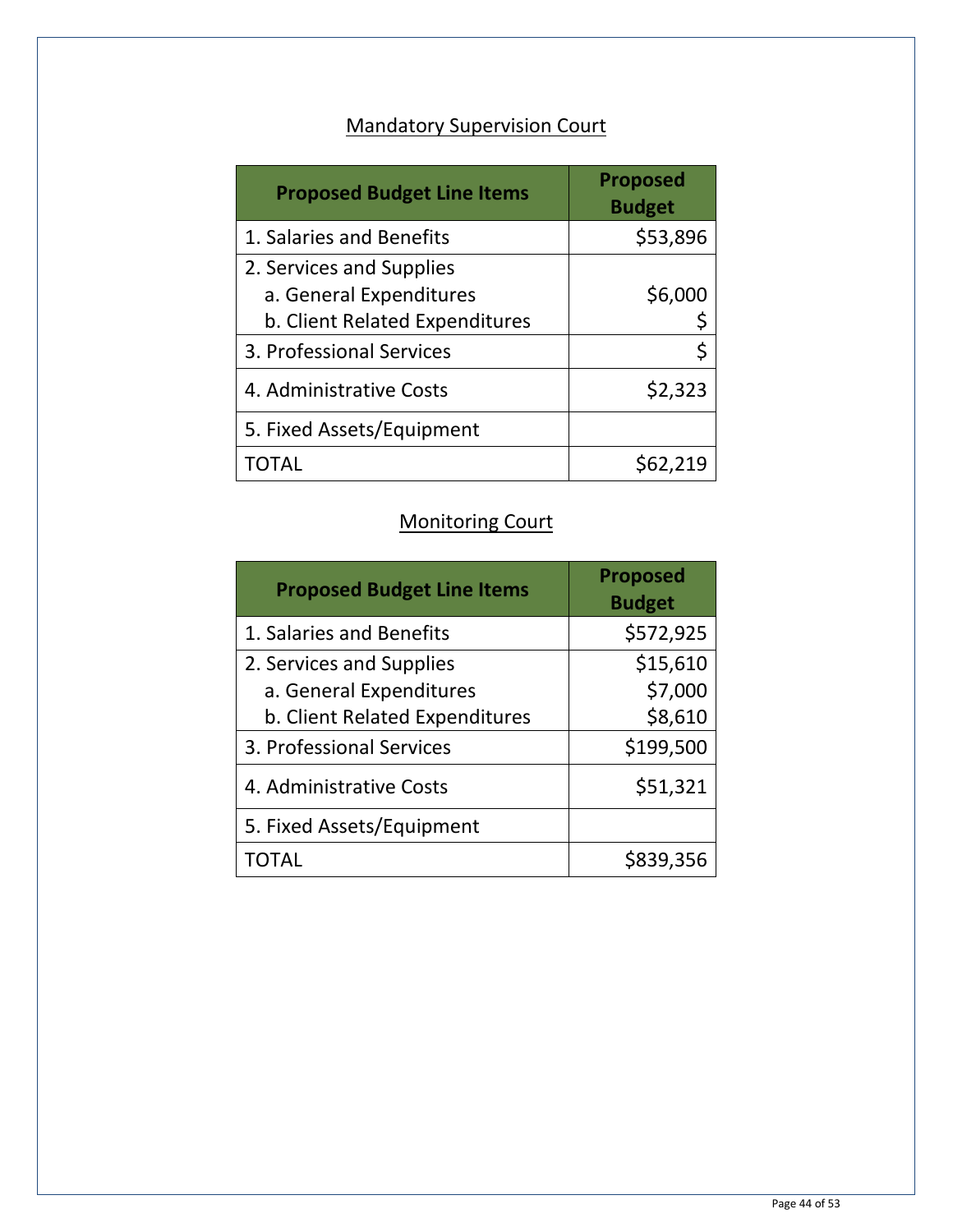Mandatory Supervision Court

| Proposed Budget Line Items | Proposed Budget |
|---|---|
| 1. Salaries and Benefits | $53,896 |
| 2. Services and Supplies<br>a. General Expenditures<br>b. Client Related Expenditures | <br>$6,000<br>$ |
| 3. Professional Services | $ |
| 4. Administrative Costs | $2,323 |
| 5. Fixed Assets/Equipment | |
| TOTAL | $62,219 |

Monitoring Court

| Proposed Budget Line Items | Proposed Budget |
|---|---|
| 1. Salaries and Benefits | $572,925 |
| 2. Services and Supplies<br>a. General Expenditures<br>b. Client Related Expenditures | $15,610<br>$7,000<br>$8,610 |
| 3. Professional Services | $199,500 |
| 4. Administrative Costs | $51,321 |
| 5. Fixed Assets/Equipment | |
| TOTAL | $839,356 |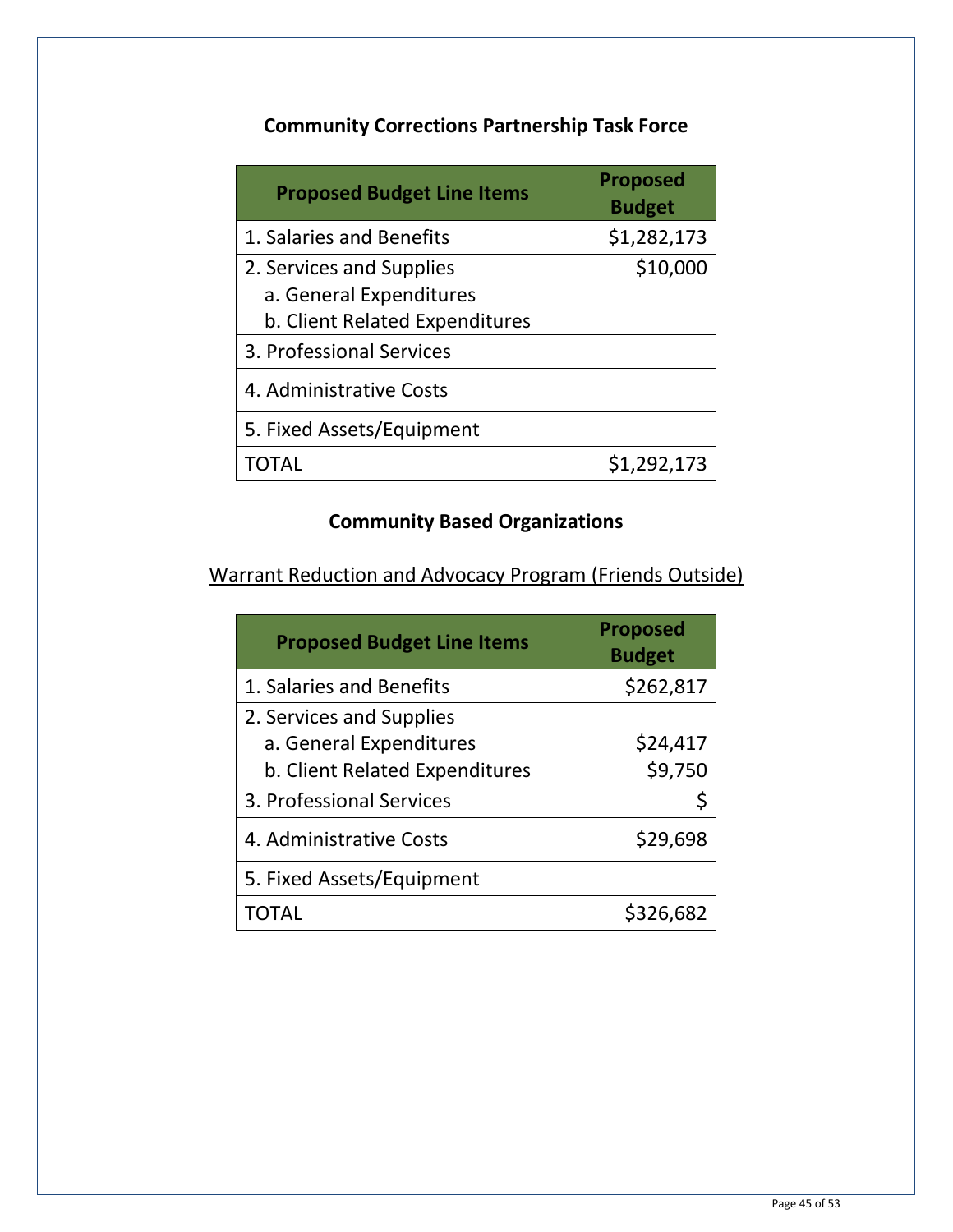## Community Corrections Partnership Task Force

| Proposed Budget Line Items | Proposed Budget |
|---|---|
| 1. Salaries and Benefits | $1,282,173 |
| 2. Services and Supplies<br>a. General Expenditures<br>b. Client Related Expenditures | $10,000 |
| 3. Professional Services | |
| 4. Administrative Costs | |
| 5. Fixed Assets/Equipment | |
| TOTAL | $1,292,173 |

## Community Based Organizations

<u>Warrant Reduction and Advocacy Program (Friends Outside)</u>

| Proposed Budget Line Items | Proposed Budget |
|---|---|
| 1. Salaries and Benefits | $262,817 |
| 2. Services and Supplies<br>a. General Expenditures<br>b. Client Related Expenditures | <br>$24,417<br>$9,750 |
| 3. Professional Services | $ |
| 4. Administrative Costs | $29,698 |
| 5. Fixed Assets/Equipment | |
| TOTAL | $326,682 |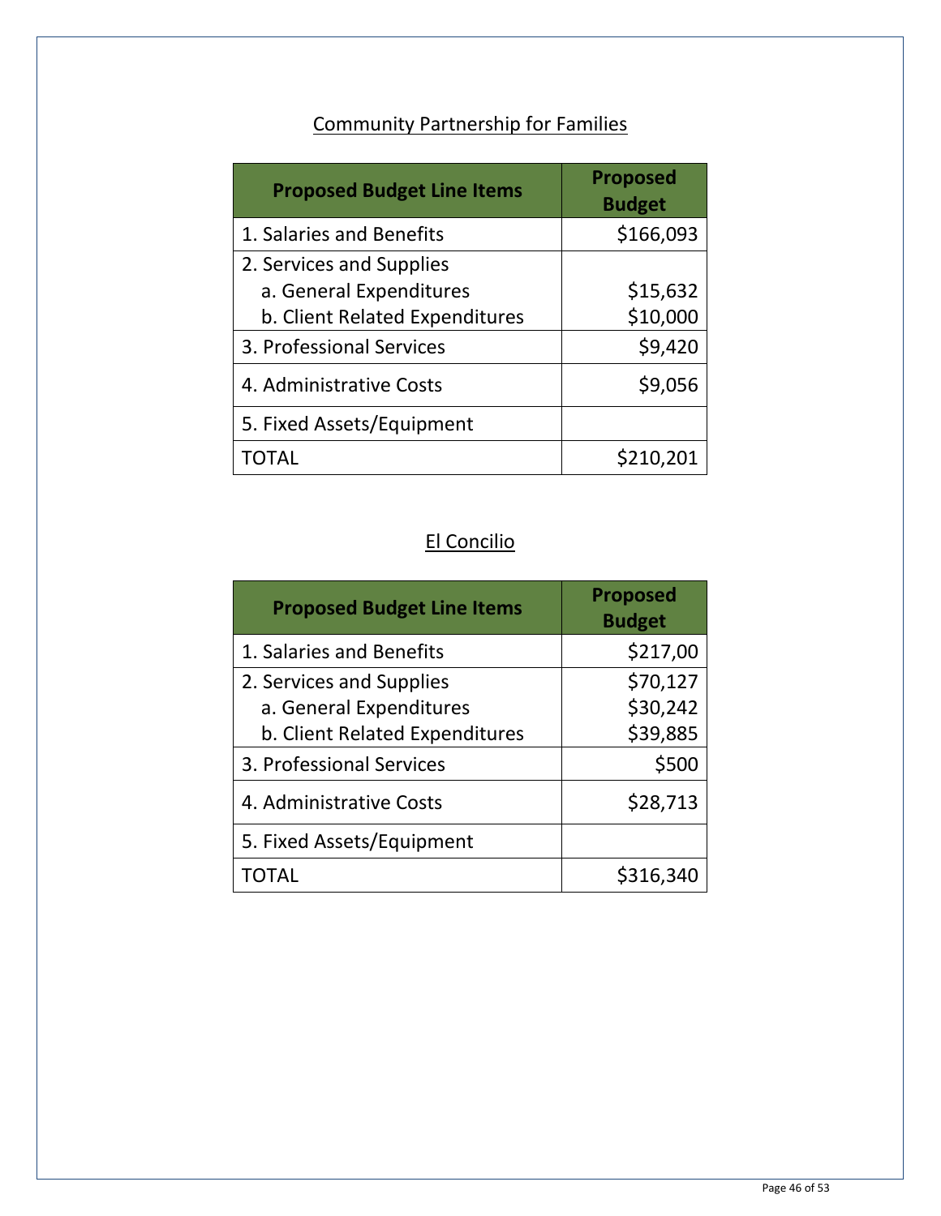## Community Partnership for Families

| Proposed Budget Line Items | Proposed Budget |
|---|---|
| 1. Salaries and Benefits | $166,093 |
| 2. Services and Supplies | |
| a. General Expenditures | $15,632 |
| b. Client Related Expenditures | $10,000 |
| 3. Professional Services | $9,420 |
| 4. Administrative Costs | $9,056 |
| 5. Fixed Assets/Equipment | |
| TOTAL | $210,201 |

## El Concilio

| Proposed Budget Line Items | Proposed Budget |
|---|---|
| 1. Salaries and Benefits | $217,00 |
| 2. Services and Supplies | $70,127 |
| a. General Expenditures | $30,242 |
| b. Client Related Expenditures | $39,885 |
| 3. Professional Services | $500 |
| 4. Administrative Costs | $28,713 |
| 5. Fixed Assets/Equipment | |
| TOTAL | $316,340 |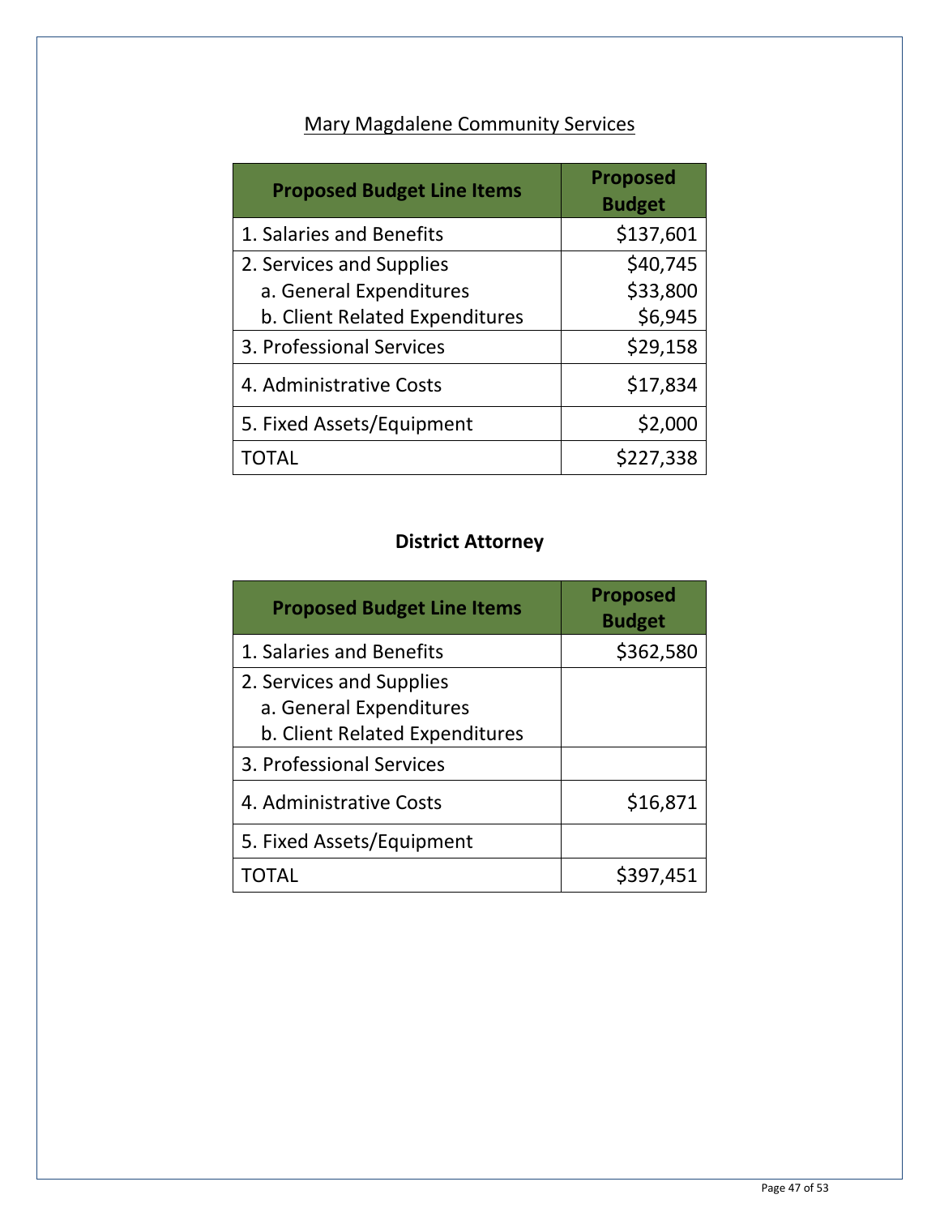## Mary Magdalene Community Services

| Proposed Budget Line Items | Proposed Budget |
|---|---|
| 1. Salaries and Benefits | $137,601 |
| 2. Services and Supplies | $40,745 |
| a. General Expenditures | $33,800 |
| b. Client Related Expenditures | $6,945 |
| 3. Professional Services | $29,158 |
| 4. Administrative Costs | $17,834 |
| 5. Fixed Assets/Equipment | $2,000 |
| TOTAL | $227,338 |

## District Attorney

| Proposed Budget Line Items | Proposed Budget |
|---|---|
| 1. Salaries and Benefits | $362,580 |
| 2. Services and Supplies | |
| a. General Expenditures | |
| b. Client Related Expenditures | |
| 3. Professional Services | |
| 4. Administrative Costs | $16,871 |
| 5. Fixed Assets/Equipment | |
| TOTAL | $397,451 |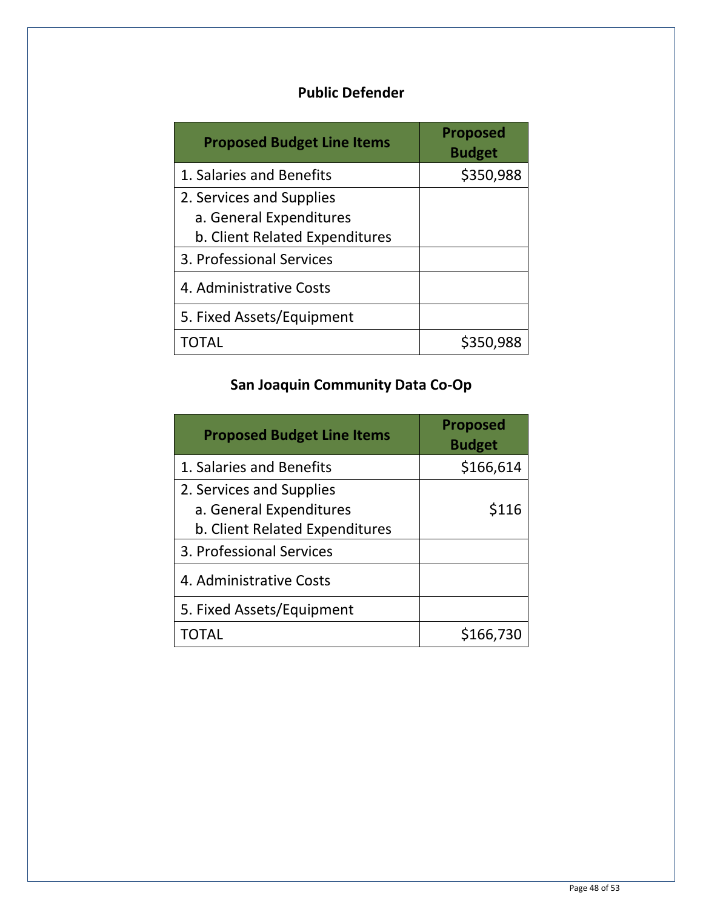## Public Defender

| Proposed Budget Line Items | Proposed Budget |
|---|---|
| 1. Salaries and Benefits | $350,988 |
| 2. Services and Supplies<br>a. General Expenditures<br>b. Client Related Expenditures | |
| 3. Professional Services | |
| 4. Administrative Costs | |
| 5. Fixed Assets/Equipment | |
| TOTAL | $350,988 |

## San Joaquin Community Data Co-Op

| Proposed Budget Line Items | Proposed Budget |
|---|---|
| 1. Salaries and Benefits | $166,614 |
| 2. Services and Supplies<br>a. General Expenditures<br>b. Client Related Expenditures | $116 |
| 3. Professional Services | |
| 4. Administrative Costs | |
| 5. Fixed Assets/Equipment | |
| TOTAL | $166,730 |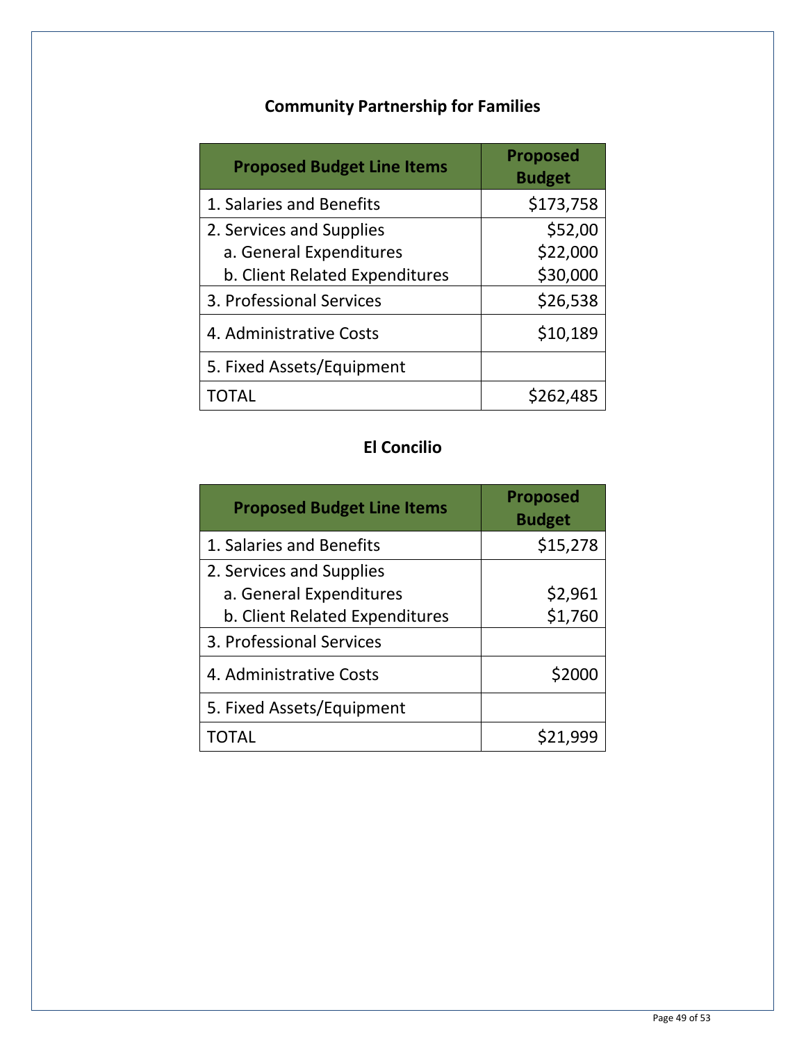## Community Partnership for Families

| Proposed Budget Line Items | Proposed Budget |
|---|---|
| 1. Salaries and Benefits | $173,758 |
| 2. Services and Supplies | $52,00 |
| a. General Expenditures | $22,000 |
| b. Client Related Expenditures | $30,000 |
| 3. Professional Services | $26,538 |
| 4. Administrative Costs | $10,189 |
| 5. Fixed Assets/Equipment | |
| TOTAL | $262,485 |

## El Concilio

| Proposed Budget Line Items | Proposed Budget |
|---|---|
| 1. Salaries and Benefits | $15,278 |
| 2. Services and Supplies | |
| a. General Expenditures | $2,961 |
| b. Client Related Expenditures | $1,760 |
| 3. Professional Services | |
| 4. Administrative Costs | $2000 |
| 5. Fixed Assets/Equipment | |
| TOTAL | $21,999 |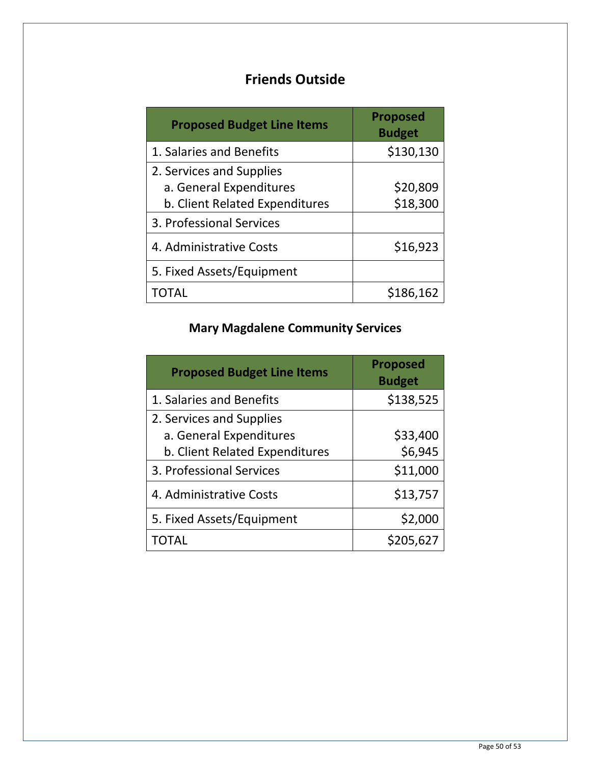## Friends Outside

| Proposed Budget Line Items | Proposed Budget |
|---|---|
| 1. Salaries and Benefits | $130,130 |
| 2. Services and Supplies<br>a. General Expenditures<br>b. Client Related Expenditures | <br>$20,809<br>$18,300 |
| 3. Professional Services | |
| 4. Administrative Costs | $16,923 |
| 5. Fixed Assets/Equipment | |
| TOTAL | $186,162 |

## Mary Magdalene Community Services

| Proposed Budget Line Items | Proposed Budget |
|---|---|
| 1. Salaries and Benefits | $138,525 |
| 2. Services and Supplies<br>a. General Expenditures<br>b. Client Related Expenditures | <br>$33,400<br>$6,945 |
| 3. Professional Services | $11,000 |
| 4. Administrative Costs | $13,757 |
| 5. Fixed Assets/Equipment | $2,000 |
| TOTAL | $205,627 |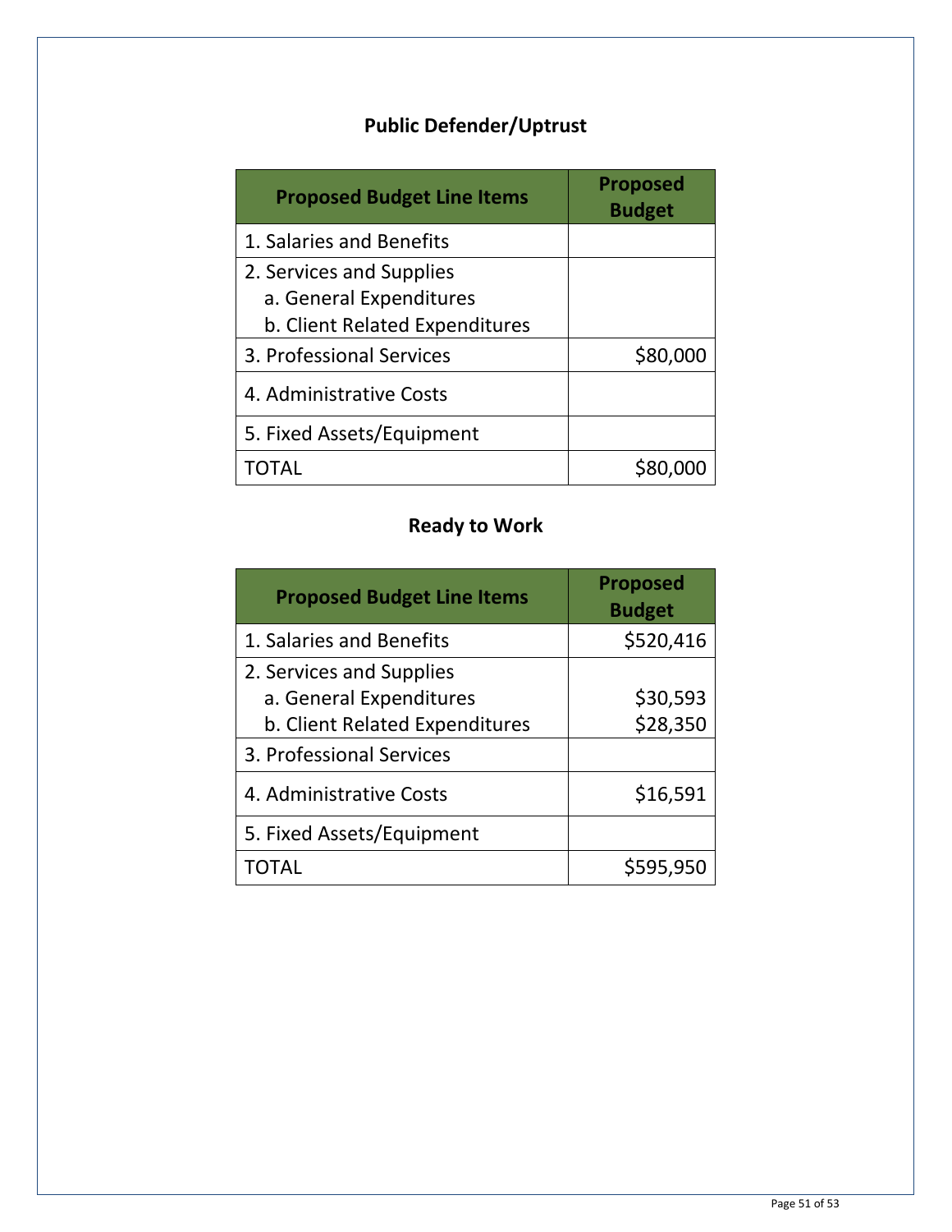## Public Defender/Uptrust

| Proposed Budget Line Items | Proposed Budget |
|---|---|
| 1. Salaries and Benefits | |
| 2. Services and Supplies<br>a. General Expenditures<br>b. Client Related Expenditures | |
| 3. Professional Services | $80,000 |
| 4. Administrative Costs | |
| 5. Fixed Assets/Equipment | |
| TOTAL | $80,000 |

## Ready to Work

| Proposed Budget Line Items | Proposed Budget |
|---|---|
| 1. Salaries and Benefits | $520,416 |
| 2. Services and Supplies<br>a. General Expenditures<br>b. Client Related Expenditures | <br>$30,593<br>$28,350 |
| 3. Professional Services | |
| 4. Administrative Costs | $16,591 |
| 5. Fixed Assets/Equipment | |
| TOTAL | $595,950 |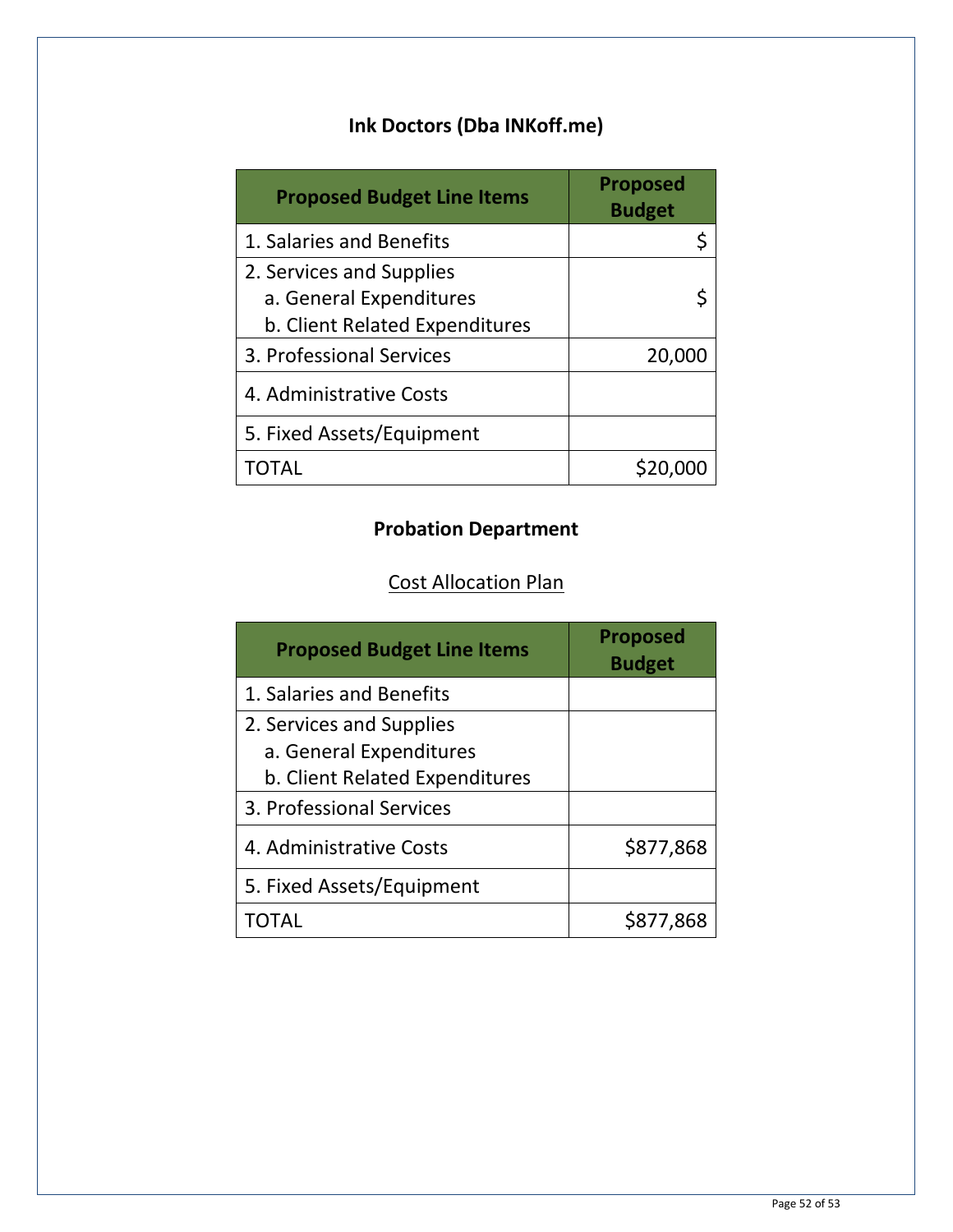## Ink Doctors (Dba INKoff.me)

| Proposed Budget Line Items | Proposed Budget |
|---|---|
| 1. Salaries and Benefits | $ |
| 2. Services and Supplies<br>a. General Expenditures<br>b. Client Related Expenditures | $ |
| 3. Professional Services | 20,000 |
| 4. Administrative Costs | |
| 5. Fixed Assets/Equipment | |
| TOTAL | $20,000 |

## Probation Department

<u>Cost Allocation Plan</u>

| Proposed Budget Line Items | Proposed Budget |
|---|---|
| 1. Salaries and Benefits | |
| 2. Services and Supplies<br>a. General Expenditures<br>b. Client Related Expenditures | |
| 3. Professional Services | |
| 4. Administrative Costs | $877,868 |
| 5. Fixed Assets/Equipment | |
| TOTAL | $877,868 |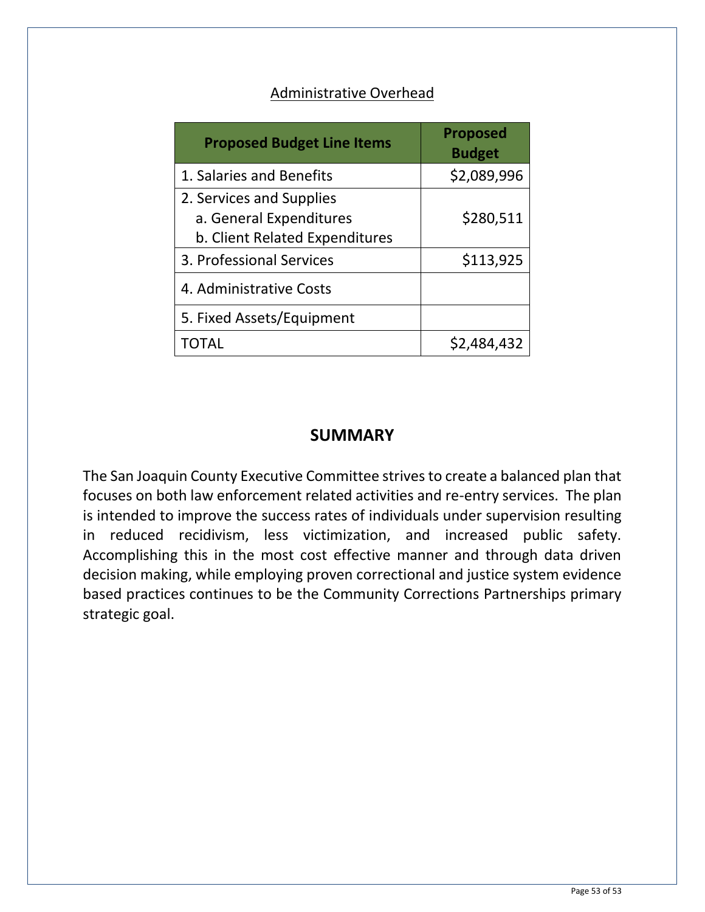<u>Administrative Overhead</u>

| Proposed Budget Line Items | Proposed Budget |
|---|---|
| 1. Salaries and Benefits | $2,089,996 |
| 2. Services and Supplies<br>a. General Expenditures<br>b. Client Related Expenditures | $280,511 |
| 3. Professional Services | $113,925 |
| 4. Administrative Costs | |
| 5. Fixed Assets/Equipment | |
| TOTAL | $2,484,432 |

## SUMMARY

The San Joaquin County Executive Committee strives to create a balanced plan that focuses on both law enforcement related activities and re-entry services. The plan is intended to improve the success rates of individuals under supervision resulting in reduced recidivism, less victimization, and increased public safety. Accomplishing this in the most cost effective manner and through data driven decision making, while employing proven correctional and justice system evidence based practices continues to be the Community Corrections Partnerships primary strategic goal.